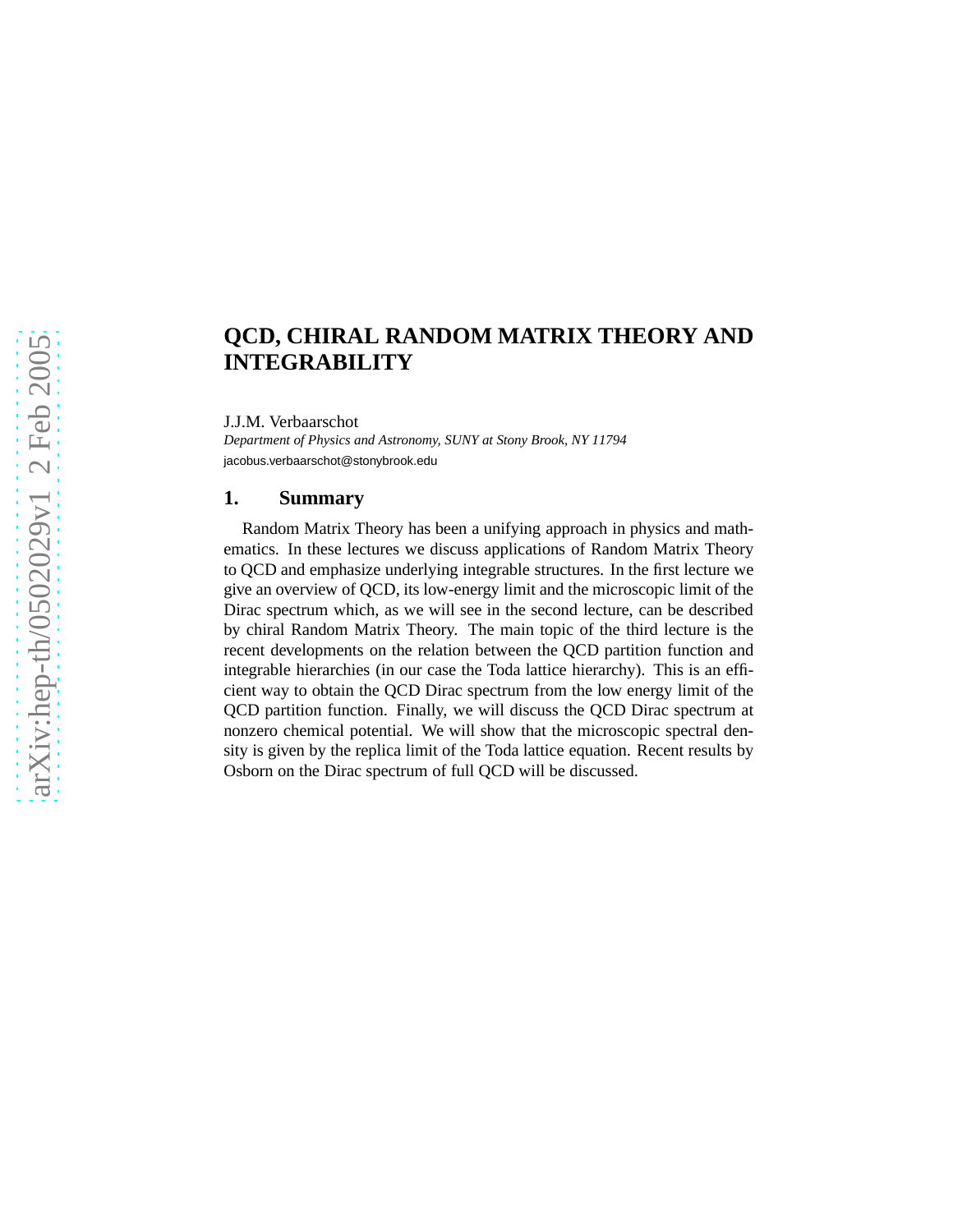# QCD, CHIRAL RANDOM MATRIX THEORY AND INTEGRABILITY

J.J.M. Verbaarschot

*Department of Physics and Astronomy, SUNY at Stony Brook, NY 11794*

jacobus.verbaarschot@stonybrook.edu

## 1. Summary

Random Matrix Theory has been a unifying approach in physics and mathematics. In these lectures we discuss applications of Random Matrix Theory to QCD and emphasize underlying integrable structures. In the first lecture we give an overview of QCD, its low-energy limit and the microscopic limit of the Dirac spectrum which, as we will see in the second lecture, can be described by chiral Random Matrix Theory. The main topic of the third lecture is the recent developments on the relation between the QCD partition function and integrable hierarchies (in our case the Toda lattice hierarchy). This is an efficient way to obtain the QCD Dirac spectrum from the low energy limit of the QCD partition function. Finally, we will discuss the QCD Dirac spectrum at nonzero chemical potential. We will show that the microscopic spectral density is given by the replica limit of the Toda lattice equation. Recent results by Osborn on the Dirac spectrum of full QCD will be discussed.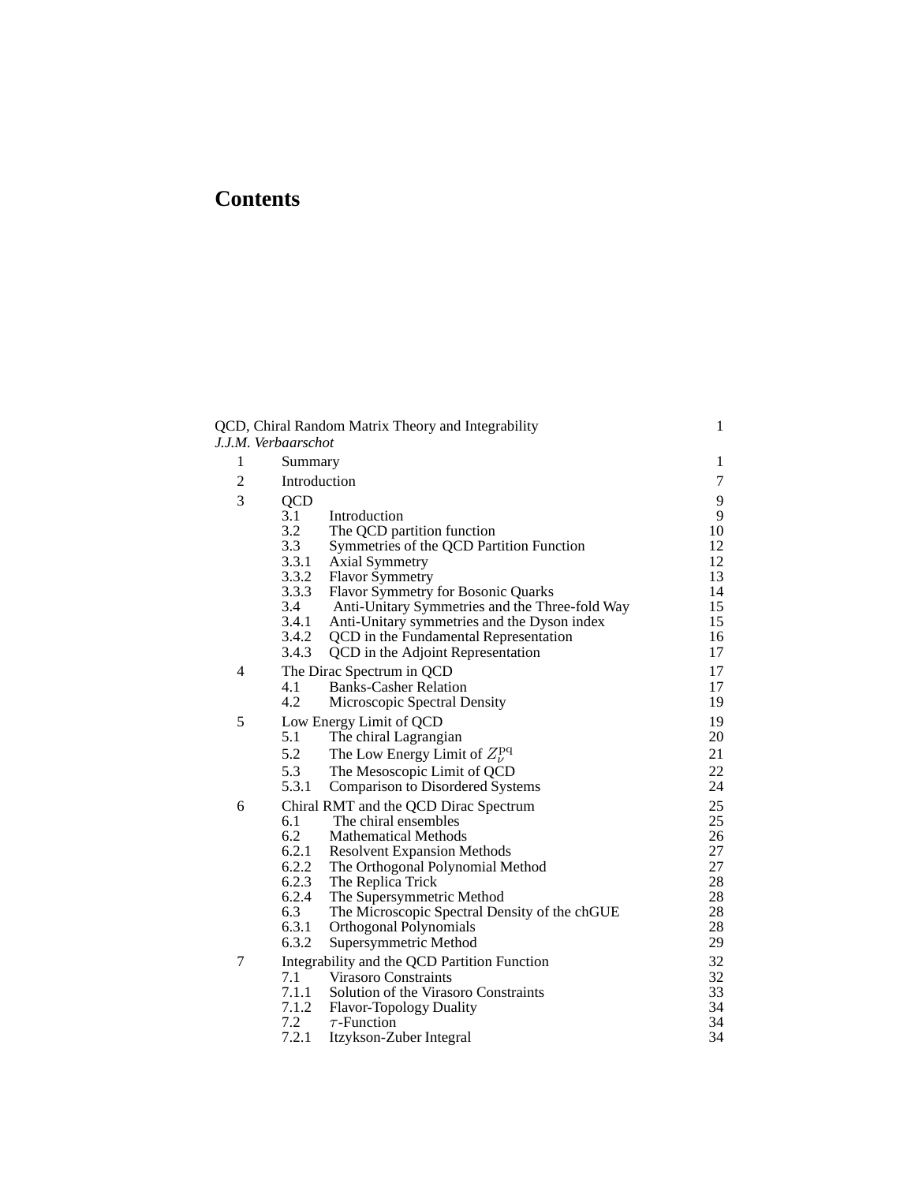# Contents

QCD, Chiral Random Matrix Theory and Integrability 1
*J.J.M. Verbaarschot*

| | | | |
|---|---|---|---|
| 1 | Summary | | 1 |
| 2 | Introduction | | 7 |
| 3 | QCD | | 9 |
| | 3.1 | Introduction | 9 |
| | 3.2 | The QCD partition function | 10 |
| | 3.3 | Symmetries of the QCD Partition Function | 12 |
| | 3.3.1 | Axial Symmetry | 12 |
| | 3.3.2 | Flavor Symmetry | 13 |
| | 3.3.3 | Flavor Symmetry for Bosonic Quarks | 14 |
| | 3.4 | Anti-Unitary Symmetries and the Three-fold Way | 15 |
| | 3.4.1 | Anti-Unitary symmetries and the Dyson index | 15 |
| | 3.4.2 | QCD in the Fundamental Representation | 16 |
| | 3.4.3 | QCD in the Adjoint Representation | 17 |
| 4 | The Dirac Spectrum in QCD | | 17 |
| | 4.1 | Banks-Casher Relation | 17 |
| | 4.2 | Microscopic Spectral Density | 19 |
| 5 | Low Energy Limit of QCD | | 19 |
| | 5.1 | The chiral Lagrangian | 20 |
| | 5.2 | The Low Energy Limit of $Z_\nu^{\rm pq}$ | 21 |
| | 5.3 | The Mesoscopic Limit of QCD | 22 |
| | 5.3.1 | Comparison to Disordered Systems | 24 |
| 6 | Chiral RMT and the QCD Dirac Spectrum | | 25 |
| | 6.1 | The chiral ensembles | 25 |
| | 6.2 | Mathematical Methods | 26 |
| | 6.2.1 | Resolvent Expansion Methods | 27 |
| | 6.2.2 | The Orthogonal Polynomial Method | 27 |
| | 6.2.3 | The Replica Trick | 28 |
| | 6.2.4 | The Supersymmetric Method | 28 |
| | 6.3 | The Microscopic Spectral Density of the chGUE | 28 |
| | 6.3.1 | Orthogonal Polynomials | 28 |
| | 6.3.2 | Supersymmetric Method | 29 |
| 7 | Integrability and the QCD Partition Function | | 32 |
| | 7.1 | Virasoro Constraints | 32 |
| | 7.1.1 | Solution of the Virasoro Constraints | 33 |
| | 7.1.2 | Flavor-Topology Duality | 34 |
| | 7.2 | $\tau$-Function | 34 |
| | 7.2.1 | Itzykson-Zuber Integral | 34 |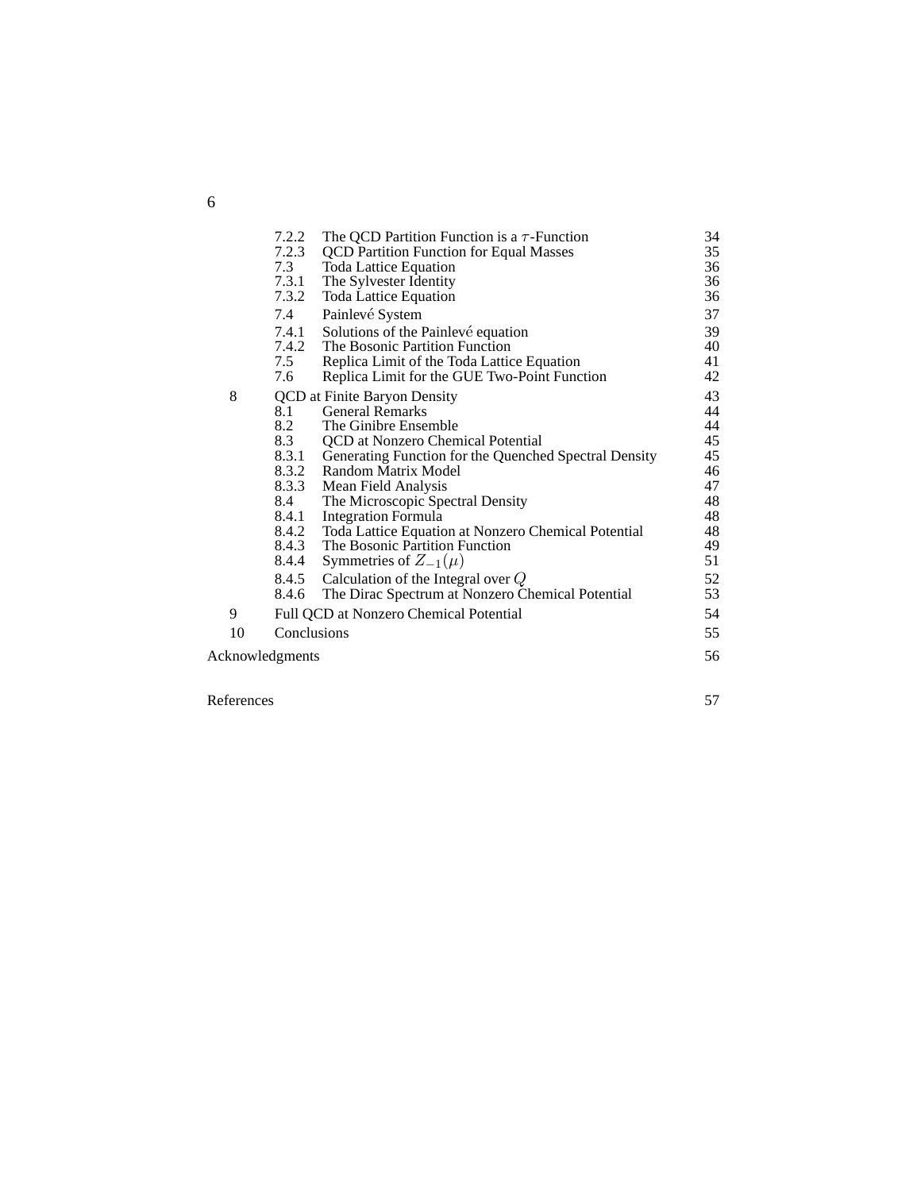| | | | |
|---|---|---|---|
| | 7.2.2 | The QCD Partition Function is a $\tau$-Function | 34 |
| | 7.2.3 | QCD Partition Function for Equal Masses | 35 |
| | 7.3 | Toda Lattice Equation | 36 |
| | 7.3.1 | The Sylvester Identity | 36 |
| | 7.3.2 | Toda Lattice Equation | 36 |
| | 7.4 | Painlevé System | 37 |
| | 7.4.1 | Solutions of the Painlevé equation | 39 |
| | 7.4.2 | The Bosonic Partition Function | 40 |
| | 7.5 | Replica Limit of the Toda Lattice Equation | 41 |
| | 7.6 | Replica Limit for the GUE Two-Point Function | 42 |
| 8 | QCD at Finite Baryon Density | | 43 |
| | 8.1 | General Remarks | 44 |
| | 8.2 | The Ginibre Ensemble | 44 |
| | 8.3 | QCD at Nonzero Chemical Potential | 45 |
| | 8.3.1 | Generating Function for the Quenched Spectral Density | 45 |
| | 8.3.2 | Random Matrix Model | 46 |
| | 8.3.3 | Mean Field Analysis | 47 |
| | 8.4 | The Microscopic Spectral Density | 48 |
| | 8.4.1 | Integration Formula | 48 |
| | 8.4.2 | Toda Lattice Equation at Nonzero Chemical Potential | 48 |
| | 8.4.3 | The Bosonic Partition Function | 49 |
| | 8.4.4 | Symmetries of $Z_{-1}(\mu)$ | 51 |
| | 8.4.5 | Calculation of the Integral over $Q$ | 52 |
| | 8.4.6 | The Dirac Spectrum at Nonzero Chemical Potential | 53 |
| 9 | Full QCD at Nonzero Chemical Potential | | 54 |
| 10 | Conclusions | | 55 |
| Acknowledgments | | | 56 |
| References | | | 57 |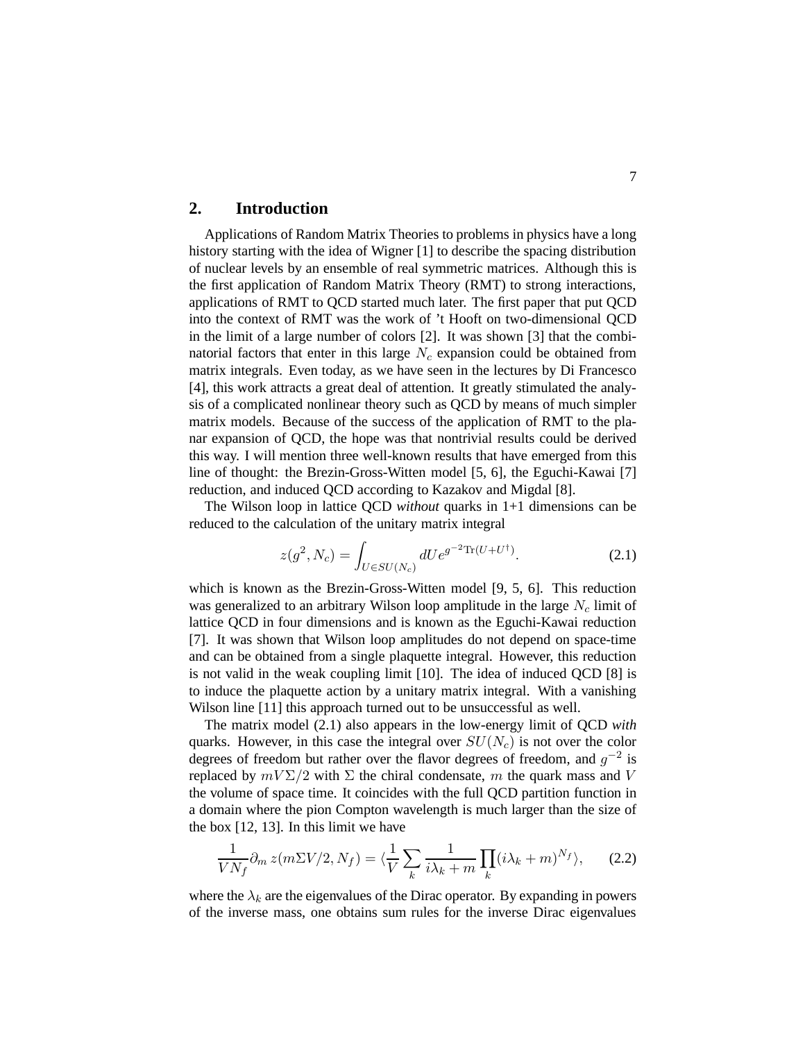## 2. Introduction

Applications of Random Matrix Theories to problems in physics have a long history starting with the idea of Wigner [1] to describe the spacing distribution of nuclear levels by an ensemble of real symmetric matrices. Although this is the first application of Random Matrix Theory (RMT) to strong interactions, applications of RMT to QCD started much later. The first paper that put QCD into the context of RMT was the work of 't Hooft on two-dimensional QCD in the limit of a large number of colors [2]. It was shown [3] that the combinatorial factors that enter in this large $N_c$ expansion could be obtained from matrix integrals. Even today, as we have seen in the lectures by Di Francesco [4], this work attracts a great deal of attention. It greatly stimulated the analysis of a complicated nonlinear theory such as QCD by means of much simpler matrix models. Because of the success of the application of RMT to the planar expansion of QCD, the hope was that nontrivial results could be derived this way. I will mention three well-known results that have emerged from this line of thought: the Brezin-Gross-Witten model [5, 6], the Eguchi-Kawai [7] reduction, and induced QCD according to Kazakov and Migdal [8].

The Wilson loop in lattice QCD *without* quarks in 1+1 dimensions can be reduced to the calculation of the unitary matrix integral

$$z(g^2, N_c) = \int_{U \in SU(N_c)} dU e^{g^{-2}\mathrm{Tr}(U+U^\dagger)}. \tag{2.1}$$

which is known as the Brezin-Gross-Witten model [9, 5, 6]. This reduction was generalized to an arbitrary Wilson loop amplitude in the large $N_c$ limit of lattice QCD in four dimensions and is known as the Eguchi-Kawai reduction [7]. It was shown that Wilson loop amplitudes do not depend on space-time and can be obtained from a single plaquette integral. However, this reduction is not valid in the weak coupling limit [10]. The idea of induced QCD [8] is to induce the plaquette action by a unitary matrix integral. With a vanishing Wilson line [11] this approach turned out to be unsuccessful as well.

The matrix model (2.1) also appears in the low-energy limit of QCD *with* quarks. However, in this case the integral over $SU(N_c)$ is not over the color degrees of freedom but rather over the flavor degrees of freedom, and $g^{-2}$ is replaced by $mV\Sigma/2$ with $\Sigma$ the chiral condensate, $m$ the quark mass and $V$ the volume of space time. It coincides with the full QCD partition function in a domain where the pion Compton wavelength is much larger than the size of the box [12, 13]. In this limit we have

$$\frac{1}{VN_f}\partial_m\, z(m\Sigma V/2, N_f) = \langle \frac{1}{V}\sum_k \frac{1}{i\lambda_k + m}\prod_k (i\lambda_k + m)^{N_f}\rangle, \tag{2.2}$$

where the $\lambda_k$ are the eigenvalues of the Dirac operator. By expanding in powers of the inverse mass, one obtains sum rules for the inverse Dirac eigenvalues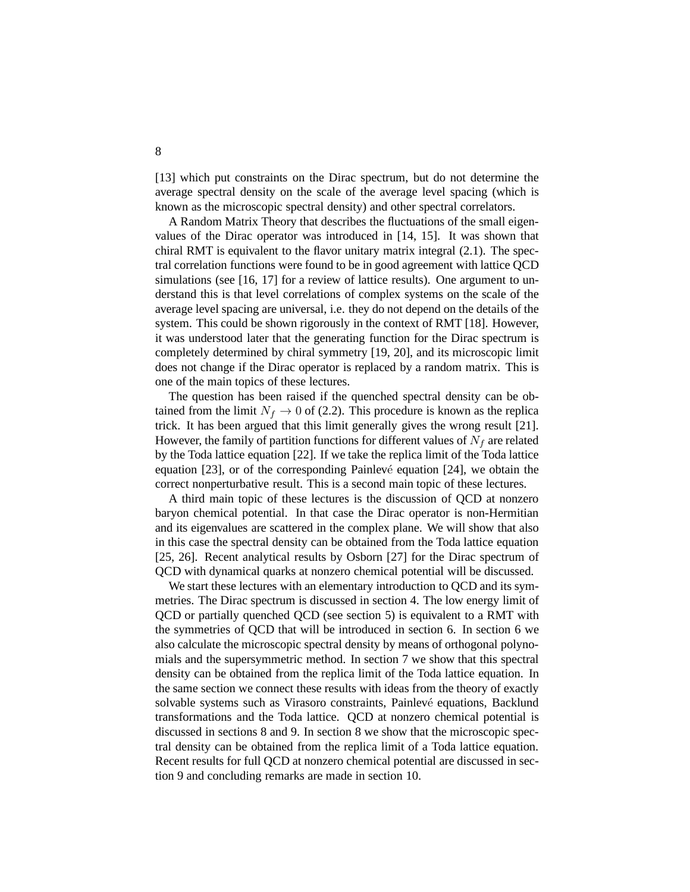[13] which put constraints on the Dirac spectrum, but do not determine the average spectral density on the scale of the average level spacing (which is known as the microscopic spectral density) and other spectral correlators.

A Random Matrix Theory that describes the fluctuations of the small eigenvalues of the Dirac operator was introduced in [14, 15]. It was shown that chiral RMT is equivalent to the flavor unitary matrix integral (2.1). The spectral correlation functions were found to be in good agreement with lattice QCD simulations (see [16, 17] for a review of lattice results). One argument to understand this is that level correlations of complex systems on the scale of the average level spacing are universal, i.e. they do not depend on the details of the system. This could be shown rigorously in the context of RMT [18]. However, it was understood later that the generating function for the Dirac spectrum is completely determined by chiral symmetry [19, 20], and its microscopic limit does not change if the Dirac operator is replaced by a random matrix. This is one of the main topics of these lectures.

The question has been raised if the quenched spectral density can be obtained from the limit $N_f \to 0$ of (2.2). This procedure is known as the replica trick. It has been argued that this limit generally gives the wrong result [21]. However, the family of partition functions for different values of $N_f$ are related by the Toda lattice equation [22]. If we take the replica limit of the Toda lattice equation [23], or of the corresponding Painlevé equation [24], we obtain the correct nonperturbative result. This is a second main topic of these lectures.

A third main topic of these lectures is the discussion of QCD at nonzero baryon chemical potential. In that case the Dirac operator is non-Hermitian and its eigenvalues are scattered in the complex plane. We will show that also in this case the spectral density can be obtained from the Toda lattice equation [25, 26]. Recent analytical results by Osborn [27] for the Dirac spectrum of QCD with dynamical quarks at nonzero chemical potential will be discussed.

We start these lectures with an elementary introduction to QCD and its symmetries. The Dirac spectrum is discussed in section 4. The low energy limit of QCD or partially quenched QCD (see section 5) is equivalent to a RMT with the symmetries of QCD that will be introduced in section 6. In section 6 we also calculate the microscopic spectral density by means of orthogonal polynomials and the supersymmetric method. In section 7 we show that this spectral density can be obtained from the replica limit of the Toda lattice equation. In the same section we connect these results with ideas from the theory of exactly solvable systems such as Virasoro constraints, Painlevé equations, Backlund transformations and the Toda lattice. QCD at nonzero chemical potential is discussed in sections 8 and 9. In section 8 we show that the microscopic spectral density can be obtained from the replica limit of a Toda lattice equation. Recent results for full QCD at nonzero chemical potential are discussed in section 9 and concluding remarks are made in section 10.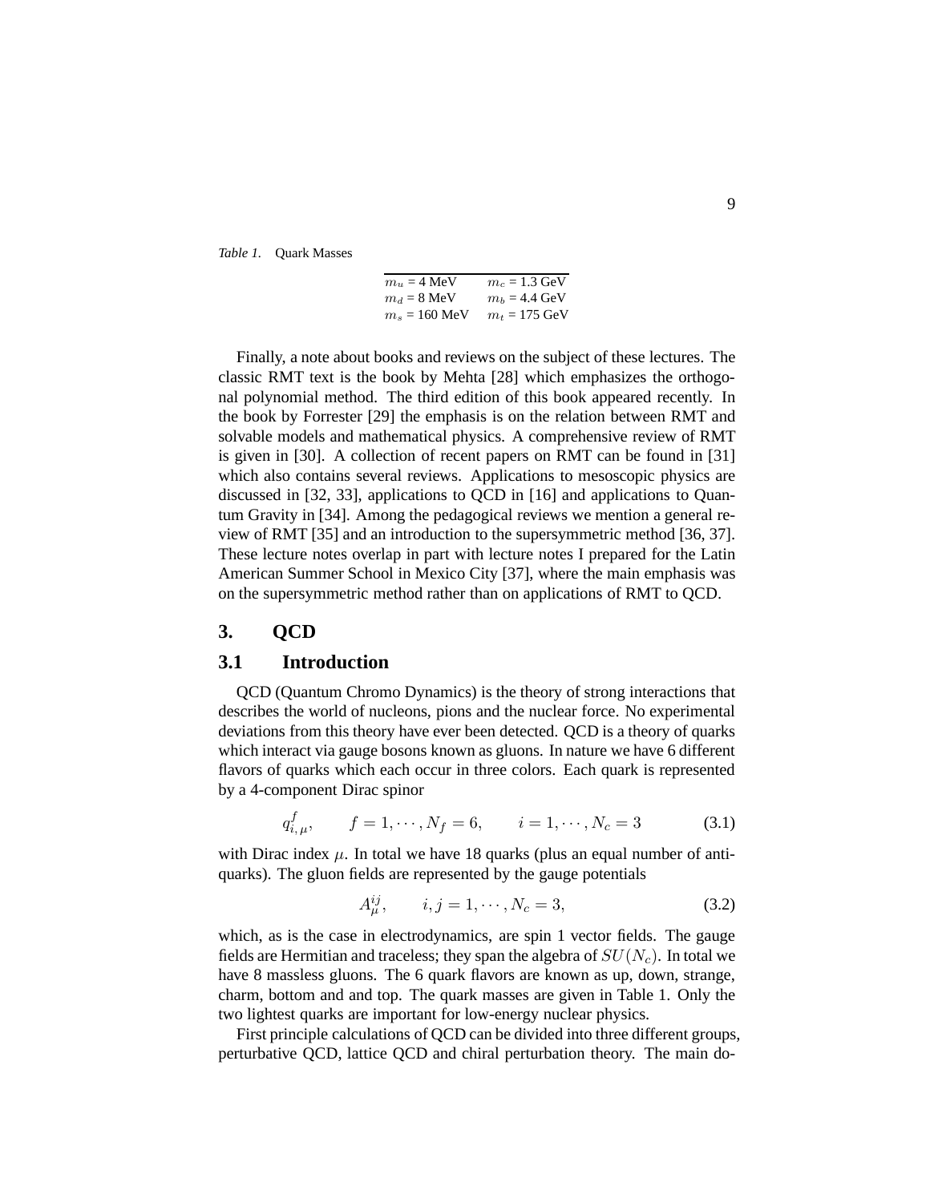*Table 1.* Quark Masses

| | |
|---|---|
| $m_u$ = 4 MeV | $m_c$ = 1.3 GeV |
| $m_d$ = 8 MeV | $m_b$ = 4.4 GeV |
| $m_s$ = 160 MeV | $m_t$ = 175 GeV |

Finally, a note about books and reviews on the subject of these lectures. The classic RMT text is the book by Mehta [28] which emphasizes the orthogonal polynomial method. The third edition of this book appeared recently. In the book by Forrester [29] the emphasis is on the relation between RMT and solvable models and mathematical physics. A comprehensive review of RMT is given in [30]. A collection of recent papers on RMT can be found in [31] which also contains several reviews. Applications to mesoscopic physics are discussed in [32, 33], applications to QCD in [16] and applications to Quantum Gravity in [34]. Among the pedagogical reviews we mention a general review of RMT [35] and an introduction to the supersymmetric method [36, 37]. These lecture notes overlap in part with lecture notes I prepared for the Latin American Summer School in Mexico City [37], where the main emphasis was on the supersymmetric method rather than on applications of RMT to QCD.

# 3. QCD

## 3.1 Introduction

QCD (Quantum Chromo Dynamics) is the theory of strong interactions that describes the world of nucleons, pions and the nuclear force. No experimental deviations from this theory have ever been detected. QCD is a theory of quarks which interact via gauge bosons known as gluons. In nature we have 6 different flavors of quarks which each occur in three colors. Each quark is represented by a 4-component Dirac spinor

$$q^f_{i,\,\mu}, \qquad f = 1, \cdots, N_f = 6, \qquad i = 1, \cdots, N_c = 3 \tag{3.1}$$

with Dirac index $\mu$. In total we have 18 quarks (plus an equal number of anti-quarks). The gluon fields are represented by the gauge potentials

$$A^{ij}_\mu, \qquad i, j = 1, \cdots, N_c = 3, \tag{3.2}$$

which, as is the case in electrodynamics, are spin 1 vector fields. The gauge fields are Hermitian and traceless; they span the algebra of $SU(N_c)$. In total we have 8 massless gluons. The 6 quark flavors are known as up, down, strange, charm, bottom and and top. The quark masses are given in Table 1. Only the two lightest quarks are important for low-energy nuclear physics.

First principle calculations of QCD can be divided into three different groups, perturbative QCD, lattice QCD and chiral perturbation theory. The main do-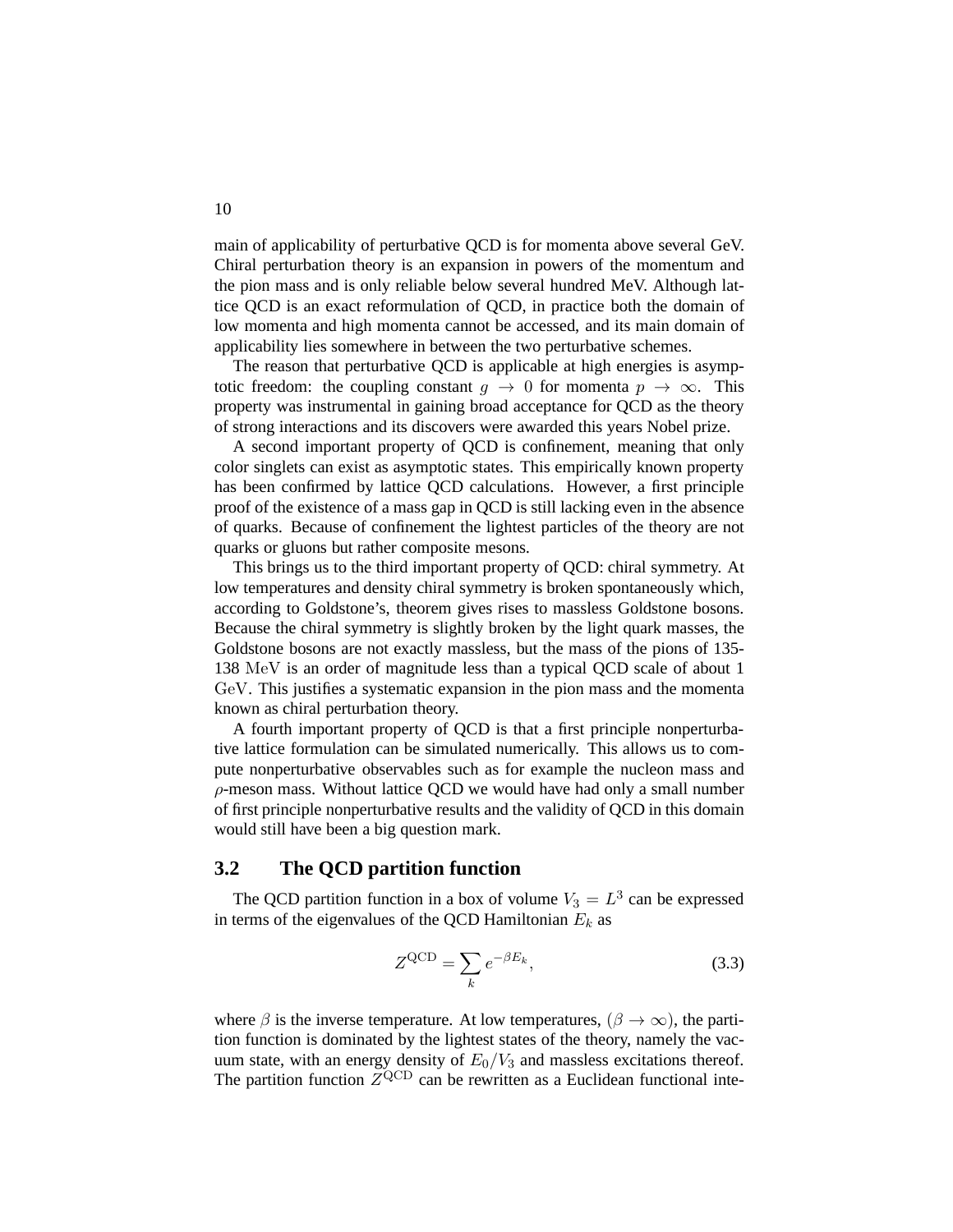main of applicability of perturbative QCD is for momenta above several GeV. Chiral perturbation theory is an expansion in powers of the momentum and the pion mass and is only reliable below several hundred MeV. Although lattice QCD is an exact reformulation of QCD, in practice both the domain of low momenta and high momenta cannot be accessed, and its main domain of applicability lies somewhere in between the two perturbative schemes.

The reason that perturbative QCD is applicable at high energies is asymptotic freedom: the coupling constant $g \to 0$ for momenta $p \to \infty$. This property was instrumental in gaining broad acceptance for QCD as the theory of strong interactions and its discovers were awarded this years Nobel prize.

A second important property of QCD is confinement, meaning that only color singlets can exist as asymptotic states. This empirically known property has been confirmed by lattice QCD calculations. However, a first principle proof of the existence of a mass gap in QCD is still lacking even in the absence of quarks. Because of confinement the lightest particles of the theory are not quarks or gluons but rather composite mesons.

This brings us to the third important property of QCD: chiral symmetry. At low temperatures and density chiral symmetry is broken spontaneously which, according to Goldstone's, theorem gives rises to massless Goldstone bosons. Because the chiral symmetry is slightly broken by the light quark masses, the Goldstone bosons are not exactly massless, but the mass of the pions of 135-138 $\mathrm{MeV}$ is an order of magnitude less than a typical QCD scale of about 1 $\mathrm{GeV}$. This justifies a systematic expansion in the pion mass and the momenta known as chiral perturbation theory.

A fourth important property of QCD is that a first principle nonperturbative lattice formulation can be simulated numerically. This allows us to compute nonperturbative observables such as for example the nucleon mass and $\rho$-meson mass. Without lattice QCD we would have had only a small number of first principle nonperturbative results and the validity of QCD in this domain would still have been a big question mark.

## 3.2 The QCD partition function

The QCD partition function in a box of volume $V_3 = L^3$ can be expressed in terms of the eigenvalues of the QCD Hamiltonian $E_k$ as

$$Z^{\mathrm{QCD}} = \sum_k e^{-\beta E_k}, \tag{3.3}$$

where $\beta$ is the inverse temperature. At low temperatures, ($\beta \to \infty$), the partition function is dominated by the lightest states of the theory, namely the vacuum state, with an energy density of $E_0/V_3$ and massless excitations thereof. The partition function $Z^{\mathrm{QCD}}$ can be rewritten as a Euclidean functional inte-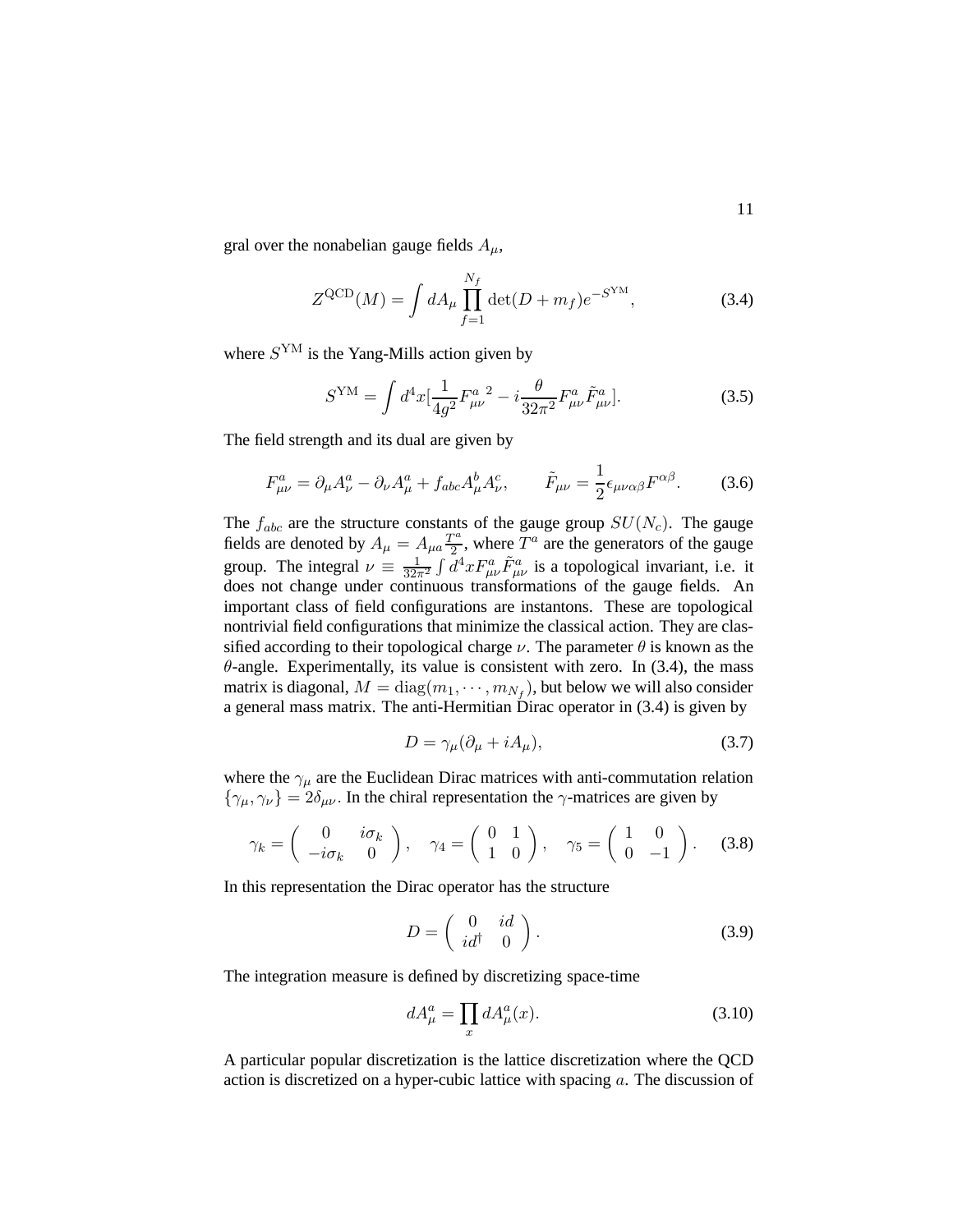gral over the nonabelian gauge fields $A_\mu$,

$$Z^{\rm QCD}(M) = \int dA_\mu \prod_{f=1}^{N_f} \det(D + m_f) e^{-S^{\rm YM}}, \tag{3.4}$$

where $S^{\rm YM}$ is the Yang-Mills action given by

$$S^{\rm YM} = \int d^4x [\frac{1}{4g^2} {F_{\mu\nu}^a}^2 - i\frac{\theta}{32\pi^2} F_{\mu\nu}^a \tilde{F}_{\mu\nu}^a]. \tag{3.5}$$

The field strength and its dual are given by

$$F_{\mu\nu}^a = \partial_\mu A_\nu^a - \partial_\nu A_\mu^a + f_{abc} A_\mu^b A_\nu^c, \qquad \tilde{F}_{\mu\nu} = \frac{1}{2}\epsilon_{\mu\nu\alpha\beta} F^{\alpha\beta}. \tag{3.6}$$

The $f_{abc}$ are the structure constants of the gauge group $SU(N_c)$. The gauge fields are denoted by $A_\mu = A_{\mu a}\frac{T^a}{2}$, where $T^a$ are the generators of the gauge group. The integral $\nu \equiv \frac{1}{32\pi^2}\int d^4x F_{\mu\nu}^a \tilde{F}_{\mu\nu}^a$ is a topological invariant, i.e. it does not change under continuous transformations of the gauge fields. An important class of field configurations are instantons. These are topological nontrivial field configurations that minimize the classical action. They are classified according to their topological charge $\nu$. The parameter $\theta$ is known as the $\theta$-angle. Experimentally, its value is consistent with zero. In (3.4), the mass matrix is diagonal, $M = {\rm diag}(m_1, \cdots, m_{N_f})$, but below we will also consider a general mass matrix. The anti-Hermitian Dirac operator in (3.4) is given by

$$D = \gamma_\mu(\partial_\mu + iA_\mu), \tag{3.7}$$

where the $\gamma_\mu$ are the Euclidean Dirac matrices with anti-commutation relation $\{\gamma_\mu, \gamma_\nu\} = 2\delta_{\mu\nu}$. In the chiral representation the $\gamma$-matrices are given by

$$\gamma_k = \begin{pmatrix} 0 & i\sigma_k \\ -i\sigma_k & 0 \end{pmatrix}, \quad \gamma_4 = \begin{pmatrix} 0 & 1 \\ 1 & 0 \end{pmatrix}, \quad \gamma_5 = \begin{pmatrix} 1 & 0 \\ 0 & -1 \end{pmatrix}. \tag{3.8}$$

In this representation the Dirac operator has the structure

$$D = \begin{pmatrix} 0 & id \\ id^\dagger & 0 \end{pmatrix}. \tag{3.9}$$

The integration measure is defined by discretizing space-time

$$dA_\mu^a = \prod_x dA_\mu^a(x). \tag{3.10}$$

A particular popular discretization is the lattice discretization where the QCD action is discretized on a hyper-cubic lattice with spacing $a$. The discussion of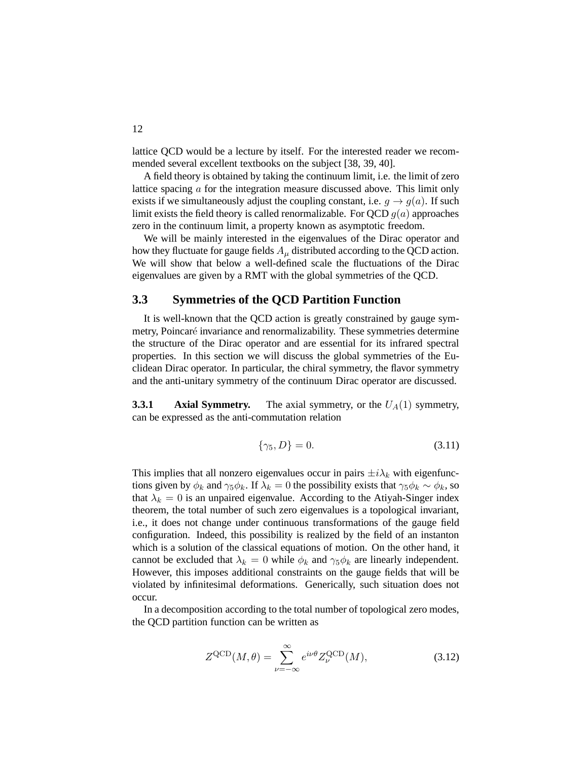lattice QCD would be a lecture by itself. For the interested reader we recommended several excellent textbooks on the subject [38, 39, 40].

A field theory is obtained by taking the continuum limit, i.e. the limit of zero lattice spacing $a$ for the integration measure discussed above. This limit only exists if we simultaneously adjust the coupling constant, i.e. $g \to g(a)$. If such limit exists the field theory is called renormalizable. For QCD $g(a)$ approaches zero in the continuum limit, a property known as asymptotic freedom.

We will be mainly interested in the eigenvalues of the Dirac operator and how they fluctuate for gauge fields $A_\mu$ distributed according to the QCD action. We will show that below a well-defined scale the fluctuations of the Dirac eigenvalues are given by a RMT with the global symmetries of the QCD.

## 3.3 Symmetries of the QCD Partition Function

It is well-known that the QCD action is greatly constrained by gauge symmetry, Poincaré invariance and renormalizability. These symmetries determine the structure of the Dirac operator and are essential for its infrared spectral properties. In this section we will discuss the global symmetries of the Euclidean Dirac operator. In particular, the chiral symmetry, the flavor symmetry and the anti-unitary symmetry of the continuum Dirac operator are discussed.

**3.3.1 Axial Symmetry.** The axial symmetry, or the $U_A(1)$ symmetry, can be expressed as the anti-commutation relation

$$\{\gamma_5, D\} = 0. \tag{3.11}$$

This implies that all nonzero eigenvalues occur in pairs $\pm i\lambda_k$ with eigenfunctions given by $\phi_k$ and $\gamma_5\phi_k$. If $\lambda_k = 0$ the possibility exists that $\gamma_5\phi_k \sim \phi_k$, so that $\lambda_k = 0$ is an unpaired eigenvalue. According to the Atiyah-Singer index theorem, the total number of such zero eigenvalues is a topological invariant, i.e., it does not change under continuous transformations of the gauge field configuration. Indeed, this possibility is realized by the field of an instanton which is a solution of the classical equations of motion. On the other hand, it cannot be excluded that $\lambda_k = 0$ while $\phi_k$ and $\gamma_5\phi_k$ are linearly independent. However, this imposes additional constraints on the gauge fields that will be violated by infinitesimal deformations. Generically, such situation does not occur.

In a decomposition according to the total number of topological zero modes, the QCD partition function can be written as

$$Z^{\rm QCD}(M, \theta) = \sum_{\nu=-\infty}^{\infty} e^{i\nu\theta} Z_\nu^{\rm QCD}(M), \tag{3.12}$$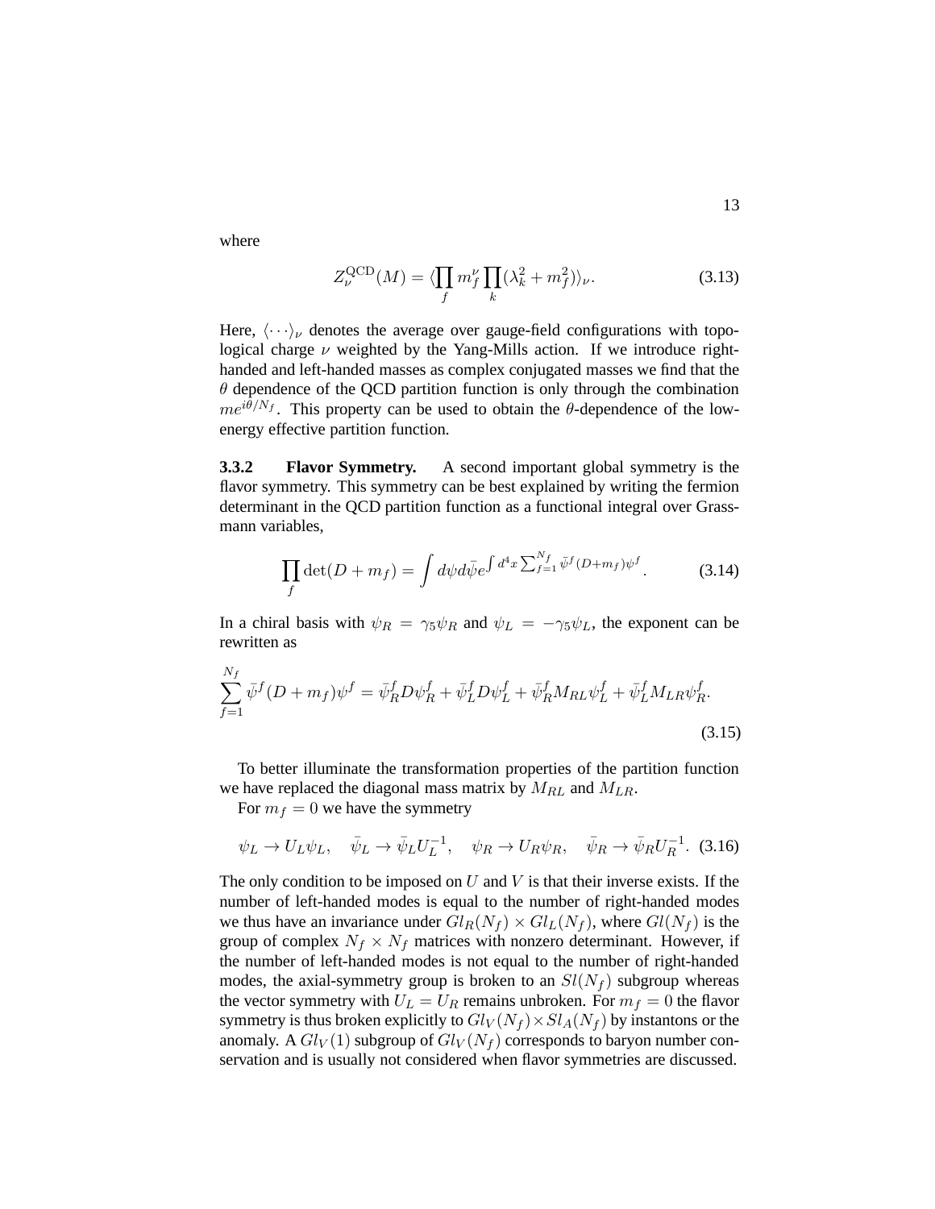where

$$Z_\nu^{\rm QCD}(M) = \langle \prod_f m_f^\nu \prod_k (\lambda_k^2 + m_f^2) \rangle_\nu. \tag{3.13}$$

Here, $\langle \cdots \rangle_\nu$ denotes the average over gauge-field configurations with topological charge $\nu$ weighted by the Yang-Mills action. If we introduce right-handed and left-handed masses as complex conjugated masses we find that the $\theta$ dependence of the QCD partition function is only through the combination $me^{i\theta/N_f}$. This property can be used to obtain the $\theta$-dependence of the low-energy effective partition function.

**3.3.2 Flavor Symmetry.** A second important global symmetry is the flavor symmetry. This symmetry can be best explained by writing the fermion determinant in the QCD partition function as a functional integral over Grassmann variables,

$$\prod_f \det(D + m_f) = \int d\psi d\bar\psi e^{\int d^4x \sum_{f=1}^{N_f} \bar\psi^f (D+m_f)\psi^f}. \tag{3.14}$$

In a chiral basis with $\psi_R = \gamma_5 \psi_R$ and $\psi_L = -\gamma_5 \psi_L$, the exponent can be rewritten as

$$\sum_{f=1}^{N_f} \bar\psi^f (D + m_f)\psi^f = \bar\psi_R^f D \psi_R^f + \bar\psi_L^f D \psi_L^f + \bar\psi_R^f M_{RL} \psi_L^f + \bar\psi_L^f M_{LR} \psi_R^f. \tag{3.15}$$

To better illuminate the transformation properties of the partition function we have replaced the diagonal mass matrix by $M_{RL}$ and $M_{LR}$.

For $m_f = 0$ we have the symmetry

$$\psi_L \to U_L \psi_L, \quad \bar\psi_L \to \bar\psi_L U_L^{-1}, \quad \psi_R \to U_R \psi_R, \quad \bar\psi_R \to \bar\psi_R U_R^{-1}. \tag{3.16}$$

The only condition to be imposed on $U$ and $V$ is that their inverse exists. If the number of left-handed modes is equal to the number of right-handed modes we thus have an invariance under $Gl_R(N_f) \times Gl_L(N_f)$, where $Gl(N_f)$ is the group of complex $N_f \times N_f$ matrices with nonzero determinant. However, if the number of left-handed modes is not equal to the number of right-handed modes, the axial-symmetry group is broken to an $Sl(N_f)$ subgroup whereas the vector symmetry with $U_L = U_R$ remains unbroken. For $m_f = 0$ the flavor symmetry is thus broken explicitly to $Gl_V(N_f) \times Sl_A(N_f)$ by instantons or the anomaly. A $Gl_V(1)$ subgroup of $Gl_V(N_f)$ corresponds to baryon number conservation and is usually not considered when flavor symmetries are discussed.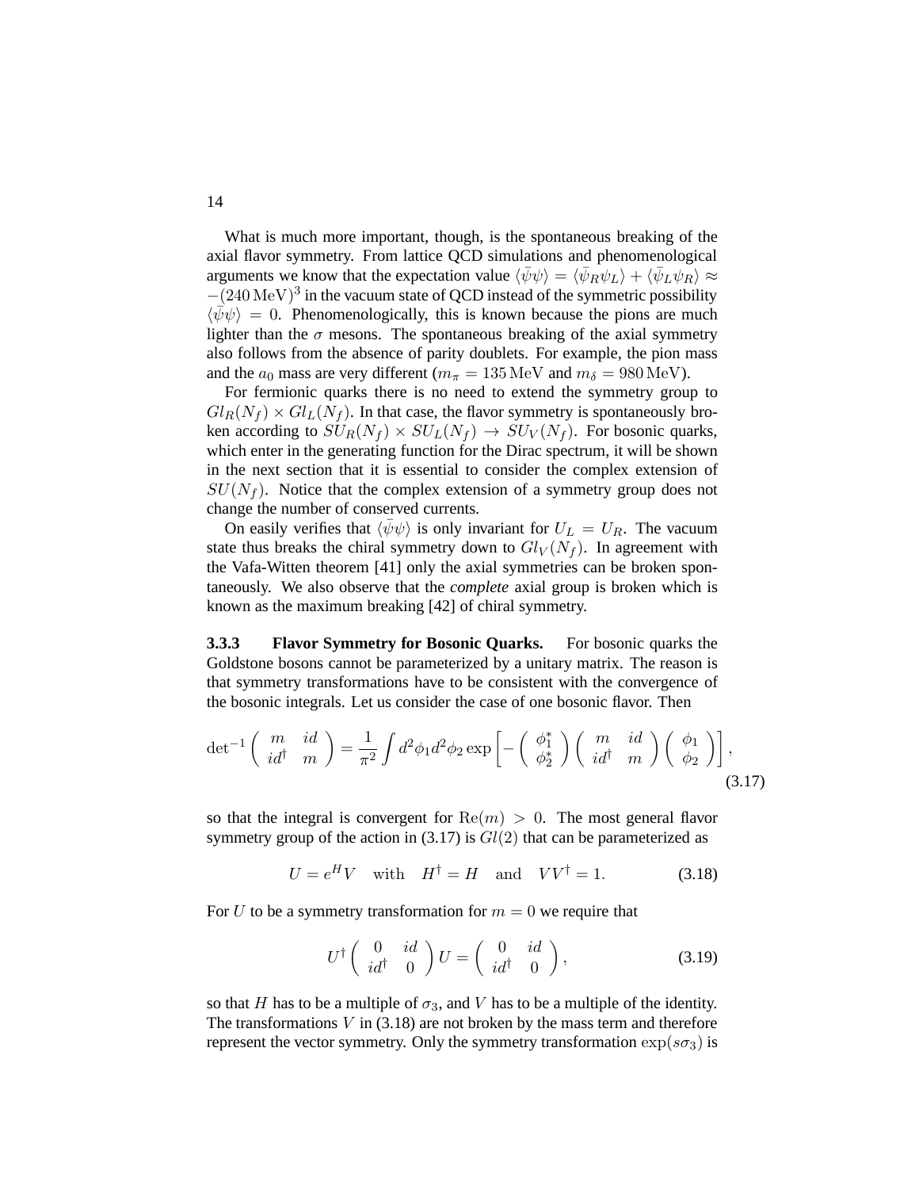What is much more important, though, is the spontaneous breaking of the axial flavor symmetry. From lattice QCD simulations and phenomenological arguments we know that the expectation value $\langle \bar{\psi}\psi \rangle = \langle \bar{\psi}_R \psi_L \rangle + \langle \bar{\psi}_L \psi_R \rangle \approx -(240\,\mathrm{MeV})^3$ in the vacuum state of QCD instead of the symmetric possibility $\langle \bar{\psi}\psi \rangle = 0$. Phenomenologically, this is known because the pions are much lighter than the $\sigma$ mesons. The spontaneous breaking of the axial symmetry also follows from the absence of parity doublets. For example, the pion mass and the $a_0$ mass are very different ($m_\pi = 135\,\mathrm{MeV}$ and $m_\delta = 980\,\mathrm{MeV}$).

For fermionic quarks there is no need to extend the symmetry group to $Gl_R(N_f) \times Gl_L(N_f)$. In that case, the flavor symmetry is spontaneously broken according to $SU_R(N_f) \times SU_L(N_f) \to SU_V(N_f)$. For bosonic quarks, which enter in the generating function for the Dirac spectrum, it will be shown in the next section that it is essential to consider the complex extension of $SU(N_f)$. Notice that the complex extension of a symmetry group does not change the number of conserved currents.

On easily verifies that $\langle \bar{\psi}\psi \rangle$ is only invariant for $U_L = U_R$. The vacuum state thus breaks the chiral symmetry down to $Gl_V(N_f)$. In agreement with the Vafa-Witten theorem [41] only the axial symmetries can be broken spontaneously. We also observe that the *complete* axial group is broken which is known as the maximum breaking [42] of chiral symmetry.

### 3.3.3 Flavor Symmetry for Bosonic Quarks.

For bosonic quarks the Goldstone bosons cannot be parameterized by a unitary matrix. The reason is that symmetry transformations have to be consistent with the convergence of the bosonic integrals. Let us consider the case of one bosonic flavor. Then

$$\det{}^{-1}\begin{pmatrix} m & id \\ id^\dagger & m \end{pmatrix} = \frac{1}{\pi^2}\int d^2\phi_1 d^2\phi_2 \exp\left[ -\begin{pmatrix} \phi_1^* \\ \phi_2^* \end{pmatrix} \begin{pmatrix} m & id \\ id^\dagger & m \end{pmatrix} \begin{pmatrix} \phi_1 \\ \phi_2 \end{pmatrix} \right], \tag{3.17}$$

so that the integral is convergent for $\mathrm{Re}(m) > 0$. The most general flavor symmetry group of the action in (3.17) is $Gl(2)$ that can be parameterized as

$$U = e^H V \quad \text{with} \quad H^\dagger = H \quad \text{and} \quad VV^\dagger = 1. \tag{3.18}$$

For $U$ to be a symmetry transformation for $m = 0$ we require that

$$U^\dagger \begin{pmatrix} 0 & id \\ id^\dagger & 0 \end{pmatrix} U = \begin{pmatrix} 0 & id \\ id^\dagger & 0 \end{pmatrix}, \tag{3.19}$$

so that $H$ has to be a multiple of $\sigma_3$, and $V$ has to be a multiple of the identity. The transformations $V$ in (3.18) are not broken by the mass term and therefore represent the vector symmetry. Only the symmetry transformation $\exp(s\sigma_3)$ is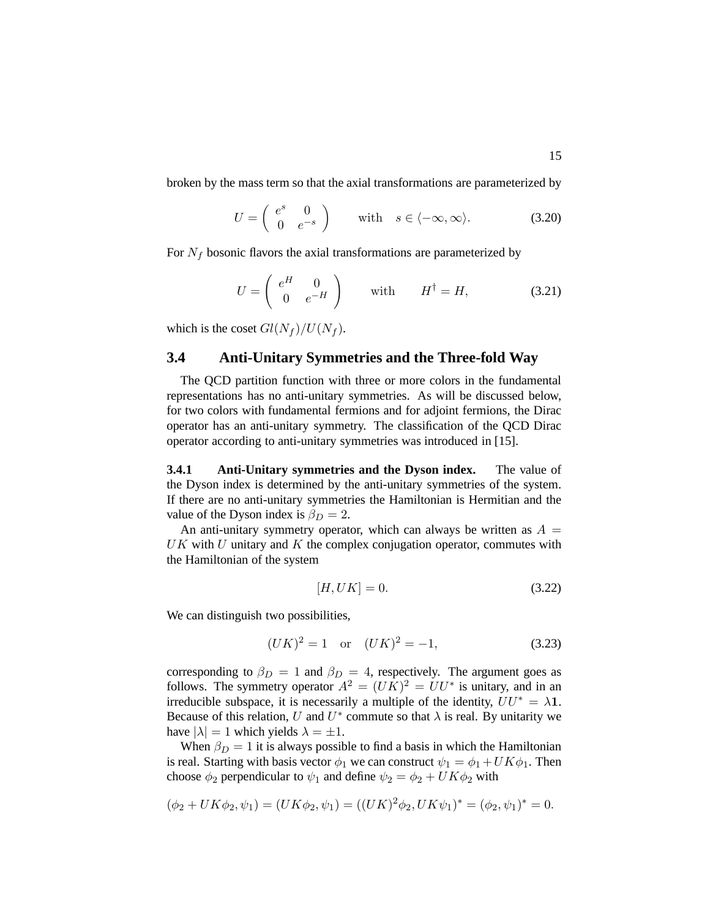broken by the mass term so that the axial transformations are parameterized by

$$U = \begin{pmatrix} e^s & 0 \\ 0 & e^{-s} \end{pmatrix} \qquad \text{with} \quad s \in \langle -\infty, \infty \rangle. \tag{3.20}$$

For $N_f$ bosonic flavors the axial transformations are parameterized by

$$U = \begin{pmatrix} e^H & 0 \\ 0 & e^{-H} \end{pmatrix} \qquad \text{with} \qquad H^\dagger = H, \tag{3.21}$$

which is the coset $Gl(N_f)/U(N_f)$.

## 3.4 Anti-Unitary Symmetries and the Three-fold Way

The QCD partition function with three or more colors in the fundamental representations has no anti-unitary symmetries. As will be discussed below, for two colors with fundamental fermions and for adjoint fermions, the Dirac operator has an anti-unitary symmetry. The classification of the QCD Dirac operator according to anti-unitary symmetries was introduced in [15].

**3.4.1 Anti-Unitary symmetries and the Dyson index.** The value of the Dyson index is determined by the anti-unitary symmetries of the system. If there are no anti-unitary symmetries the Hamiltonian is Hermitian and the value of the Dyson index is $\beta_D = 2$.

An anti-unitary symmetry operator, which can always be written as $A = UK$ with $U$ unitary and $K$ the complex conjugation operator, commutes with the Hamiltonian of the system

$$[H, UK] = 0. \tag{3.22}$$

We can distinguish two possibilities,

$$(UK)^2 = 1 \quad \text{or} \quad (UK)^2 = -1, \tag{3.23}$$

corresponding to $\beta_D = 1$ and $\beta_D = 4$, respectively. The argument goes as follows. The symmetry operator $A^2 = (UK)^2 = UU^*$ is unitary, and in an irreducible subspace, it is necessarily a multiple of the identity, $UU^* = \lambda \mathbf{1}$. Because of this relation, $U$ and $U^*$ commute so that $\lambda$ is real. By unitarity we have $|\lambda| = 1$ which yields $\lambda = \pm 1$.

When $\beta_D = 1$ it is always possible to find a basis in which the Hamiltonian is real. Starting with basis vector $\phi_1$ we can construct $\psi_1 = \phi_1 + UK\phi_1$. Then choose $\phi_2$ perpendicular to $\psi_1$ and define $\psi_2 = \phi_2 + UK\phi_2$ with

$$(\phi_2 + UK\phi_2, \psi_1) = (UK\phi_2, \psi_1) = ((UK)^2\phi_2, UK\psi_1)^* = (\phi_2, \psi_1)^* = 0.$$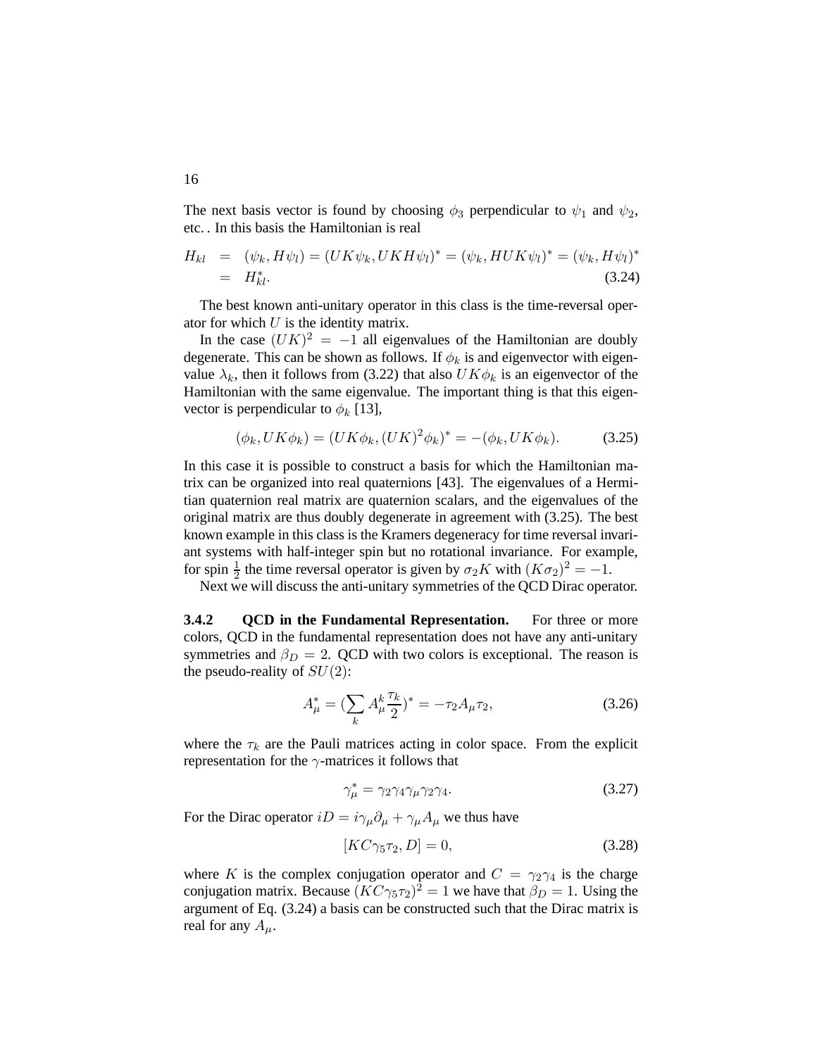The next basis vector is found by choosing $\phi_3$ perpendicular to $\psi_1$ and $\psi_2$, etc. . In this basis the Hamiltonian is real

$$
\begin{aligned}
H_{kl} &= (\psi_k, H\psi_l) = (UK\psi_k, UKH\psi_l)^* = (\psi_k, HUK\psi_l)^* = (\psi_k, H\psi_l)^* \\
&= H^*_{kl}.
\end{aligned}
\tag{3.24}
$$

The best known anti-unitary operator in this class is the time-reversal operator for which $U$ is the identity matrix.

In the case $(UK)^2 = -1$ all eigenvalues of the Hamiltonian are doubly degenerate. This can be shown as follows. If $\phi_k$ is and eigenvector with eigenvalue $\lambda_k$, then it follows from (3.22) that also $UK\phi_k$ is an eigenvector of the Hamiltonian with the same eigenvalue. The important thing is that this eigenvector is perpendicular to $\phi_k$ [13],

$$
(\phi_k, UK\phi_k) = (UK\phi_k, (UK)^2\phi_k)^* = -(\phi_k, UK\phi_k). \tag{3.25}
$$

In this case it is possible to construct a basis for which the Hamiltonian matrix can be organized into real quaternions [43]. The eigenvalues of a Hermitian quaternion real matrix are quaternion scalars, and the eigenvalues of the original matrix are thus doubly degenerate in agreement with (3.25). The best known example in this class is the Kramers degeneracy for time reversal invariant systems with half-integer spin but no rotational invariance. For example, for spin $\frac{1}{2}$ the time reversal operator is given by $\sigma_2 K$ with $(K\sigma_2)^2 = -1$.

Next we will discuss the anti-unitary symmetries of the QCD Dirac operator.

### 3.4.2 QCD in the Fundamental Representation.

For three or more colors, QCD in the fundamental representation does not have any anti-unitary symmetries and $\beta_D = 2$. QCD with two colors is exceptional. The reason is the pseudo-reality of $SU(2)$:

$$
A^*_\mu = (\sum_k A^k_\mu \frac{\tau_k}{2})^* = -\tau_2 A_\mu \tau_2, \tag{3.26}
$$

where the $\tau_k$ are the Pauli matrices acting in color space. From the explicit representation for the $\gamma$-matrices it follows that

$$
\gamma^*_\mu = \gamma_2\gamma_4\gamma_\mu\gamma_2\gamma_4. \tag{3.27}
$$

For the Dirac operator $iD = i\gamma_\mu\partial_\mu + \gamma_\mu A_\mu$ we thus have

$$
[KC\gamma_5\tau_2, D] = 0, \tag{3.28}
$$

where $K$ is the complex conjugation operator and $C = \gamma_2\gamma_4$ is the charge conjugation matrix. Because $(KC\gamma_5\tau_2)^2 = 1$ we have that $\beta_D = 1$. Using the argument of Eq. (3.24) a basis can be constructed such that the Dirac matrix is real for any $A_\mu$.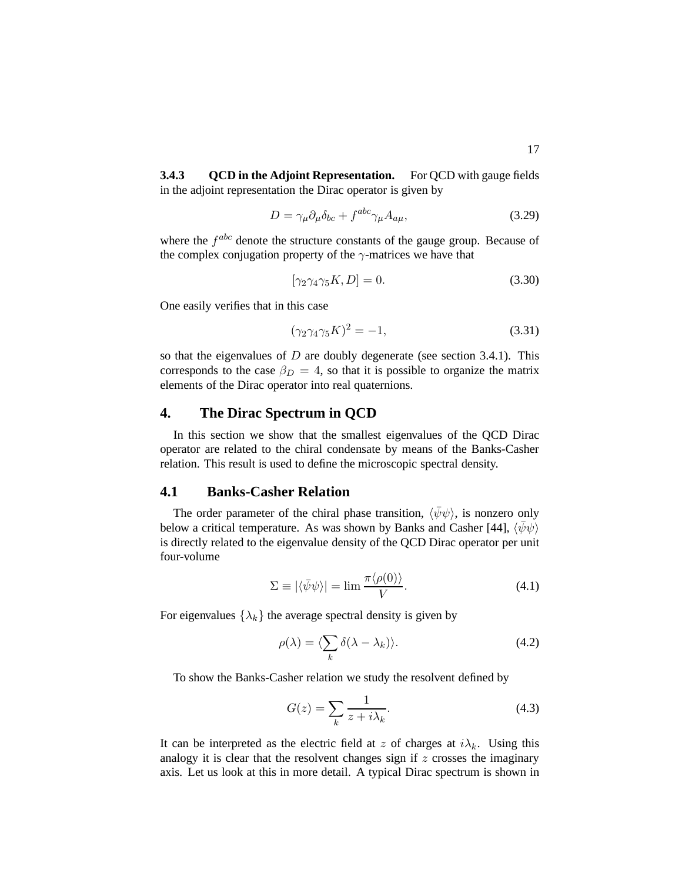### 3.4.3 QCD in the Adjoint Representation.

For QCD with gauge fields in the adjoint representation the Dirac operator is given by

$$D = \gamma_\mu \partial_\mu \delta_{bc} + f^{abc} \gamma_\mu A_{a\mu}, \tag{3.29}$$

where the $f^{abc}$ denote the structure constants of the gauge group. Because of the complex conjugation property of the $\gamma$-matrices we have that

$$[\gamma_2 \gamma_4 \gamma_5 K, D] = 0. \tag{3.30}$$

One easily verifies that in this case

$$(\gamma_2 \gamma_4 \gamma_5 K)^2 = -1, \tag{3.31}$$

so that the eigenvalues of $D$ are doubly degenerate (see section 3.4.1). This corresponds to the case $\beta_D = 4$, so that it is possible to organize the matrix elements of the Dirac operator into real quaternions.

# 4. The Dirac Spectrum in QCD

In this section we show that the smallest eigenvalues of the QCD Dirac operator are related to the chiral condensate by means of the Banks-Casher relation. This result is used to define the microscopic spectral density.

## 4.1 Banks-Casher Relation

The order parameter of the chiral phase transition, $\langle \bar{\psi}\psi \rangle$, is nonzero only below a critical temperature. As was shown by Banks and Casher [44], $\langle \bar{\psi}\psi \rangle$ is directly related to the eigenvalue density of the QCD Dirac operator per unit four-volume

$$\Sigma \equiv |\langle \bar{\psi}\psi \rangle| = \lim \frac{\pi \langle \rho(0) \rangle}{V}. \tag{4.1}$$

For eigenvalues $\{\lambda_k\}$ the average spectral density is given by

$$\rho(\lambda) = \langle \sum_k \delta(\lambda - \lambda_k) \rangle. \tag{4.2}$$

To show the Banks-Casher relation we study the resolvent defined by

$$G(z) = \sum_k \frac{1}{z + i\lambda_k}. \tag{4.3}$$

It can be interpreted as the electric field at $z$ of charges at $i\lambda_k$. Using this analogy it is clear that the resolvent changes sign if $z$ crosses the imaginary axis. Let us look at this in more detail. A typical Dirac spectrum is shown in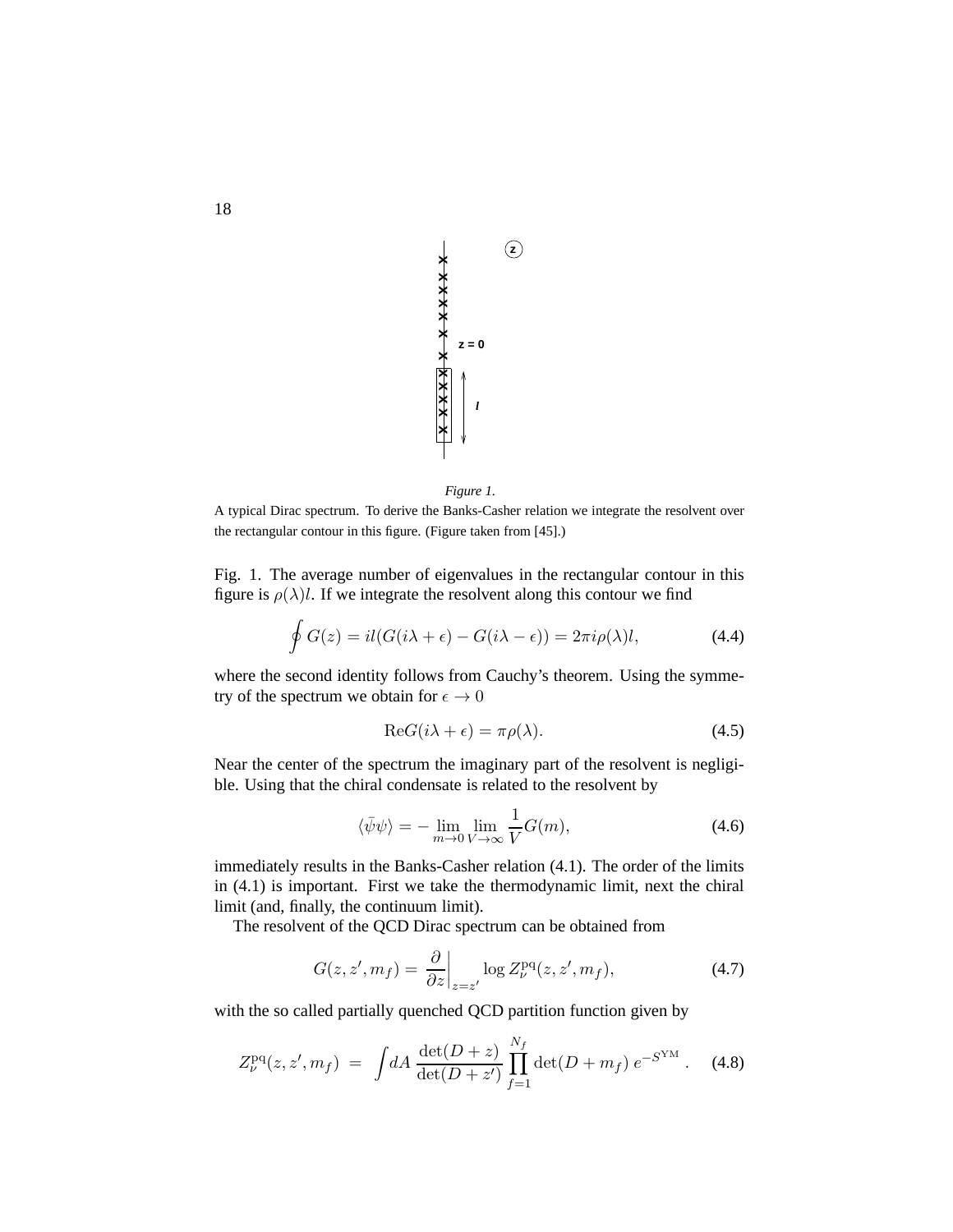*Figure 1.*

A typical Dirac spectrum. To derive the Banks-Casher relation we integrate the resolvent over the rectangular contour in this figure. (Figure taken from [45].)

Fig. 1. The average number of eigenvalues in the rectangular contour in this figure is $\rho(\lambda)l$. If we integrate the resolvent along this contour we find

$$\oint G(z) = il(G(i\lambda + \epsilon) - G(i\lambda - \epsilon)) = 2\pi i \rho(\lambda) l, \tag{4.4}$$

where the second identity follows from Cauchy's theorem. Using the symmetry of the spectrum we obtain for $\epsilon \to 0$

$$\mathrm{Re} G(i\lambda + \epsilon) = \pi \rho(\lambda). \tag{4.5}$$

Near the center of the spectrum the imaginary part of the resolvent is negligible. Using that the chiral condensate is related to the resolvent by

$$\langle \bar{\psi}\psi \rangle = -\lim_{m \to 0} \lim_{V \to \infty} \frac{1}{V} G(m), \tag{4.6}$$

immediately results in the Banks-Casher relation (4.1). The order of the limits in (4.1) is important. First we take the thermodynamic limit, next the chiral limit (and, finally, the continuum limit).

The resolvent of the QCD Dirac spectrum can be obtained from

$$G(z, z', m_f) = \left. \frac{\partial}{\partial z} \right|_{z=z'} \log Z_\nu^{\mathrm{pq}}(z, z', m_f), \tag{4.7}$$

with the so called partially quenched QCD partition function given by

$$Z_\nu^{\mathrm{pq}}(z, z', m_f) \; = \; \int dA \, \frac{\det(D + z)}{\det(D + z')} \prod_{f=1}^{N_f} \det(D + m_f) \, e^{-S^{\mathrm{YM}}} \, . \tag{4.8}$$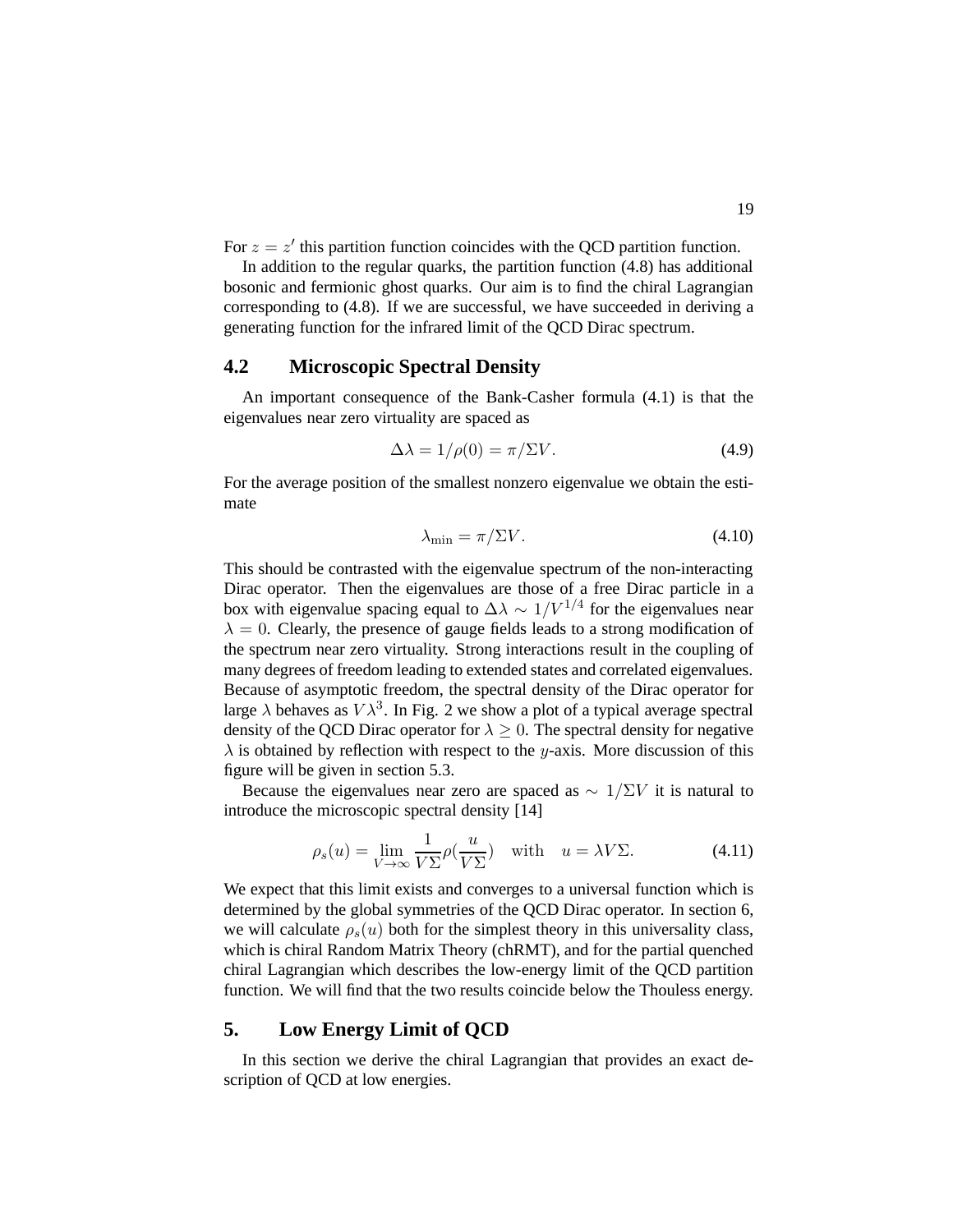For $z = z'$ this partition function coincides with the QCD partition function.

In addition to the regular quarks, the partition function (4.8) has additional bosonic and fermionic ghost quarks. Our aim is to find the chiral Lagrangian corresponding to (4.8). If we are successful, we have succeeded in deriving a generating function for the infrared limit of the QCD Dirac spectrum.

## 4.2 Microscopic Spectral Density

An important consequence of the Bank-Casher formula (4.1) is that the eigenvalues near zero virtuality are spaced as

$$\Delta\lambda = 1/\rho(0) = \pi/\Sigma V. \tag{4.9}$$

For the average position of the smallest nonzero eigenvalue we obtain the estimate

$$\lambda_{\min} = \pi/\Sigma V. \tag{4.10}$$

This should be contrasted with the eigenvalue spectrum of the non-interacting Dirac operator. Then the eigenvalues are those of a free Dirac particle in a box with eigenvalue spacing equal to $\Delta\lambda \sim 1/V^{1/4}$ for the eigenvalues near $\lambda = 0$. Clearly, the presence of gauge fields leads to a strong modification of the spectrum near zero virtuality. Strong interactions result in the coupling of many degrees of freedom leading to extended states and correlated eigenvalues. Because of asymptotic freedom, the spectral density of the Dirac operator for large $\lambda$ behaves as $V\lambda^3$. In Fig. 2 we show a plot of a typical average spectral density of the QCD Dirac operator for $\lambda \geq 0$. The spectral density for negative $\lambda$ is obtained by reflection with respect to the $y$-axis. More discussion of this figure will be given in section 5.3.

Because the eigenvalues near zero are spaced as $\sim 1/\Sigma V$ it is natural to introduce the microscopic spectral density [14]

$$\rho_s(u) = \lim_{V\to\infty} \frac{1}{V\Sigma}\rho(\frac{u}{V\Sigma}) \quad \text{with} \quad u = \lambda V\Sigma. \tag{4.11}$$

We expect that this limit exists and converges to a universal function which is determined by the global symmetries of the QCD Dirac operator. In section 6, we will calculate $\rho_s(u)$ both for the simplest theory in this universality class, which is chiral Random Matrix Theory (chRMT), and for the partial quenched chiral Lagrangian which describes the low-energy limit of the QCD partition function. We will find that the two results coincide below the Thouless energy.

# 5. Low Energy Limit of QCD

In this section we derive the chiral Lagrangian that provides an exact description of QCD at low energies.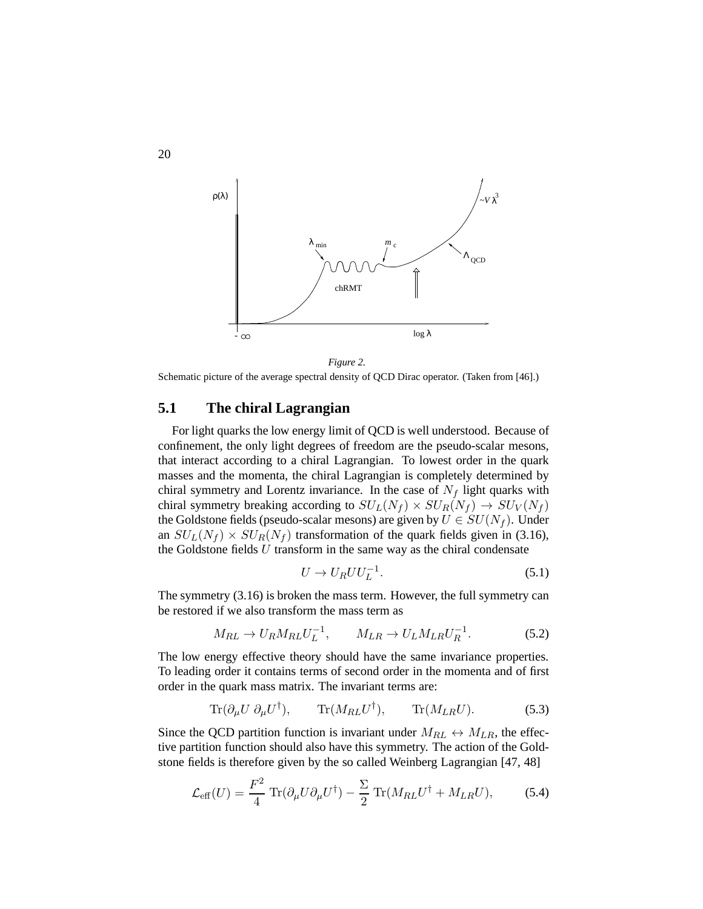*Figure 2.*

Schematic picture of the average spectral density of QCD Dirac operator. (Taken from [46].)

## 5.1 The chiral Lagrangian

For light quarks the low energy limit of QCD is well understood. Because of confinement, the only light degrees of freedom are the pseudo-scalar mesons, that interact according to a chiral Lagrangian. To lowest order in the quark masses and the momenta, the chiral Lagrangian is completely determined by chiral symmetry and Lorentz invariance. In the case of $N_f$ light quarks with chiral symmetry breaking according to $SU_L(N_f) \times SU_R(N_f) \to SU_V(N_f)$ the Goldstone fields (pseudo-scalar mesons) are given by $U \in SU(N_f)$. Under an $SU_L(N_f) \times SU_R(N_f)$ transformation of the quark fields given in (3.16), the Goldstone fields $U$ transform in the same way as the chiral condensate

$$U \to U_R U U_L^{-1}. \tag{5.1}$$

The symmetry (3.16) is broken the mass term. However, the full symmetry can be restored if we also transform the mass term as

$$M_{RL} \to U_R M_{RL} U_L^{-1}, \qquad M_{LR} \to U_L M_{LR} U_R^{-1}. \tag{5.2}$$

The low energy effective theory should have the same invariance properties. To leading order it contains terms of second order in the momenta and of first order in the quark mass matrix. The invariant terms are:

$$\mathrm{Tr}(\partial_\mu U \, \partial_\mu U^\dagger), \qquad \mathrm{Tr}(M_{RL} U^\dagger), \qquad \mathrm{Tr}(M_{LR} U). \tag{5.3}$$

Since the QCD partition function is invariant under $M_{RL} \leftrightarrow M_{LR}$, the effective partition function should also have this symmetry. The action of the Goldstone fields is therefore given by the so called Weinberg Lagrangian [47, 48]

$$\mathcal{L}_{\rm eff}(U) = \frac{F^2}{4} \, \mathrm{Tr}(\partial_\mu U \partial_\mu U^\dagger) - \frac{\Sigma}{2} \, \mathrm{Tr}(M_{RL} U^\dagger + M_{LR} U), \tag{5.4}$$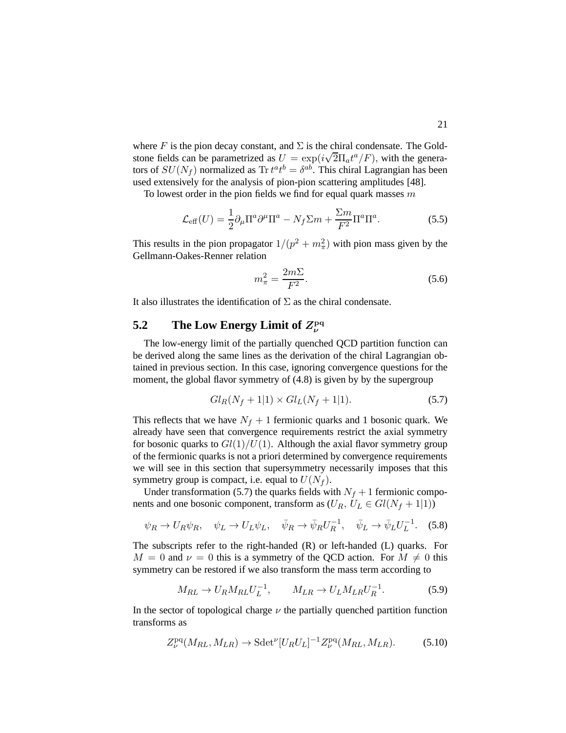where $F$ is the pion decay constant, and $\Sigma$ is the chiral condensate. The Goldstone fields can be parametrized as $U = \exp(i\sqrt{2}\Pi_a t^a/F)$, with the generators of $SU(N_f)$ normalized as $\mathrm{Tr}\, t^a t^b = \delta^{ab}$. This chiral Lagrangian has been used extensively for the analysis of pion-pion scattering amplitudes [48].

To lowest order in the pion fields we find for equal quark masses $m$

$$\mathcal{L}_{\rm eff}(U) = \frac{1}{2}\partial_\mu \Pi^a \partial^\mu \Pi^a - N_f \Sigma m + \frac{\Sigma m}{F^2}\Pi^a \Pi^a. \tag{5.5}$$

This results in the pion propagator $1/(p^2 + m_\pi^2)$ with pion mass given by the Gellmann-Oakes-Renner relation

$$m_\pi^2 = \frac{2m\Sigma}{F^2}. \tag{5.6}$$

It also illustrates the identification of $\Sigma$ as the chiral condensate.

## 5.2 The Low Energy Limit of $Z_\nu^{\rm pq}$

The low-energy limit of the partially quenched QCD partition function can be derived along the same lines as the derivation of the chiral Lagrangian obtained in previous section. In this case, ignoring convergence questions for the moment, the global flavor symmetry of (4.8) is given by by the supergroup

$$Gl_R(N_f + 1|1) \times Gl_L(N_f + 1|1). \tag{5.7}$$

This reflects that we have $N_f + 1$ fermionic quarks and 1 bosonic quark. We already have seen that convergence requirements restrict the axial symmetry for bosonic quarks to $Gl(1)/U(1)$. Although the axial flavor symmetry group of the fermionic quarks is not a priori determined by convergence requirements we will see in this section that supersymmetry necessarily imposes that this symmetry group is compact, i.e. equal to $U(N_f)$.

Under transformation (5.7) the quarks fields with $N_f + 1$ fermionic components and one bosonic component, transform as ($U_R$, $U_L \in Gl(N_f + 1|1)$)

$$\psi_R \to U_R \psi_R, \quad \psi_L \to U_L \psi_L, \quad \bar{\psi}_R \to \bar{\psi}_R U_R^{-1}, \quad \bar{\psi}_L \to \bar{\psi}_L U_L^{-1}. \tag{5.8}$$

The subscripts refer to the right-handed (R) or left-handed (L) quarks. For $M = 0$ and $\nu = 0$ this is a symmetry of the QCD action. For $M \neq 0$ this symmetry can be restored if we also transform the mass term according to

$$M_{RL} \to U_R M_{RL} U_L^{-1}, \qquad M_{LR} \to U_L M_{LR} U_R^{-1}. \tag{5.9}$$

In the sector of topological charge $\nu$ the partially quenched partition function transforms as

$$Z_\nu^{\rm pq}(M_{RL}, M_{LR}) \to {\rm Sdet}^\nu [U_R U_L]^{-1} Z_\nu^{\rm pq}(M_{RL}, M_{LR}). \tag{5.10}$$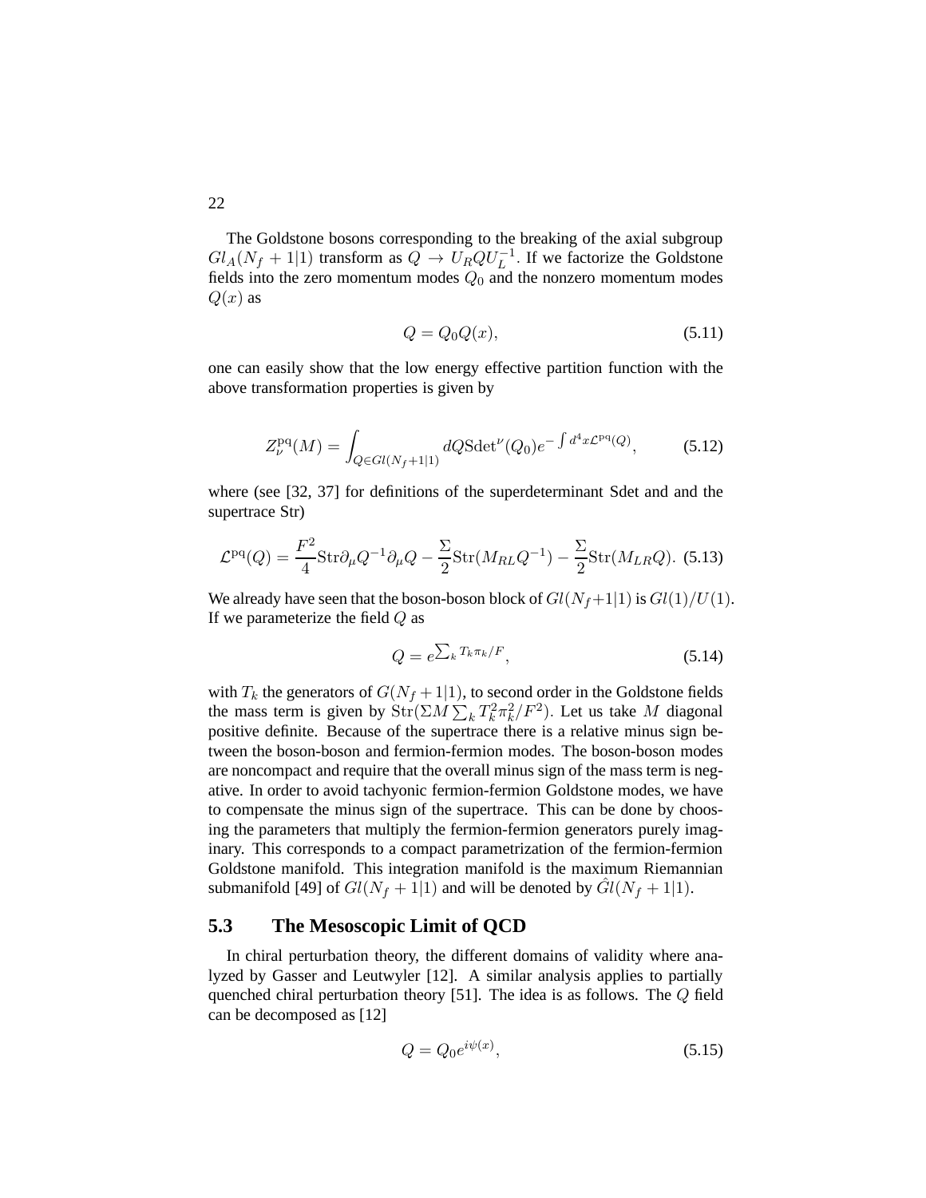The Goldstone bosons corresponding to the breaking of the axial subgroup $Gl_A(N_f+1|1)$ transform as $Q \to U_R Q U_L^{-1}$. If we factorize the Goldstone fields into the zero momentum modes $Q_0$ and the nonzero momentum modes $Q(x)$ as

$$Q = Q_0 Q(x), \tag{5.11}$$

one can easily show that the low energy effective partition function with the above transformation properties is given by

$$Z_\nu^{\rm pq}(M) = \int_{Q \in Gl(N_f+1|1)} dQ {\rm Sdet}^\nu(Q_0) e^{-\int d^4x \mathcal{L}^{\rm pq}(Q)}, \tag{5.12}$$

where (see [32, 37] for definitions of the superdeterminant Sdet and and the supertrace Str)

$$\mathcal{L}^{\rm pq}(Q) = \frac{F^2}{4}{\rm Str}\partial_\mu Q^{-1}\partial_\mu Q - \frac{\Sigma}{2}{\rm Str}(M_{RL}Q^{-1}) - \frac{\Sigma}{2}{\rm Str}(M_{LR}Q). \tag{5.13}$$

We already have seen that the boson-boson block of $Gl(N_f+1|1)$ is $Gl(1)/U(1)$. If we parameterize the field $Q$ as

$$Q = e^{\sum_k T_k \pi_k / F}, \tag{5.14}$$

with $T_k$ the generators of $G(N_f+1|1)$, to second order in the Goldstone fields the mass term is given by ${\rm Str}(\Sigma M \sum_k T_k^2 \pi_k^2/F^2)$. Let us take $M$ diagonal positive definite. Because of the supertrace there is a relative minus sign between the boson-boson and fermion-fermion modes. The boson-boson modes are noncompact and require that the overall minus sign of the mass term is negative. In order to avoid tachyonic fermion-fermion Goldstone modes, we have to compensate the minus sign of the supertrace. This can be done by choosing the parameters that multiply the fermion-fermion generators purely imaginary. This corresponds to a compact parametrization of the fermion-fermion Goldstone manifold. This integration manifold is the maximum Riemannian submanifold [49] of $Gl(N_f+1|1)$ and will be denoted by $\hat{G}l(N_f+1|1)$.

## 5.3 The Mesoscopic Limit of QCD

In chiral perturbation theory, the different domains of validity where analyzed by Gasser and Leutwyler [12]. A similar analysis applies to partially quenched chiral perturbation theory [51]. The idea is as follows. The $Q$ field can be decomposed as [12]

$$Q = Q_0 e^{i\psi(x)}, \tag{5.15}$$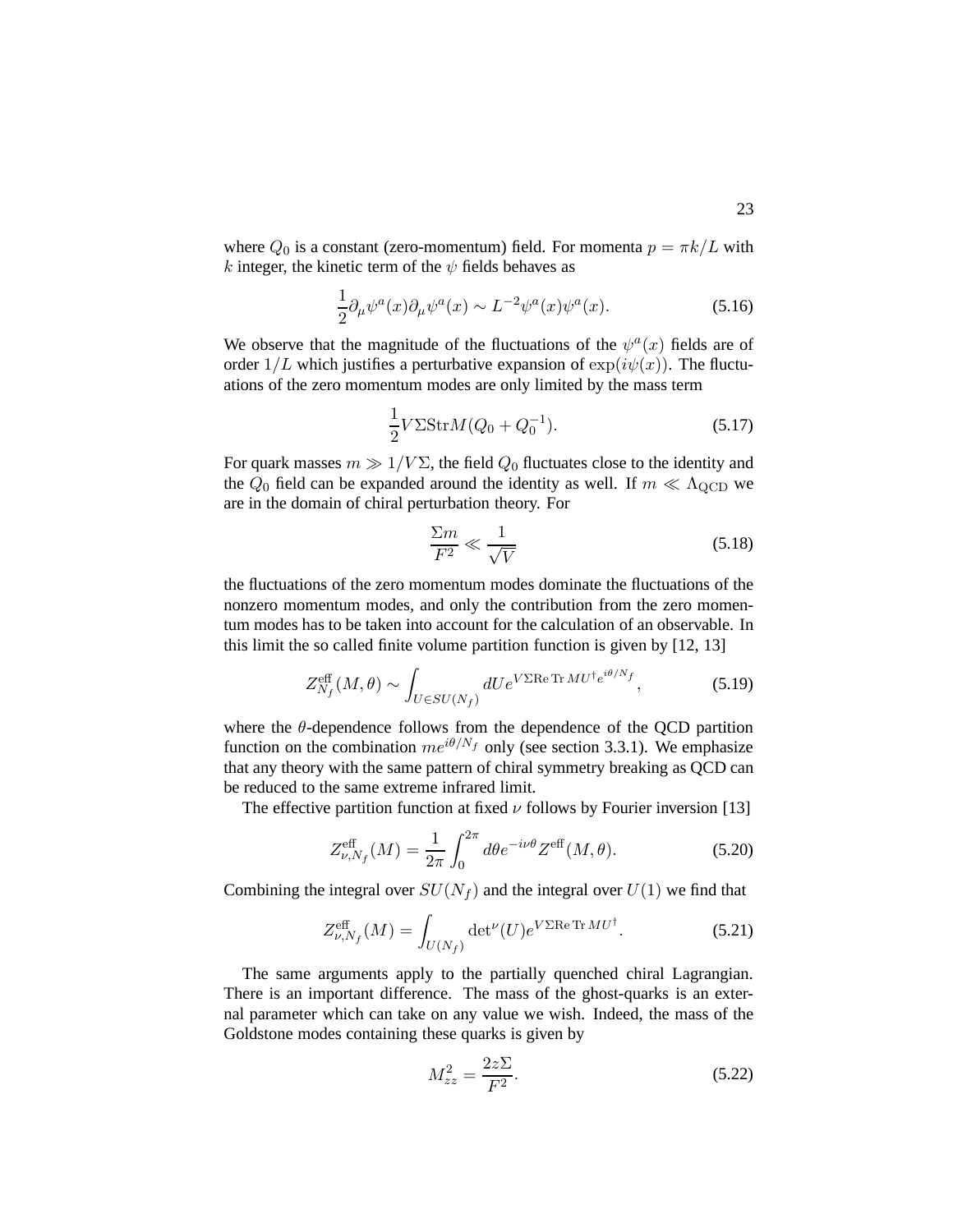where $Q_0$ is a constant (zero-momentum) field. For momenta $p = \pi k/L$ with $k$ integer, the kinetic term of the $\psi$ fields behaves as

$$\frac{1}{2}\partial_\mu \psi^a(x)\partial_\mu \psi^a(x) \sim L^{-2}\psi^a(x)\psi^a(x). \tag{5.16}$$

We observe that the magnitude of the fluctuations of the $\psi^a(x)$ fields are of order $1/L$ which justifies a perturbative expansion of $\exp(i\psi(x))$. The fluctuations of the zero momentum modes are only limited by the mass term

$$\frac{1}{2}V\Sigma \mathrm{Str} M(Q_0 + Q_0^{-1}). \tag{5.17}$$

For quark masses $m \gg 1/V\Sigma$, the field $Q_0$ fluctuates close to the identity and the $Q_0$ field can be expanded around the identity as well. If $m \ll \Lambda_{\rm QCD}$ we are in the domain of chiral perturbation theory. For

$$\frac{\Sigma m}{F^2} \ll \frac{1}{\sqrt{V}} \tag{5.18}$$

the fluctuations of the zero momentum modes dominate the fluctuations of the nonzero momentum modes, and only the contribution from the zero momentum modes has to be taken into account for the calculation of an observable. In this limit the so called finite volume partition function is given by [12, 13]

$$Z^{\rm eff}_{N_f}(M,\theta) \sim \int_{U\in SU(N_f)} dU e^{V\Sigma {\rm Re\,Tr}\, MU^\dagger e^{i\theta/N_f}}, \tag{5.19}$$

where the $\theta$-dependence follows from the dependence of the QCD partition function on the combination $me^{i\theta/N_f}$ only (see section 3.3.1). We emphasize that any theory with the same pattern of chiral symmetry breaking as QCD can be reduced to the same extreme infrared limit.

The effective partition function at fixed $\nu$ follows by Fourier inversion [13]

$$Z^{\rm eff}_{\nu,N_f}(M) = \frac{1}{2\pi}\int_0^{2\pi} d\theta e^{-i\nu\theta} Z^{\rm eff}(M,\theta). \tag{5.20}$$

Combining the integral over $SU(N_f)$ and the integral over $U(1)$ we find that

$$Z^{\rm eff}_{\nu,N_f}(M) = \int_{U(N_f)} {\det}^\nu(U) e^{V\Sigma {\rm Re\,Tr}\, MU^\dagger}. \tag{5.21}$$

The same arguments apply to the partially quenched chiral Lagrangian. There is an important difference. The mass of the ghost-quarks is an external parameter which can take on any value we wish. Indeed, the mass of the Goldstone modes containing these quarks is given by

$$M^2_{zz} = \frac{2z\Sigma}{F^2}. \tag{5.22}$$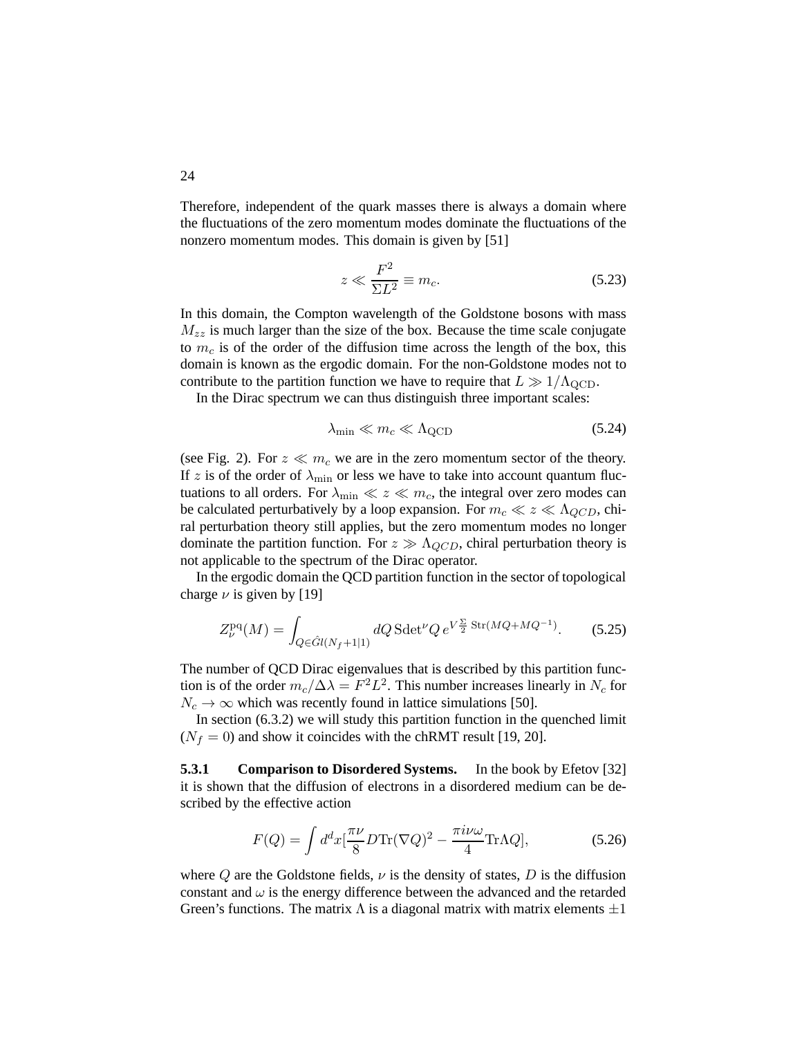Therefore, independent of the quark masses there is always a domain where the fluctuations of the zero momentum modes dominate the fluctuations of the nonzero momentum modes. This domain is given by [51]

$$z \ll \frac{F^2}{\Sigma L^2} \equiv m_c. \tag{5.23}$$

In this domain, the Compton wavelength of the Goldstone bosons with mass $M_{zz}$ is much larger than the size of the box. Because the time scale conjugate to $m_c$ is of the order of the diffusion time across the length of the box, this domain is known as the ergodic domain. For the non-Goldstone modes not to contribute to the partition function we have to require that $L \gg 1/\Lambda_{\rm QCD}$.

In the Dirac spectrum we can thus distinguish three important scales:

$$\lambda_{\rm min} \ll m_c \ll \Lambda_{\rm QCD} \tag{5.24}$$

(see Fig. 2). For $z \ll m_c$ we are in the zero momentum sector of the theory. If $z$ is of the order of $\lambda_{\rm min}$ or less we have to take into account quantum fluctuations to all orders. For $\lambda_{\rm min} \ll z \ll m_c$, the integral over zero modes can be calculated perturbatively by a loop expansion. For $m_c \ll z \ll \Lambda_{QCD}$, chiral perturbation theory still applies, but the zero momentum modes no longer dominate the partition function. For $z \gg \Lambda_{QCD}$, chiral perturbation theory is not applicable to the spectrum of the Dirac operator.

In the ergodic domain the QCD partition function in the sector of topological charge $\nu$ is given by [19]

$$Z_\nu^{\rm pq}(M) = \int_{Q \in \hat{G}l(N_f+1|1)} dQ \, {\rm Sdet}^\nu Q \, e^{V \frac{\Sigma}{2} \, {\rm Str}(MQ + MQ^{-1})}. \tag{5.25}$$

The number of QCD Dirac eigenvalues that is described by this partition function is of the order $m_c/\Delta\lambda = F^2 L^2$. This number increases linearly in $N_c$ for $N_c \to \infty$ which was recently found in lattice simulations [50].

In section (6.3.2) we will study this partition function in the quenched limit ($N_f = 0$) and show it coincides with the chRMT result [19, 20].

**5.3.1 Comparison to Disordered Systems.** In the book by Efetov [32] it is shown that the diffusion of electrons in a disordered medium can be described by the effective action

$$F(Q) = \int d^d x [\frac{\pi \nu}{8} D {\rm Tr} (\nabla Q)^2 - \frac{\pi i \nu \omega}{4} {\rm Tr} \Lambda Q], \tag{5.26}$$

where $Q$ are the Goldstone fields, $\nu$ is the density of states, $D$ is the diffusion constant and $\omega$ is the energy difference between the advanced and the retarded Green's functions. The matrix $\Lambda$ is a diagonal matrix with matrix elements $\pm 1$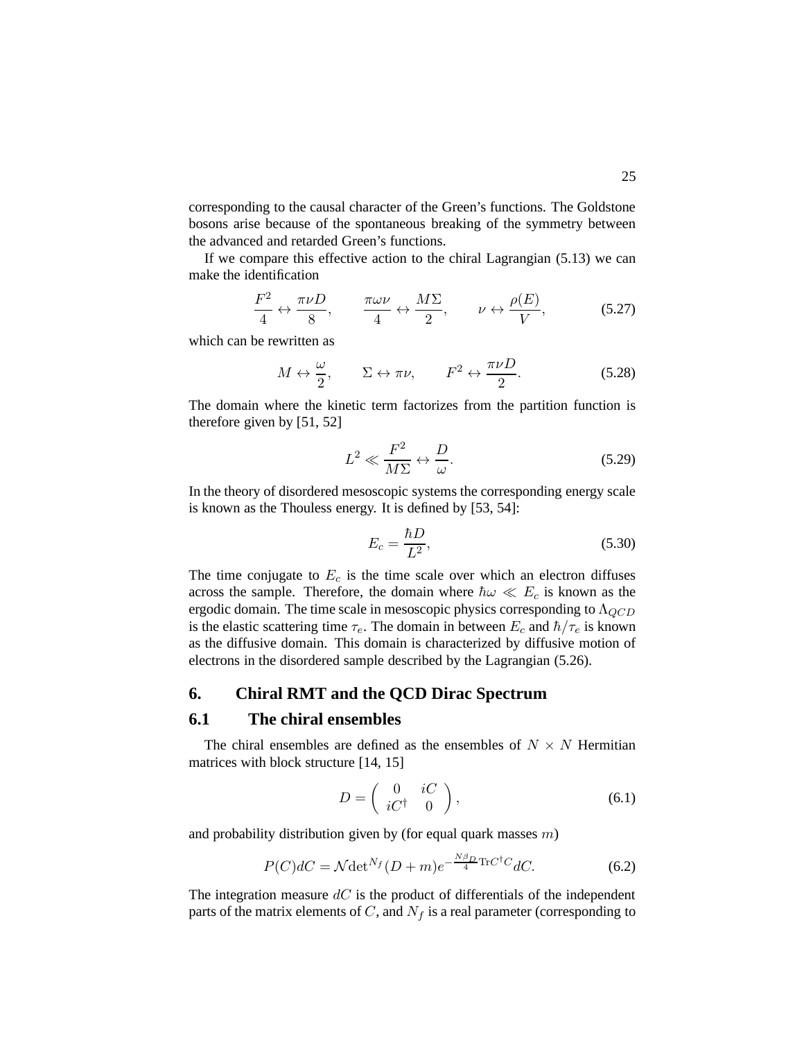corresponding to the causal character of the Green's functions. The Goldstone bosons arise because of the spontaneous breaking of the symmetry between the advanced and retarded Green's functions.

If we compare this effective action to the chiral Lagrangian (5.13) we can make the identification

$$\frac{F^2}{4} \leftrightarrow \frac{\pi \nu D}{8}, \qquad \frac{\pi \omega \nu}{4} \leftrightarrow \frac{M\Sigma}{2}, \qquad \nu \leftrightarrow \frac{\rho(E)}{V}, \tag{5.27}$$

which can be rewritten as

$$M \leftrightarrow \frac{\omega}{2}, \qquad \Sigma \leftrightarrow \pi\nu, \qquad F^2 \leftrightarrow \frac{\pi \nu D}{2}. \tag{5.28}$$

The domain where the kinetic term factorizes from the partition function is therefore given by [51, 52]

$$L^2 \ll \frac{F^2}{M\Sigma} \leftrightarrow \frac{D}{\omega}. \tag{5.29}$$

In the theory of disordered mesoscopic systems the corresponding energy scale is known as the Thouless energy. It is defined by [53, 54]:

$$E_c = \frac{\hbar D}{L^2}, \tag{5.30}$$

The time conjugate to $E_c$ is the time scale over which an electron diffuses across the sample. Therefore, the domain where $\hbar\omega \ll E_c$ is known as the ergodic domain. The time scale in mesoscopic physics corresponding to $\Lambda_{QCD}$ is the elastic scattering time $\tau_e$. The domain in between $E_c$ and $\hbar/\tau_e$ is known as the diffusive domain. This domain is characterized by diffusive motion of electrons in the disordered sample described by the Lagrangian (5.26).

# 6. Chiral RMT and the QCD Dirac Spectrum

## 6.1 The chiral ensembles

The chiral ensembles are defined as the ensembles of $N \times N$ Hermitian matrices with block structure [14, 15]

$$D = \begin{pmatrix} 0 & iC \\ iC^\dagger & 0 \end{pmatrix}, \tag{6.1}$$

and probability distribution given by (for equal quark masses $m$)

$$P(C)dC = \mathcal{N} {\det}^{N_f}(D+m) e^{-\frac{N\beta_D}{4}{\rm Tr} C^\dagger C} dC. \tag{6.2}$$

The integration measure $dC$ is the product of differentials of the independent parts of the matrix elements of $C$, and $N_f$ is a real parameter (corresponding to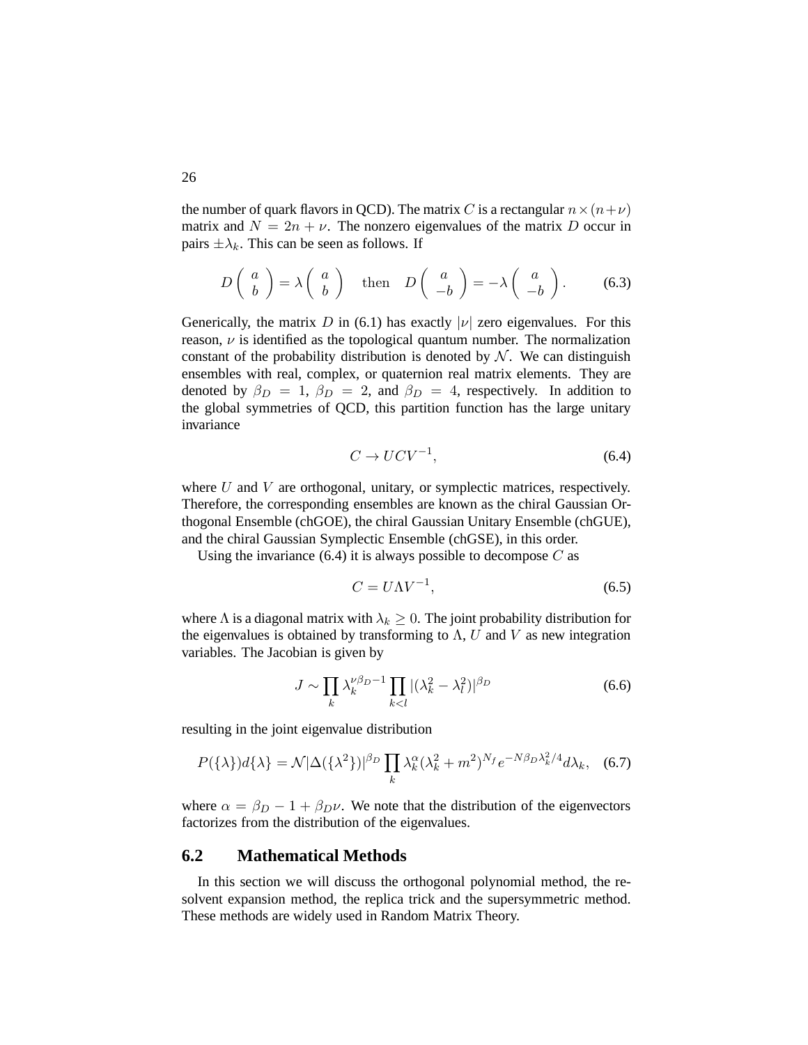the number of quark flavors in QCD). The matrix $C$ is a rectangular $n \times (n+\nu)$ matrix and $N = 2n + \nu$. The nonzero eigenvalues of the matrix $D$ occur in pairs $\pm\lambda_k$. This can be seen as follows. If

$$D \begin{pmatrix} a \\ b \end{pmatrix} = \lambda \begin{pmatrix} a \\ b \end{pmatrix} \quad \text{then} \quad D \begin{pmatrix} a \\ -b \end{pmatrix} = -\lambda \begin{pmatrix} a \\ -b \end{pmatrix}. \tag{6.3}$$

Generically, the matrix $D$ in (6.1) has exactly $|\nu|$ zero eigenvalues. For this reason, $\nu$ is identified as the topological quantum number. The normalization constant of the probability distribution is denoted by $\mathcal{N}$. We can distinguish ensembles with real, complex, or quaternion real matrix elements. They are denoted by $\beta_D = 1$, $\beta_D = 2$, and $\beta_D = 4$, respectively. In addition to the global symmetries of QCD, this partition function has the large unitary invariance

$$C \to UCV^{-1}, \tag{6.4}$$

where $U$ and $V$ are orthogonal, unitary, or symplectic matrices, respectively. Therefore, the corresponding ensembles are known as the chiral Gaussian Orthogonal Ensemble (chGOE), the chiral Gaussian Unitary Ensemble (chGUE), and the chiral Gaussian Symplectic Ensemble (chGSE), in this order.

Using the invariance (6.4) it is always possible to decompose $C$ as

$$C = U\Lambda V^{-1}, \tag{6.5}$$

where $\Lambda$ is a diagonal matrix with $\lambda_k \geq 0$. The joint probability distribution for the eigenvalues is obtained by transforming to $\Lambda$, $U$ and $V$ as new integration variables. The Jacobian is given by

$$J \sim \prod_k \lambda_k^{\nu\beta_D - 1} \prod_{k<l} |(\lambda_k^2 - \lambda_l^2)|^{\beta_D} \tag{6.6}$$

resulting in the joint eigenvalue distribution

$$P(\{\lambda\})d\{\lambda\} = \mathcal{N}|\Delta(\{\lambda^2\})|^{\beta_D} \prod_k \lambda_k^{\alpha}(\lambda_k^2 + m^2)^{N_f} e^{-N\beta_D\lambda_k^2/4} d\lambda_k, \tag{6.7}$$

where $\alpha = \beta_D - 1 + \beta_D\nu$. We note that the distribution of the eigenvectors factorizes from the distribution of the eigenvalues.

## 6.2 Mathematical Methods

In this section we will discuss the orthogonal polynomial method, the resolvent expansion method, the replica trick and the supersymmetric method. These methods are widely used in Random Matrix Theory.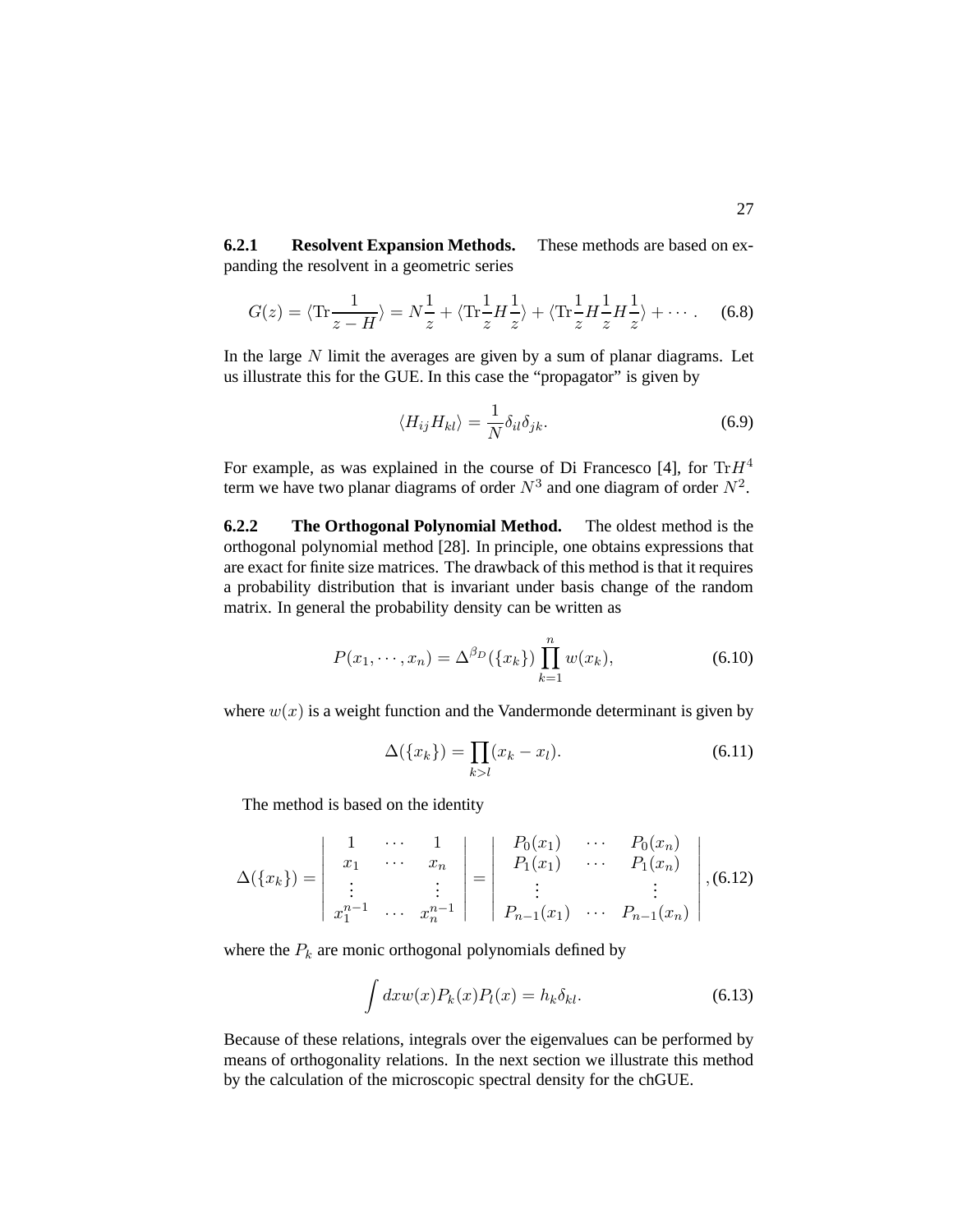#### 6.2.1 Resolvent Expansion Methods.

These methods are based on expanding the resolvent in a geometric series

$$G(z) = \langle \mathrm{Tr} \frac{1}{z - H} \rangle = N\frac{1}{z} + \langle \mathrm{Tr} \frac{1}{z} H \frac{1}{z} \rangle + \langle \mathrm{Tr} \frac{1}{z} H \frac{1}{z} H \frac{1}{z} \rangle + \cdots . \quad (6.8)$$

In the large $N$ limit the averages are given by a sum of planar diagrams. Let us illustrate this for the GUE. In this case the "propagator" is given by

$$\langle H_{ij} H_{kl} \rangle = \frac{1}{N} \delta_{il} \delta_{jk}. \quad (6.9)$$

For example, as was explained in the course of Di Francesco [4], for $\mathrm{Tr} H^4$ term we have two planar diagrams of order $N^3$ and one diagram of order $N^2$.

#### 6.2.2 The Orthogonal Polynomial Method.

The oldest method is the orthogonal polynomial method [28]. In principle, one obtains expressions that are exact for finite size matrices. The drawback of this method is that it requires a probability distribution that is invariant under basis change of the random matrix. In general the probability density can be written as

$$P(x_1, \cdots, x_n) = \Delta^{\beta_D}(\{x_k\}) \prod_{k=1}^{n} w(x_k), \quad (6.10)$$

where $w(x)$ is a weight function and the Vandermonde determinant is given by

$$\Delta(\{x_k\}) = \prod_{k>l} (x_k - x_l). \quad (6.11)$$

The method is based on the identity

$$\Delta(\{x_k\}) = \begin{vmatrix} 1 & \cdots & 1 \\ x_1 & \cdots & x_n \\ \vdots & & \vdots \\ x_1^{n-1} & \cdots & x_n^{n-1} \end{vmatrix} = \begin{vmatrix} P_0(x_1) & \cdots & P_0(x_n) \\ P_1(x_1) & \cdots & P_1(x_n) \\ \vdots & & \vdots \\ P_{n-1}(x_1) & \cdots & P_{n-1}(x_n) \end{vmatrix}, \quad (6.12)$$

where the $P_k$ are monic orthogonal polynomials defined by

$$\int dx w(x) P_k(x) P_l(x) = h_k \delta_{kl}. \quad (6.13)$$

Because of these relations, integrals over the eigenvalues can be performed by means of orthogonality relations. In the next section we illustrate this method by the calculation of the microscopic spectral density for the chGUE.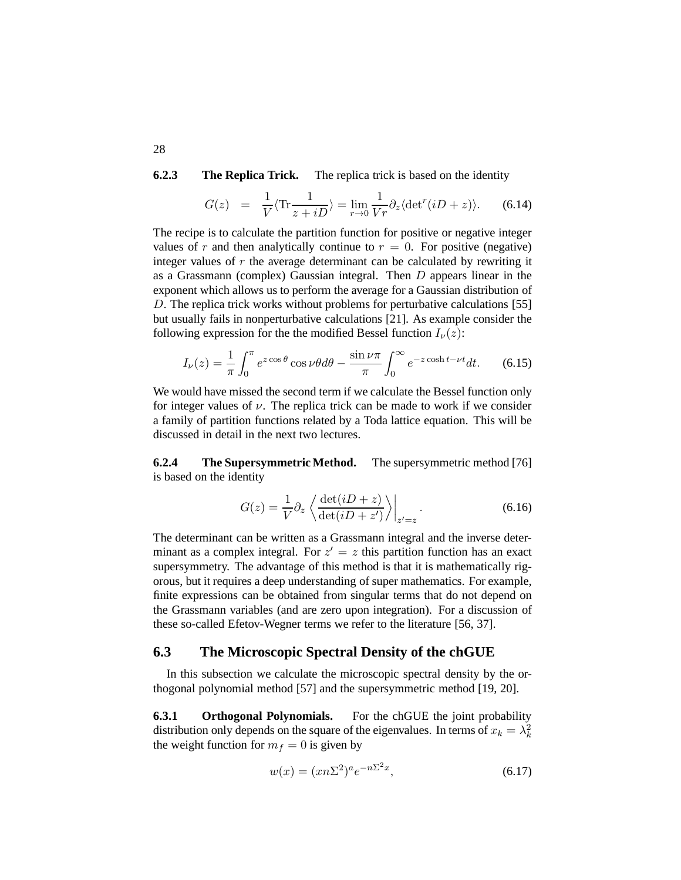#### 6.2.3 **The Replica Trick.**

The replica trick is based on the identity

$$G(z) = \frac{1}{V}\langle \mathrm{Tr}\frac{1}{z+iD}\rangle = \lim_{r\to 0}\frac{1}{Vr}\partial_z\langle \det{}^r(iD+z)\rangle. \quad (6.14)$$

The recipe is to calculate the partition function for positive or negative integer values of $r$ and then analytically continue to $r = 0$. For positive (negative) integer values of $r$ the average determinant can be calculated by rewriting it as a Grassmann (complex) Gaussian integral. Then $D$ appears linear in the exponent which allows us to perform the average for a Gaussian distribution of $D$. The replica trick works without problems for perturbative calculations [55] but usually fails in nonperturbative calculations [21]. As example consider the following expression for the the modified Bessel function $I_\nu(z)$:

$$I_\nu(z) = \frac{1}{\pi}\int_0^\pi e^{z\cos\theta}\cos\nu\theta d\theta - \frac{\sin\nu\pi}{\pi}\int_0^\infty e^{-z\cosh t-\nu t}dt. \quad (6.15)$$

We would have missed the second term if we calculate the Bessel function only for integer values of $\nu$. The replica trick can be made to work if we consider a family of partition functions related by a Toda lattice equation. This will be discussed in detail in the next two lectures.

#### 6.2.4 **The Supersymmetric Method.**

The supersymmetric method [76] is based on the identity

$$G(z) = \frac{1}{V}\partial_z\left\langle\frac{\det(iD+z)}{\det(iD+z')}\right\rangle\Big|_{z'=z}. \quad (6.16)$$

The determinant can be written as a Grassmann integral and the inverse determinant as a complex integral. For $z' = z$ this partition function has an exact supersymmetry. The advantage of this method is that it is mathematically rigorous, but it requires a deep understanding of super mathematics. For example, finite expressions can be obtained from singular terms that do not depend on the Grassmann variables (and are zero upon integration). For a discussion of these so-called Efetov-Wegner terms we refer to the literature [56, 37].

## 6.3 The Microscopic Spectral Density of the chGUE

In this subsection we calculate the microscopic spectral density by the orthogonal polynomial method [57] and the supersymmetric method [19, 20].

#### 6.3.1 **Orthogonal Polynomials.**

For the chGUE the joint probability distribution only depends on the square of the eigenvalues. In terms of $x_k = \lambda_k^2$ the weight function for $m_f = 0$ is given by

$$w(x) = (xn\Sigma^2)^a e^{-n\Sigma^2 x}, \quad (6.17)$$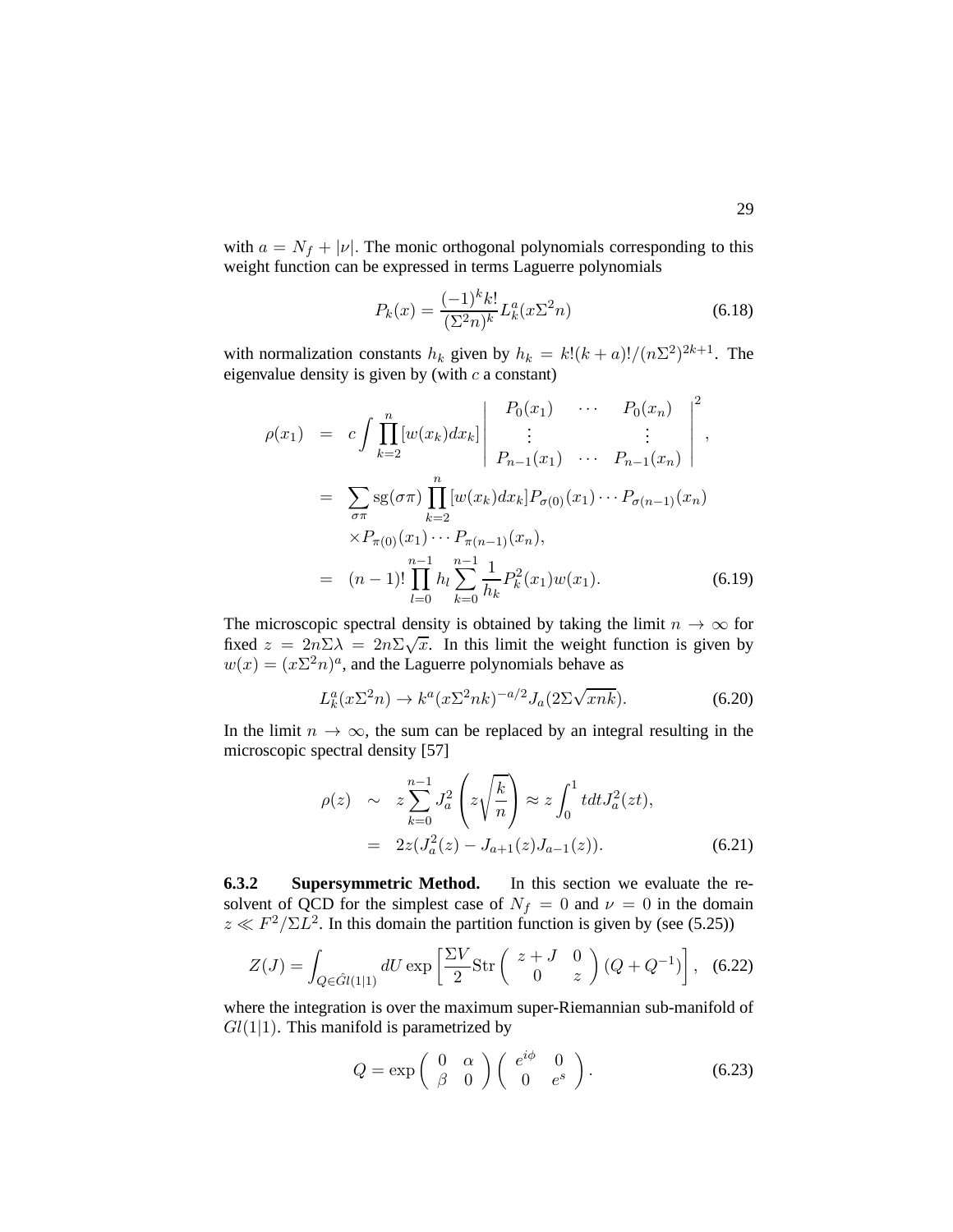with $a = N_f + |\nu|$. The monic orthogonal polynomials corresponding to this weight function can be expressed in terms Laguerre polynomials

$$P_k(x) = \frac{(-1)^k k!}{(\Sigma^2 n)^k} L_k^a(x\Sigma^2 n) \tag{6.18}$$

with normalization constants $h_k$ given by $h_k = k!(k+a)!/(n\Sigma^2)^{2k+1}$. The eigenvalue density is given by (with $c$ a constant)

$$\begin{aligned}
\rho(x_1) &= c \int \prod_{k=2}^{n} [w(x_k) dx_k] \left| \begin{array}{ccc} P_0(x_1) & \cdots & P_0(x_n) \\ \vdots & & \vdots \\ P_{n-1}(x_1) & \cdots & P_{n-1}(x_n) \end{array} \right|^2, \\
&= \sum_{\sigma\pi} \mathrm{sg}(\sigma\pi) \prod_{k=2}^{n} [w(x_k) dx_k] P_{\sigma(0)}(x_1) \cdots P_{\sigma(n-1)}(x_n) \\
&\quad \times P_{\pi(0)}(x_1) \cdots P_{\pi(n-1)}(x_n), \\
&= (n-1)! \prod_{l=0}^{n-1} h_l \sum_{k=0}^{n-1} \frac{1}{h_k} P_k^2(x_1) w(x_1).
\end{aligned} \tag{6.19}$$

The microscopic spectral density is obtained by taking the limit $n \to \infty$ for fixed $z = 2n\Sigma\lambda = 2n\Sigma\sqrt{x}$. In this limit the weight function is given by $w(x) = (x\Sigma^2 n)^a$, and the Laguerre polynomials behave as

$$L_k^a(x\Sigma^2 n) \to k^a (x\Sigma^2 nk)^{-a/2} J_a(2\Sigma\sqrt{xnk}). \tag{6.20}$$

In the limit $n \to \infty$, the sum can be replaced by an integral resulting in the microscopic spectral density [57]

$$\begin{aligned}
\rho(z) &\sim z \sum_{k=0}^{n-1} J_a^2 \left( z\sqrt{\frac{k}{n}} \right) \approx z \int_0^1 t dt J_a^2(zt), \\
&= 2z(J_a^2(z) - J_{a+1}(z) J_{a-1}(z)).
\end{aligned} \tag{6.21}$$

**6.3.2 Supersymmetric Method.** In this section we evaluate the resolvent of QCD for the simplest case of $N_f = 0$ and $\nu = 0$ in the domain $z \ll F^2/\Sigma L^2$. In this domain the partition function is given by (see (5.25))

$$Z(J) = \int_{Q \in \hat{G}l(1|1)} dU \exp\left[ \frac{\Sigma V}{2} \mathrm{Str} \left( \begin{array}{cc} z+J & 0 \\ 0 & z \end{array} \right) (Q + Q^{-1}) \right], \tag{6.22}$$

where the integration is over the maximum super-Riemannian sub-manifold of $Gl(1|1)$. This manifold is parametrized by

$$Q = \exp \left( \begin{array}{cc} 0 & \alpha \\ \beta & 0 \end{array} \right) \left( \begin{array}{cc} e^{i\phi} & 0 \\ 0 & e^s \end{array} \right). \tag{6.23}$$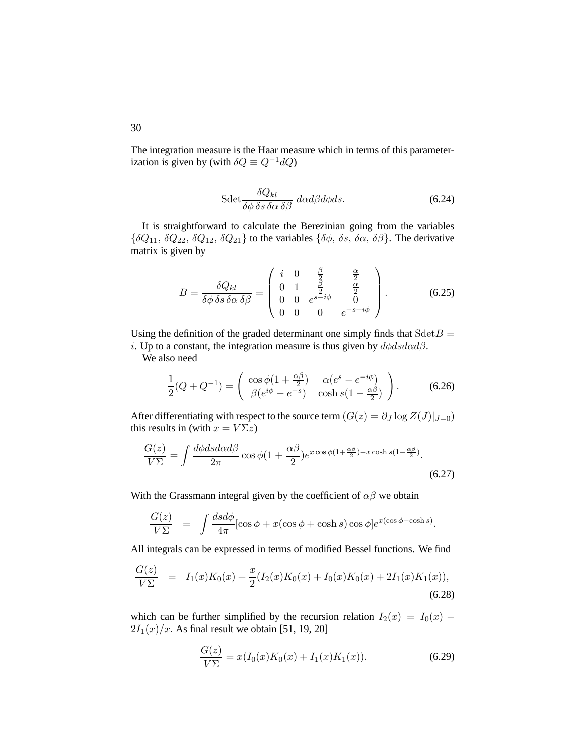The integration measure is the Haar measure which in terms of this parameterization is given by (with $\delta Q \equiv Q^{-1}dQ$)

$$
{\rm Sdet} \frac{\delta Q_{kl}}{\delta\phi\, \delta s\, \delta\alpha\, \delta\beta}\ d\alpha d\beta d\phi ds. \tag{6.24}
$$

It is straightforward to calculate the Berezinian going from the variables $\{\delta Q_{11},\, \delta Q_{22},\, \delta Q_{12},\, \delta Q_{21}\}$ to the variables $\{\delta\phi,\, \delta s,\, \delta\alpha,\, \delta\beta\}$. The derivative matrix is given by

$$
B = \frac{\delta Q_{kl}}{\delta\phi\, \delta s\, \delta\alpha\, \delta\beta} = \left( \begin{array}{cccc} i & 0 & \frac{\beta}{2} & \frac{\alpha}{2} \\ 0 & 1 & \frac{\beta}{2} & \frac{\alpha}{2} \\ 0 & 0 & e^{s-i\phi} & 0 \\ 0 & 0 & 0 & e^{-s+i\phi} \end{array} \right). \tag{6.25}
$$

Using the definition of the graded determinant one simply finds that ${\rm Sdet} B = i$. Up to a constant, the integration measure is thus given by $d\phi ds d\alpha d\beta$.

We also need

$$
\frac{1}{2}(Q + Q^{-1}) = \left( \begin{array}{cc} \cos\phi(1 + \frac{\alpha\beta}{2}) & \alpha(e^s - e^{-i\phi}) \\ \beta(e^{i\phi} - e^{-s}) & \cosh s(1 - \frac{\alpha\beta}{2}) \end{array} \right). \tag{6.26}
$$

After differentiating with respect to the source term ($G(z) = \partial_J \log Z(J)|_{J=0}$) this results in (with $x = V\Sigma z$)

$$
\frac{G(z)}{V\Sigma} = \int \frac{d\phi ds d\alpha d\beta}{2\pi} \cos\phi(1 + \frac{\alpha\beta}{2}) e^{x\cos\phi(1+\frac{\alpha\beta}{2}) - x\cosh s(1-\frac{\alpha\beta}{2})}. \tag{6.27}
$$

With the Grassmann integral given by the coefficient of $\alpha\beta$ we obtain

$$
\frac{G(z)}{V\Sigma} \;\; = \;\; \int \frac{ds d\phi}{4\pi} [\cos\phi + x(\cos\phi + \cosh s)\cos\phi] e^{x(\cos\phi - \cosh s)}.
$$

All integrals can be expressed in terms of modified Bessel functions. We find

$$
\frac{G(z)}{V\Sigma} \;\; = \;\; I_1(x)K_0(x) + \frac{x}{2}(I_2(x)K_0(x) + I_0(x)K_0(x) + 2I_1(x)K_1(x)), \tag{6.28}
$$

which can be further simplified by the recursion relation $I_2(x) = I_0(x) - 2I_1(x)/x$. As final result we obtain [51, 19, 20]

$$
\frac{G(z)}{V\Sigma} = x(I_0(x)K_0(x) + I_1(x)K_1(x)). \tag{6.29}
$$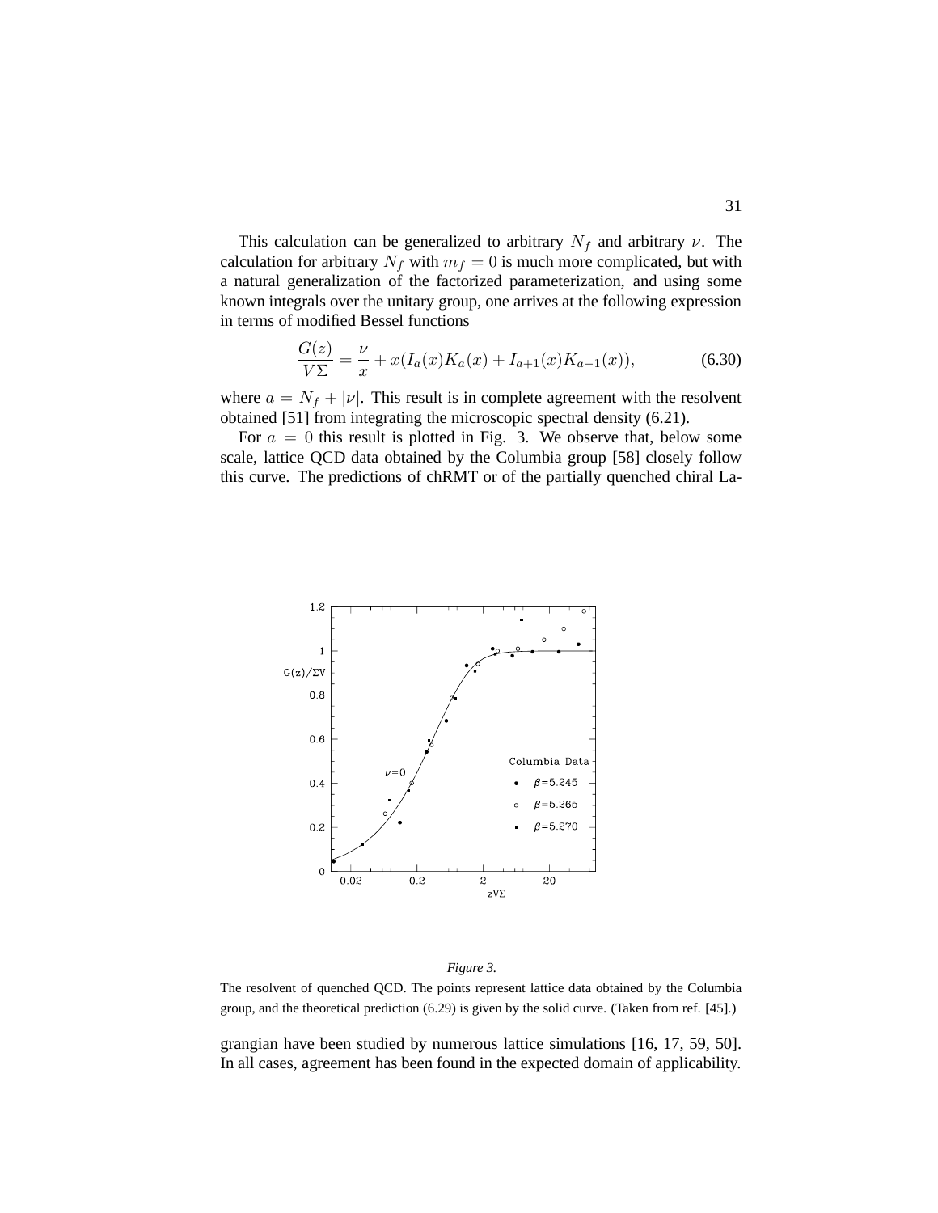This calculation can be generalized to arbitrary $N_f$ and arbitrary $\nu$. The calculation for arbitrary $N_f$ with $m_f = 0$ is much more complicated, but with a natural generalization of the factorized parameterization, and using some known integrals over the unitary group, one arrives at the following expression in terms of modified Bessel functions

$$\frac{G(z)}{V\Sigma} = \frac{\nu}{x} + x(I_a(x)K_a(x) + I_{a+1}(x)K_{a-1}(x)), \tag{6.30}$$

where $a = N_f + |\nu|$. This result is in complete agreement with the resolvent obtained [51] from integrating the microscopic spectral density (6.21).

For $a = 0$ this result is plotted in Fig. 3. We observe that, below some scale, lattice QCD data obtained by the Columbia group [58] closely follow this curve. The predictions of chRMT or of the partially quenched chiral Lagrangian have been studied by numerous lattice simulations [16, 17, 59, 50]. In all cases, agreement has been found in the expected domain of applicability.

*Figure 3.*

The resolvent of quenched QCD. The points represent lattice data obtained by the Columbia group, and the theoretical prediction (6.29) is given by the solid curve. (Taken from ref. [45].)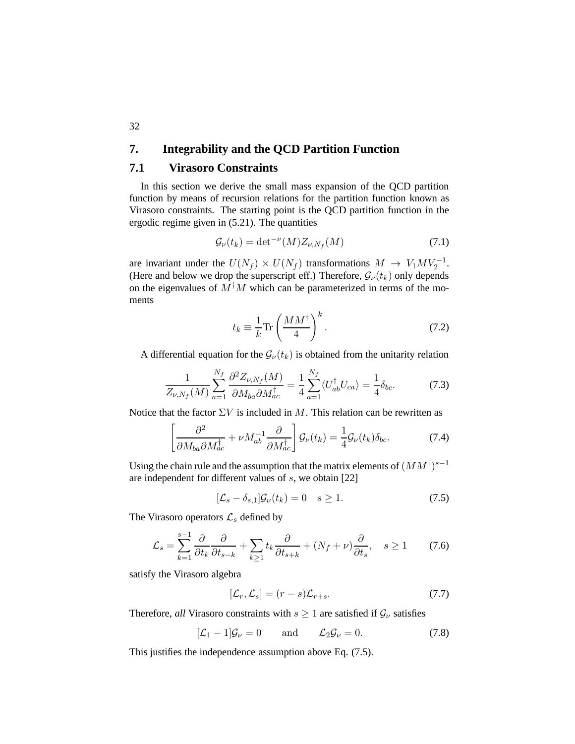# 7. Integrability and the QCD Partition Function

## 7.1 Virasoro Constraints

In this section we derive the small mass expansion of the QCD partition function by means of recursion relations for the partition function known as Virasoro constraints. The starting point is the QCD partition function in the ergodic regime given in (5.21). The quantities

$$\mathcal{G}_\nu(t_k) = \det{}^{-\nu}(M) Z_{\nu,N_f}(M) \tag{7.1}$$

are invariant under the $U(N_f) \times U(N_f)$ transformations $M \to V_1 M V_2^{-1}$. (Here and below we drop the superscript eff.) Therefore, $\mathcal{G}_\nu(t_k)$ only depends on the eigenvalues of $M^\dagger M$ which can be parameterized in terms of the moments

$$t_k \equiv \frac{1}{k} \mathrm{Tr} \left( \frac{M M^\dagger}{4} \right)^k. \tag{7.2}$$

A differential equation for the $\mathcal{G}_\nu(t_k)$ is obtained from the unitarity relation

$$\frac{1}{Z_{\nu,N_f}(M)} \sum_{a=1}^{N_f} \frac{\partial^2 Z_{\nu,N_f}(M)}{\partial M_{ba} \partial M^\dagger_{ac}} = \frac{1}{4} \sum_{a=1}^{N_f} \langle U^\dagger_{ab} U_{ca} \rangle = \frac{1}{4} \delta_{bc}. \tag{7.3}$$

Notice that the factor $\Sigma V$ is included in $M$. This relation can be rewritten as

$$\left[ \frac{\partial^2}{\partial M_{ba} \partial M^\dagger_{ac}} + \nu M^{-1}_{ab} \frac{\partial}{\partial M^\dagger_{ac}} \right] \mathcal{G}_\nu(t_k) = \frac{1}{4} \mathcal{G}_\nu(t_k) \delta_{bc}. \tag{7.4}$$

Using the chain rule and the assumption that the matrix elements of $(MM^\dagger)^{s-1}$ are independent for different values of $s$, we obtain [22]

$$[\mathcal{L}_s - \delta_{s,1}] \mathcal{G}_\nu(t_k) = 0 \quad s \geq 1. \tag{7.5}$$

The Virasoro operators $\mathcal{L}_s$ defined by

$$\mathcal{L}_s = \sum_{k=1}^{s-1} \frac{\partial}{\partial t_k} \frac{\partial}{\partial t_{s-k}} + \sum_{k \geq 1} t_k \frac{\partial}{\partial t_{s+k}} + (N_f + \nu) \frac{\partial}{\partial t_s}, \quad s \geq 1 \tag{7.6}$$

satisfy the Virasoro algebra

$$[\mathcal{L}_r, \mathcal{L}_s] = (r - s) \mathcal{L}_{r+s}. \tag{7.7}$$

Therefore, *all* Virasoro constraints with $s \geq 1$ are satisfied if $\mathcal{G}_\nu$ satisfies

$$[\mathcal{L}_1 - 1] \mathcal{G}_\nu = 0 \qquad \text{and} \qquad \mathcal{L}_2 \mathcal{G}_\nu = 0. \tag{7.8}$$

This justifies the independence assumption above Eq. (7.5).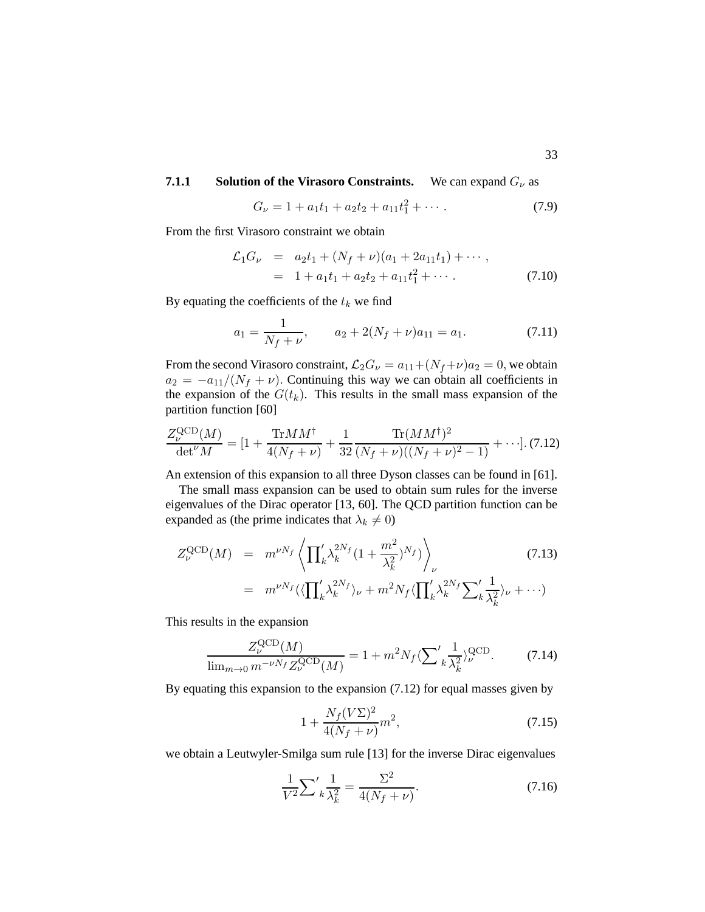#### 7.1.1 Solution of the Virasoro Constraints.

We can expand $G_\nu$ as

$$G_\nu = 1 + a_1 t_1 + a_2 t_2 + a_{11} t_1^2 + \cdots . \tag{7.9}$$

From the first Virasoro constraint we obtain

$$\begin{aligned} \mathcal{L}_1 G_\nu &= a_2 t_1 + (N_f + \nu)(a_1 + 2a_{11} t_1) + \cdots , \\ &= 1 + a_1 t_1 + a_2 t_2 + a_{11} t_1^2 + \cdots . \end{aligned} \tag{7.10}$$

By equating the coefficients of the $t_k$ we find

$$a_1 = \frac{1}{N_f + \nu}, \qquad a_2 + 2(N_f + \nu) a_{11} = a_1. \tag{7.11}$$

From the second Virasoro constraint, $\mathcal{L}_2 G_\nu = a_{11} + (N_f + \nu) a_2 = 0$, we obtain $a_2 = -a_{11}/(N_f + \nu)$. Continuing this way we can obtain all coefficients in the expansion of the $G(t_k)$. This results in the small mass expansion of the partition function [60]

$$\frac{Z_\nu^{\rm QCD}(M)}{\det^\nu M} = [1 + \frac{{\rm Tr} M M^\dagger}{4(N_f + \nu)} + \frac{1}{32} \frac{{\rm Tr}(M M^\dagger)^2}{(N_f + \nu)((N_f + \nu)^2 - 1)} + \cdots]. \tag{7.12}$$

An extension of this expansion to all three Dyson classes can be found in [61].

The small mass expansion can be used to obtain sum rules for the inverse eigenvalues of the Dirac operator [13, 60]. The QCD partition function can be expanded as (the prime indicates that $\lambda_k \neq 0$)

$$\begin{aligned} Z_\nu^{\rm QCD}(M) &= m^{\nu N_f} \left\langle {\prod_k}' \lambda_k^{2N_f} (1 + \frac{m^2}{\lambda_k^2})^{N_f}) \right\rangle_\nu \\ &= m^{\nu N_f} (\langle {\prod_k}' \lambda_k^{2N_f} \rangle_\nu + m^2 N_f \langle {\prod_k}' \lambda_k^{2N_f} {\sum_k}' \frac{1}{\lambda_k^2} \rangle_\nu + \cdots) \end{aligned} \tag{7.13}$$

This results in the expansion

$$\frac{Z_\nu^{\rm QCD}(M)}{\lim_{m \to 0} m^{-\nu N_f} Z_\nu^{\rm QCD}(M)} = 1 + m^2 N_f \langle {\sum}'_k \frac{1}{\lambda_k^2} \rangle_\nu^{\rm QCD}. \tag{7.14}$$

By equating this expansion to the expansion (7.12) for equal masses given by

$$1 + \frac{N_f (V\Sigma)^2}{4(N_f + \nu)} m^2, \tag{7.15}$$

we obtain a Leutwyler-Smilga sum rule [13] for the inverse Dirac eigenvalues

$$\frac{1}{V^2} {\sum}'_k \frac{1}{\lambda_k^2} = \frac{\Sigma^2}{4(N_f + \nu)}. \tag{7.16}$$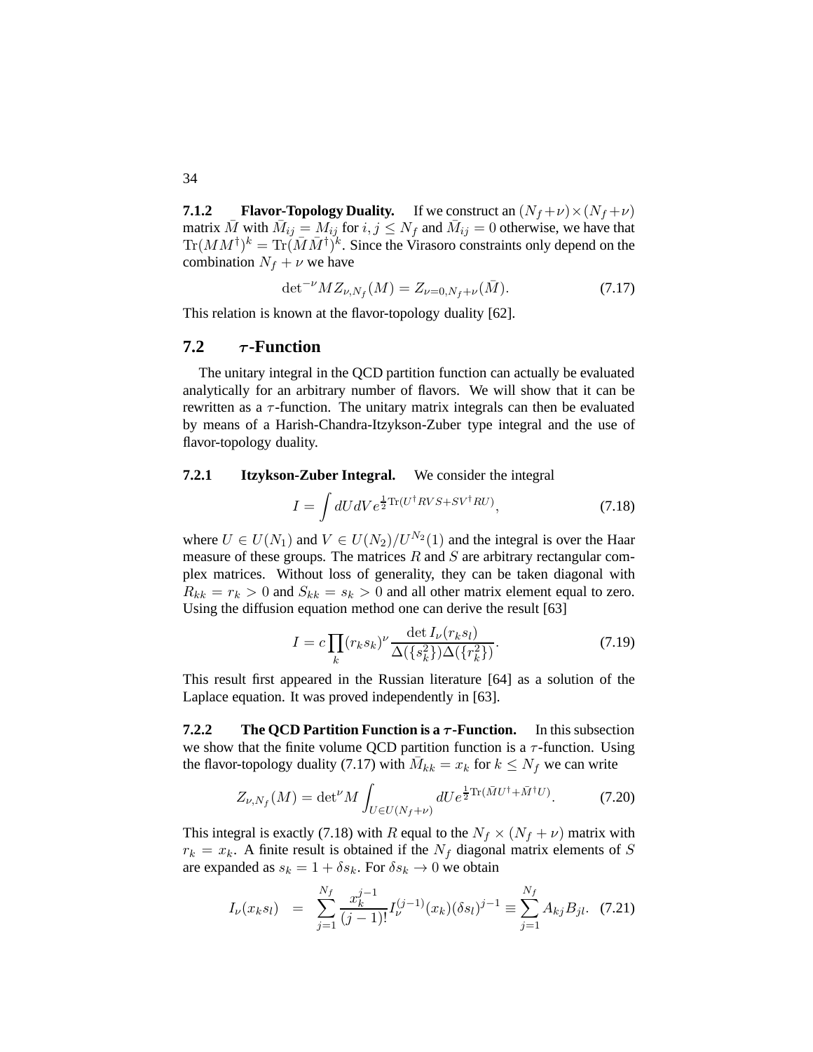**7.1.2 Flavor-Topology Duality.** If we construct an $(N_f+\nu)\times(N_f+\nu)$ matrix $\bar{M}$ with $\bar{M}_{ij} = M_{ij}$ for $i,j \leq N_f$ and $\bar{M}_{ij} = 0$ otherwise, we have that $\mathrm{Tr}(MM^\dagger)^k = \mathrm{Tr}(\bar{M}\bar{M}^\dagger)^k$. Since the Virasoro constraints only depend on the combination $N_f + \nu$ we have

$$\det{}^{-\nu} M Z_{\nu,N_f}(M) = Z_{\nu=0,N_f+\nu}(\bar{M}). \tag{7.17}$$

This relation is known at the flavor-topology duality [62].

## 7.2 $\tau$-Function

The unitary integral in the QCD partition function can actually be evaluated analytically for an arbitrary number of flavors. We will show that it can be rewritten as a $\tau$-function. The unitary matrix integrals can then be evaluated by means of a Harish-Chandra-Itzykson-Zuber type integral and the use of flavor-topology duality.

**7.2.1 Itzykson-Zuber Integral.** We consider the integral

$$I = \int dU dV e^{\frac{1}{2}\mathrm{Tr}(U^\dagger RVS + SV^\dagger RU)}, \tag{7.18}$$

where $U \in U(N_1)$ and $V \in U(N_2)/U^{N_2}(1)$ and the integral is over the Haar measure of these groups. The matrices $R$ and $S$ are arbitrary rectangular complex matrices. Without loss of generality, they can be taken diagonal with $R_{kk} = r_k > 0$ and $S_{kk} = s_k > 0$ and all other matrix element equal to zero. Using the diffusion equation method one can derive the result [63]

$$I = c\prod_k (r_k s_k)^\nu \frac{\det I_\nu(r_k s_l)}{\Delta(\{s_k^2\})\Delta(\{r_k^2\})}. \tag{7.19}$$

This result first appeared in the Russian literature [64] as a solution of the Laplace equation. It was proved independently in [63].

**7.2.2 The QCD Partition Function is a $\tau$-Function.** In this subsection we show that the finite volume QCD partition function is a $\tau$-function. Using the flavor-topology duality (7.17) with $\bar{M}_{kk} = x_k$ for $k \leq N_f$ we can write

$$Z_{\nu,N_f}(M) = \det{}^\nu M \int_{U\in U(N_f+\nu)} dU e^{\frac{1}{2}\mathrm{Tr}(\bar{M}U^\dagger + \bar{M}^\dagger U)}. \tag{7.20}$$

This integral is exactly (7.18) with $R$ equal to the $N_f \times (N_f+\nu)$ matrix with $r_k = x_k$. A finite result is obtained if the $N_f$ diagonal matrix elements of $S$ are expanded as $s_k = 1 + \delta s_k$. For $\delta s_k \to 0$ we obtain

$$I_\nu(x_k s_l) = \sum_{j=1}^{N_f} \frac{x_k^{j-1}}{(j-1)!} I_\nu^{(j-1)}(x_k)(\delta s_l)^{j-1} \equiv \sum_{j=1}^{N_f} A_{kj}B_{jl}. \tag{7.21}$$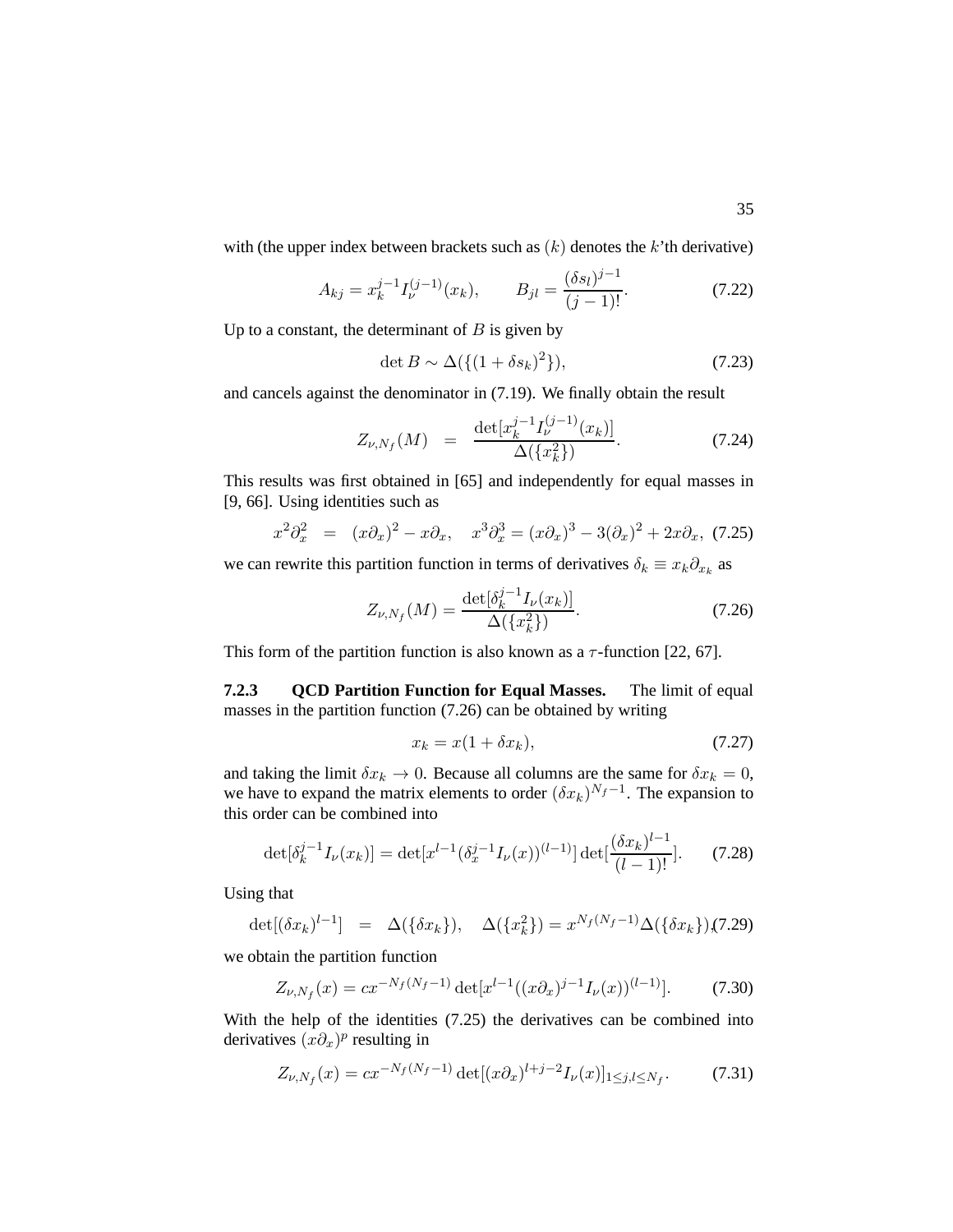with (the upper index between brackets such as $(k)$ denotes the $k$'th derivative)

$$A_{kj} = x_k^{j-1} I_\nu^{(j-1)}(x_k), \qquad B_{jl} = \frac{(\delta s_l)^{j-1}}{(j-1)!}. \tag{7.22}$$

Up to a constant, the determinant of $B$ is given by

$$\det B \sim \Delta(\{(1+\delta s_k)^2\}), \tag{7.23}$$

and cancels against the denominator in (7.19). We finally obtain the result

$$Z_{\nu,N_f}(M) \;\; = \;\; \frac{\det[x_k^{j-1} I_\nu^{(j-1)}(x_k)]}{\Delta(\{x_k^2\})}. \tag{7.24}$$

This results was first obtained in [65] and independently for equal masses in [9, 66]. Using identities such as

$$x^2\partial_x^2 \;\; = \;\; (x\partial_x)^2 - x\partial_x, \quad x^3\partial_x^3 = (x\partial_x)^3 - 3(\partial_x)^2 + 2x\partial_x, \tag{7.25}$$

we can rewrite this partition function in terms of derivatives $\delta_k \equiv x_k \partial_{x_k}$ as

$$Z_{\nu,N_f}(M) = \frac{\det[\delta_k^{j-1} I_\nu(x_k)]}{\Delta(\{x_k^2\})}. \tag{7.26}$$

This form of the partition function is also known as a $\tau$-function [22, 67].

**7.2.3 QCD Partition Function for Equal Masses.** The limit of equal masses in the partition function (7.26) can be obtained by writing

$$x_k = x(1+\delta x_k), \tag{7.27}$$

and taking the limit $\delta x_k \to 0$. Because all columns are the same for $\delta x_k = 0$, we have to expand the matrix elements to order $(\delta x_k)^{N_f-1}$. The expansion to this order can be combined into

$$\det[\delta_k^{j-1} I_\nu(x_k)] = \det[x^{l-1}(\delta_x^{j-1} I_\nu(x))^{(l-1)}] \det[\frac{(\delta x_k)^{l-1}}{(l-1)!}]. \tag{7.28}$$

Using that

$$\det[(\delta x_k)^{l-1}] \;\; = \;\; \Delta(\{\delta x_k\}), \quad \Delta(\{x_k^2\}) = x^{N_f(N_f-1)}\Delta(\{\delta x_k\}), \tag{7.29}$$

we obtain the partition function

$$Z_{\nu,N_f}(x) = c x^{-N_f(N_f-1)} \det[x^{l-1}((x\partial_x)^{j-1} I_\nu(x))^{(l-1)}]. \tag{7.30}$$

With the help of the identities (7.25) the derivatives can be combined into derivatives $(x\partial_x)^p$ resulting in

$$Z_{\nu,N_f}(x) = c x^{-N_f(N_f-1)} \det[(x\partial_x)^{l+j-2} I_\nu(x)]_{1\le j,l \le N_f}. \tag{7.31}$$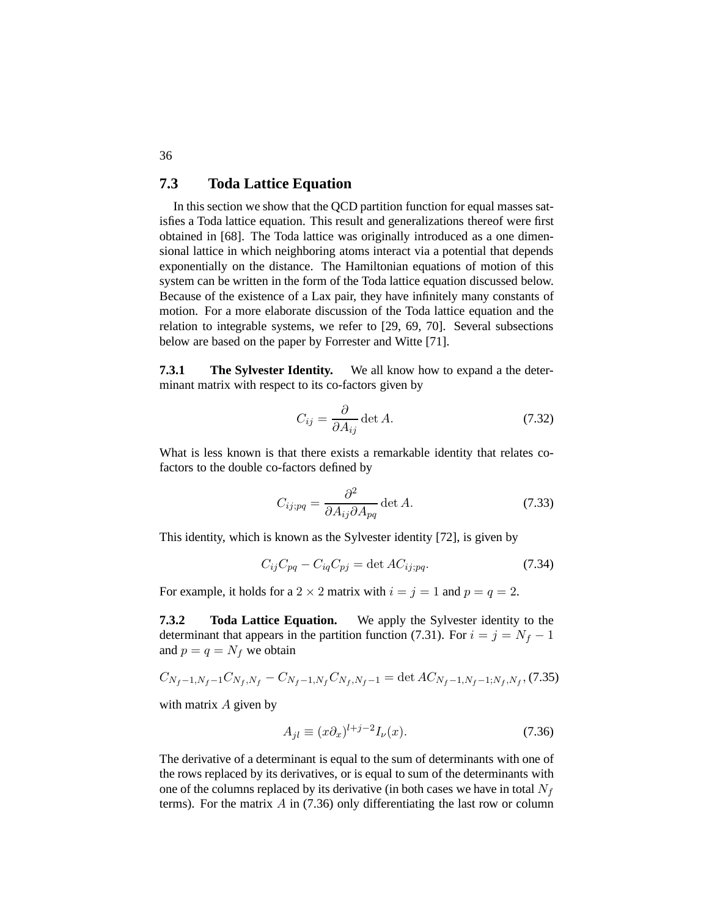## 7.3 Toda Lattice Equation

In this section we show that the QCD partition function for equal masses satisfies a Toda lattice equation. This result and generalizations thereof were first obtained in [68]. The Toda lattice was originally introduced as a one dimensional lattice in which neighboring atoms interact via a potential that depends exponentially on the distance. The Hamiltonian equations of motion of this system can be written in the form of the Toda lattice equation discussed below. Because of the existence of a Lax pair, they have infinitely many constants of motion. For a more elaborate discussion of the Toda lattice equation and the relation to integrable systems, we refer to [29, 69, 70]. Several subsections below are based on the paper by Forrester and Witte [71].

**7.3.1 The Sylvester Identity.** We all know how to expand a the determinant matrix with respect to its co-factors given by

$$C_{ij} = \frac{\partial}{\partial A_{ij}} \det A. \tag{7.32}$$

What is less known is that there exists a remarkable identity that relates co-factors to the double co-factors defined by

$$C_{ij;pq} = \frac{\partial^2}{\partial A_{ij} \partial A_{pq}} \det A. \tag{7.33}$$

This identity, which is known as the Sylvester identity [72], is given by

$$C_{ij}C_{pq} - C_{iq}C_{pj} = \det A C_{ij;pq}. \tag{7.34}$$

For example, it holds for a $2 \times 2$ matrix with $i = j = 1$ and $p = q = 2$.

**7.3.2 Toda Lattice Equation.** We apply the Sylvester identity to the determinant that appears in the partition function (7.31). For $i = j = N_f - 1$ and $p = q = N_f$ we obtain

$$C_{N_f-1,N_f-1}C_{N_f,N_f} - C_{N_f-1,N_f}C_{N_f,N_f-1} = \det A C_{N_f-1,N_f-1;N_f,N_f}, \tag{7.35}$$

with matrix $A$ given by

$$A_{jl} \equiv (x\partial_x)^{l+j-2} I_\nu(x). \tag{7.36}$$

The derivative of a determinant is equal to the sum of determinants with one of the rows replaced by its derivatives, or is equal to sum of the determinants with one of the columns replaced by its derivative (in both cases we have in total $N_f$ terms). For the matrix $A$ in (7.36) only differentiating the last row or column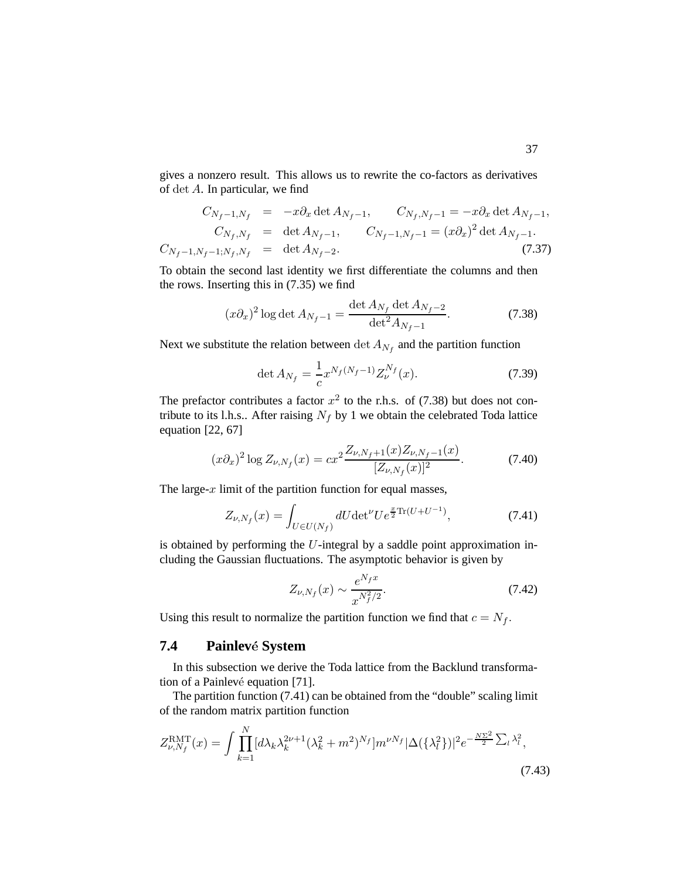gives a nonzero result. This allows us to rewrite the co-factors as derivatives of $\det A$. In particular, we find

$$
\begin{aligned}
C_{N_f-1,N_f} &= -x\partial_x \det A_{N_f-1}, \qquad C_{N_f,N_f-1} = -x\partial_x \det A_{N_f-1}, \\
C_{N_f,N_f} &= \det A_{N_f-1}, \qquad C_{N_f-1,N_f-1} = (x\partial_x)^2 \det A_{N_f-1}. \\
C_{N_f-1,N_f-1;N_f,N_f} &= \det A_{N_f-2}.
\end{aligned} \tag{7.37}
$$

To obtain the second last identity we first differentiate the columns and then the rows. Inserting this in (7.35) we find

$$
(x\partial_x)^2 \log \det A_{N_f-1} = \frac{\det A_{N_f} \det A_{N_f-2}}{\det^2 A_{N_f-1}}. \tag{7.38}
$$

Next we substitute the relation between $\det A_{N_f}$ and the partition function

$$
\det A_{N_f} = \frac{1}{c} x^{N_f(N_f-1)} Z_\nu^{N_f}(x). \tag{7.39}
$$

The prefactor contributes a factor $x^2$ to the r.h.s. of (7.38) but does not contribute to its l.h.s.. After raising $N_f$ by 1 we obtain the celebrated Toda lattice equation [22, 67]

$$
(x\partial_x)^2 \log Z_{\nu,N_f}(x) = cx^2 \frac{Z_{\nu,N_f+1}(x) Z_{\nu,N_f-1}(x)}{[Z_{\nu,N_f}(x)]^2}. \tag{7.40}
$$

The large-$x$ limit of the partition function for equal masses,

$$
Z_{\nu,N_f}(x) = \int_{U \in U(N_f)} dU \det{}^\nu U e^{\frac{x}{2}\mathrm{Tr}(U+U^{-1})}, \tag{7.41}
$$

is obtained by performing the $U$-integral by a saddle point approximation including the Gaussian fluctuations. The asymptotic behavior is given by

$$
Z_{\nu,N_f}(x) \sim \frac{e^{N_f x}}{x^{N_f^2/2}}. \tag{7.42}
$$

Using this result to normalize the partition function we find that $c = N_f$.

## 7.4 Painlevé System

In this subsection we derive the Toda lattice from the Backlund transformation of a Painlevé equation [71].

The partition function (7.41) can be obtained from the "double" scaling limit of the random matrix partition function

$$
Z_{\nu,N_f}^{\mathrm{RMT}}(x) = \int \prod_{k=1}^{N} [d\lambda_k \lambda_k^{2\nu+1} (\lambda_k^2 + m^2)^{N_f}] m^{\nu N_f} |\Delta(\{\lambda_l^2\})|^2 e^{-\frac{N\Sigma^2}{2}\sum_l \lambda_l^2}, \tag{7.43}
$$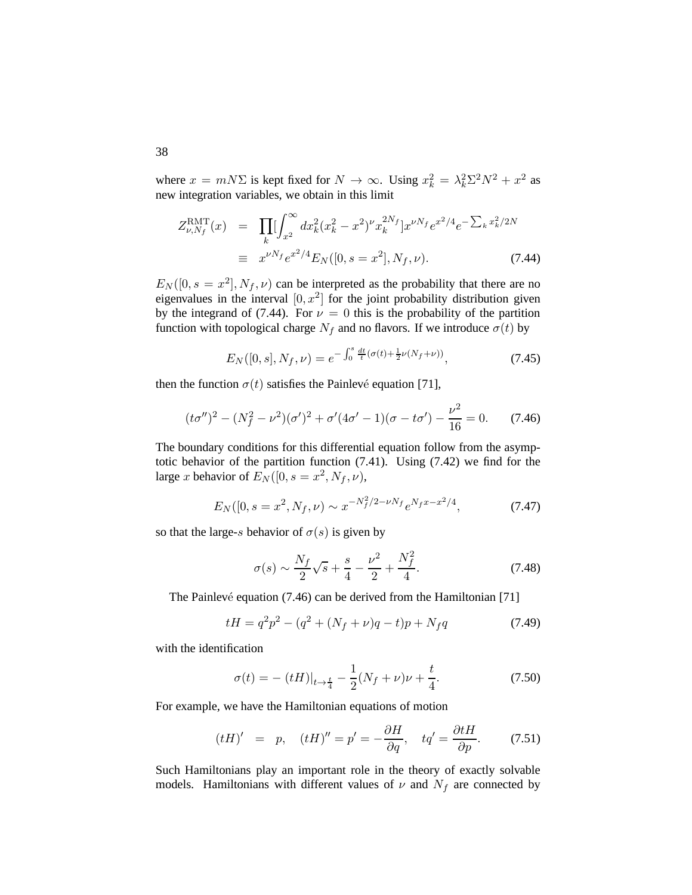where $x = mN\Sigma$ is kept fixed for $N \to \infty$. Using $x_k^2 = \lambda_k^2 \Sigma^2 N^2 + x^2$ as new integration variables, we obtain in this limit

$$
\begin{aligned}
Z_{\nu,N_f}^{\rm RMT}(x) &= \prod_k [\int_{x^2}^{\infty} dx_k^2 (x_k^2 - x^2)^{\nu} x_k^{2N_f}] x^{\nu N_f} e^{x^2/4} e^{-\sum_k x_k^2/2N} \\
&\equiv x^{\nu N_f} e^{x^2/4} E_N([0, s = x^2], N_f, \nu). \qquad (7.44)
\end{aligned}
$$

$E_N([0, s = x^2], N_f, \nu)$ can be interpreted as the probability that there are no eigenvalues in the interval $[0, x^2]$ for the joint probability distribution given by the integrand of (7.44). For $\nu = 0$ this is the probability of the partition function with topological charge $N_f$ and no flavors. If we introduce $\sigma(t)$ by

$$
E_N([0, s], N_f, \nu) = e^{-\int_0^s \frac{dt}{t}(\sigma(t) + \frac{1}{2}\nu(N_f + \nu))}, \qquad (7.45)
$$

then the function $\sigma(t)$ satisfies the Painlevé equation [71],

$$
(t\sigma'')^2 - (N_f^2 - \nu^2)(\sigma')^2 + \sigma'(4\sigma' - 1)(\sigma - t\sigma') - \frac{\nu^2}{16} = 0. \qquad (7.46)
$$

The boundary conditions for this differential equation follow from the asymptotic behavior of the partition function (7.41). Using (7.42) we find for the large $x$ behavior of $E_N([0, s = x^2, N_f, \nu)$,

$$
E_N([0, s = x^2, N_f, \nu) \sim x^{-N_f^2/2 - \nu N_f} e^{N_f x - x^2/4}, \qquad (7.47)
$$

so that the large-$s$ behavior of $\sigma(s)$ is given by

$$
\sigma(s) \sim \frac{N_f}{2}\sqrt{s} + \frac{s}{4} - \frac{\nu^2}{2} + \frac{N_f^2}{4}. \qquad (7.48)
$$

The Painlevé equation (7.46) can be derived from the Hamiltonian [71]

$$
tH = q^2 p^2 - (q^2 + (N_f + \nu)q - t)p + N_f q \qquad (7.49)
$$

with the identification

$$
\sigma(t) = -\left.(tH)\right|_{t \to \frac{t}{4}} - \frac{1}{2}(N_f + \nu)\nu + \frac{t}{4}. \qquad (7.50)
$$

For example, we have the Hamiltonian equations of motion

$$
(tH)' = p, \quad (tH)'' = p' = -\frac{\partial H}{\partial q}, \quad tq' = \frac{\partial tH}{\partial p}. \qquad (7.51)
$$

Such Hamiltonians play an important role in the theory of exactly solvable models. Hamiltonians with different values of $\nu$ and $N_f$ are connected by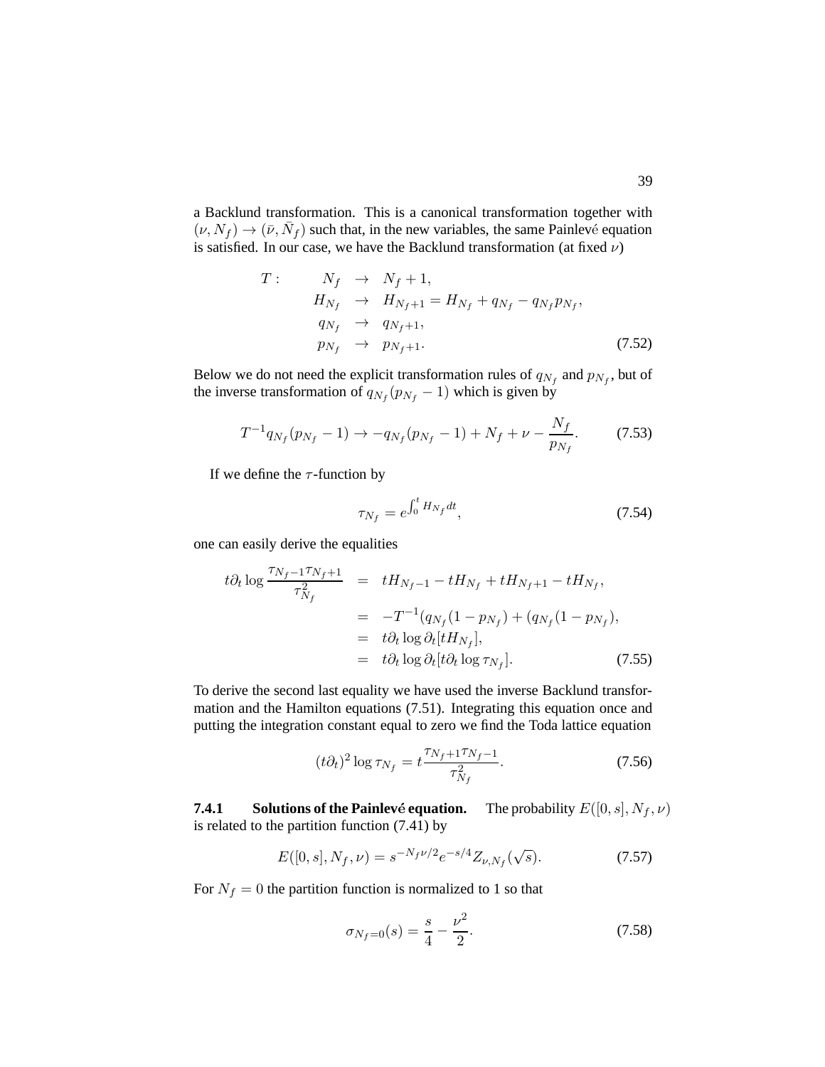a Backlund transformation. This is a canonical transformation together with $(\nu, N_f) \to (\bar{\nu}, \bar{N}_f)$ such that, in the new variables, the same Painlevé equation is satisfied. In our case, we have the Backlund transformation (at fixed $\nu$)

$$
\begin{array}{rrcl}
T: & N_f & \to & N_f + 1, \\
 & H_{N_f} & \to & H_{N_f+1} = H_{N_f} + q_{N_f} - q_{N_f} p_{N_f}, \\
 & q_{N_f} & \to & q_{N_f+1}, \\
 & p_{N_f} & \to & p_{N_f+1}.
\end{array} \tag{7.52}
$$

Below we do not need the explicit transformation rules of $q_{N_f}$ and $p_{N_f}$, but of the inverse transformation of $q_{N_f}(p_{N_f} - 1)$ which is given by

$$
T^{-1} q_{N_f}(p_{N_f} - 1) \to -q_{N_f}(p_{N_f} - 1) + N_f + \nu - \frac{N_f}{p_{N_f}}. \tag{7.53}
$$

If we define the $\tau$-function by

$$
\tau_{N_f} = e^{\int_0^t H_{N_f} dt}, \tag{7.54}
$$

one can easily derive the equalities

$$
\begin{aligned}
t\partial_t \log \frac{\tau_{N_f-1}\tau_{N_f+1}}{\tau_{N_f}^2} &= tH_{N_f-1} - tH_{N_f} + tH_{N_f+1} - tH_{N_f}, \\
&= -T^{-1}(q_{N_f}(1 - p_{N_f}) + (q_{N_f}(1 - p_{N_f}), \\
&= t\partial_t \log \partial_t [tH_{N_f}], \\
&= t\partial_t \log \partial_t [t\partial_t \log \tau_{N_f}].
\end{aligned} \tag{7.55}
$$

To derive the second last equality we have used the inverse Backlund transformation and the Hamilton equations (7.51). Integrating this equation once and putting the integration constant equal to zero we find the Toda lattice equation

$$
(t\partial_t)^2 \log \tau_{N_f} = t \frac{\tau_{N_f+1}\tau_{N_f-1}}{\tau_{N_f}^2}. \tag{7.56}
$$

#### 7.4.1 Solutions of the Painlevé equation.

The probability $E([0, s], N_f, \nu)$ is related to the partition function (7.41) by

$$
E([0, s], N_f, \nu) = s^{-N_f \nu/2} e^{-s/4} Z_{\nu, N_f}(\sqrt{s}). \tag{7.57}
$$

For $N_f = 0$ the partition function is normalized to 1 so that

$$
\sigma_{N_f=0}(s) = \frac{s}{4} - \frac{\nu^2}{2}. \tag{7.58}
$$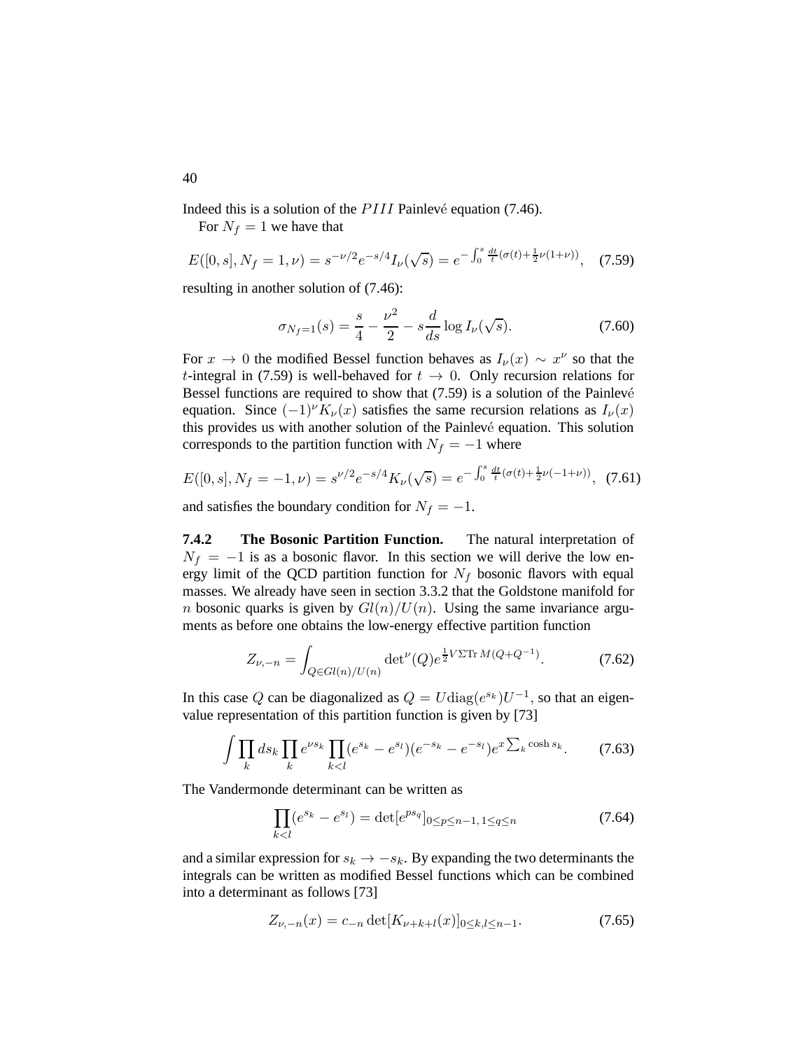Indeed this is a solution of the $PIII$ Painlevé equation (7.46).

For $N_f = 1$ we have that

$$E([0,s], N_f = 1, \nu) = s^{-\nu/2} e^{-s/4} I_\nu(\sqrt{s}) = e^{-\int_0^s \frac{dt}{t}(\sigma(t) + \frac{1}{2}\nu(1+\nu))}, \quad (7.59)$$

resulting in another solution of (7.46):

$$\sigma_{N_f=1}(s) = \frac{s}{4} - \frac{\nu^2}{2} - s\frac{d}{ds}\log I_\nu(\sqrt{s}). \quad (7.60)$$

For $x \to 0$ the modified Bessel function behaves as $I_\nu(x) \sim x^\nu$ so that the $t$-integral in (7.59) is well-behaved for $t \to 0$. Only recursion relations for Bessel functions are required to show that (7.59) is a solution of the Painlevé equation. Since $(-1)^\nu K_\nu(x)$ satisfies the same recursion relations as $I_\nu(x)$ this provides us with another solution of the Painlevé equation. This solution corresponds to the partition function with $N_f = -1$ where

$$E([0,s], N_f = -1, \nu) = s^{\nu/2} e^{-s/4} K_\nu(\sqrt{s}) = e^{-\int_0^s \frac{dt}{t}(\sigma(t) + \frac{1}{2}\nu(-1+\nu))}, \quad (7.61)$$

and satisfies the boundary condition for $N_f = -1$.

### 7.4.2 The Bosonic Partition Function.

The natural interpretation of $N_f = -1$ is as a bosonic flavor. In this section we will derive the low energy limit of the QCD partition function for $N_f$ bosonic flavors with equal masses. We already have seen in section 3.3.2 that the Goldstone manifold for $n$ bosonic quarks is given by $Gl(n)/U(n)$. Using the same invariance arguments as before one obtains the low-energy effective partition function

$$Z_{\nu,-n} = \int_{Q \in Gl(n)/U(n)} \det{}^\nu(Q) e^{\frac{1}{2}V\Sigma \mathrm{Tr}\, M(Q+Q^{-1})}. \quad (7.62)$$

In this case $Q$ can be diagonalized as $Q = U\mathrm{diag}(e^{s_k})U^{-1}$, so that an eigenvalue representation of this partition function is given by [73]

$$\int \prod_k ds_k \prod_k e^{\nu s_k} \prod_{k<l}(e^{s_k} - e^{s_l})(e^{-s_k} - e^{-s_l}) e^{x\sum_k \cosh s_k}. \quad (7.63)$$

The Vandermonde determinant can be written as

$$\prod_{k<l}(e^{s_k} - e^{s_l}) = \det[e^{ps_q}]_{0 \le p \le n-1,\, 1 \le q \le n} \quad (7.64)$$

and a similar expression for $s_k \to -s_k$. By expanding the two determinants the integrals can be written as modified Bessel functions which can be combined into a determinant as follows [73]

$$Z_{\nu,-n}(x) = c_{-n} \det[K_{\nu+k+l}(x)]_{0 \le k,l \le n-1}. \quad (7.65)$$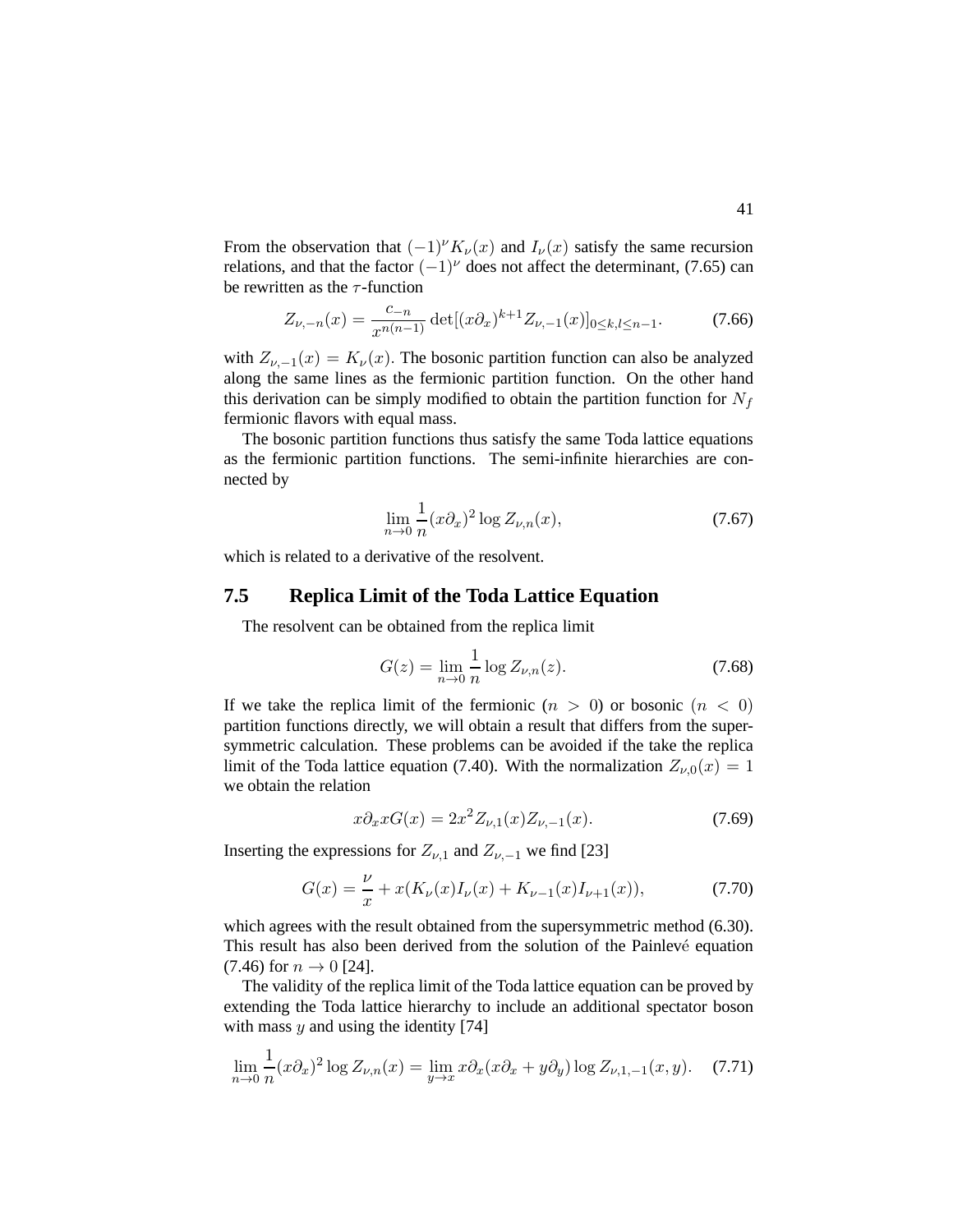From the observation that $(-1)^\nu K_\nu(x)$ and $I_\nu(x)$ satisfy the same recursion relations, and that the factor $(-1)^\nu$ does not affect the determinant, (7.65) can be rewritten as the $\tau$-function

$$Z_{\nu,-n}(x) = \frac{c_{-n}}{x^{n(n-1)}} \det[(x\partial_x)^{k+1} Z_{\nu,-1}(x)]_{0\le k,l\le n-1}. \tag{7.66}$$

with $Z_{\nu,-1}(x) = K_\nu(x)$. The bosonic partition function can also be analyzed along the same lines as the fermionic partition function. On the other hand this derivation can be simply modified to obtain the partition function for $N_f$ fermionic flavors with equal mass.

The bosonic partition functions thus satisfy the same Toda lattice equations as the fermionic partition functions. The semi-infinite hierarchies are connected by

$$\lim_{n\to 0} \frac{1}{n}(x\partial_x)^2 \log Z_{\nu,n}(x), \tag{7.67}$$

which is related to a derivative of the resolvent.

## 7.5 Replica Limit of the Toda Lattice Equation

The resolvent can be obtained from the replica limit

$$G(z) = \lim_{n\to 0} \frac{1}{n} \log Z_{\nu,n}(z). \tag{7.68}$$

If we take the replica limit of the fermionic $(n > 0)$ or bosonic $(n < 0)$ partition functions directly, we will obtain a result that differs from the supersymmetric calculation. These problems can be avoided if the take the replica limit of the Toda lattice equation (7.40). With the normalization $Z_{\nu,0}(x) = 1$ we obtain the relation

$$x\partial_x x G(x) = 2x^2 Z_{\nu,1}(x) Z_{\nu,-1}(x). \tag{7.69}$$

Inserting the expressions for $Z_{\nu,1}$ and $Z_{\nu,-1}$ we find [23]

$$G(x) = \frac{\nu}{x} + x(K_\nu(x) I_\nu(x) + K_{\nu-1}(x) I_{\nu+1}(x)), \tag{7.70}$$

which agrees with the result obtained from the supersymmetric method (6.30). This result has also been derived from the solution of the Painlevé equation (7.46) for $n \to 0$ [24].

The validity of the replica limit of the Toda lattice equation can be proved by extending the Toda lattice hierarchy to include an additional spectator boson with mass $y$ and using the identity [74]

$$\lim_{n\to 0} \frac{1}{n}(x\partial_x)^2 \log Z_{\nu,n}(x) = \lim_{y\to x} x\partial_x (x\partial_x + y\partial_y) \log Z_{\nu,1,-1}(x,y). \tag{7.71}$$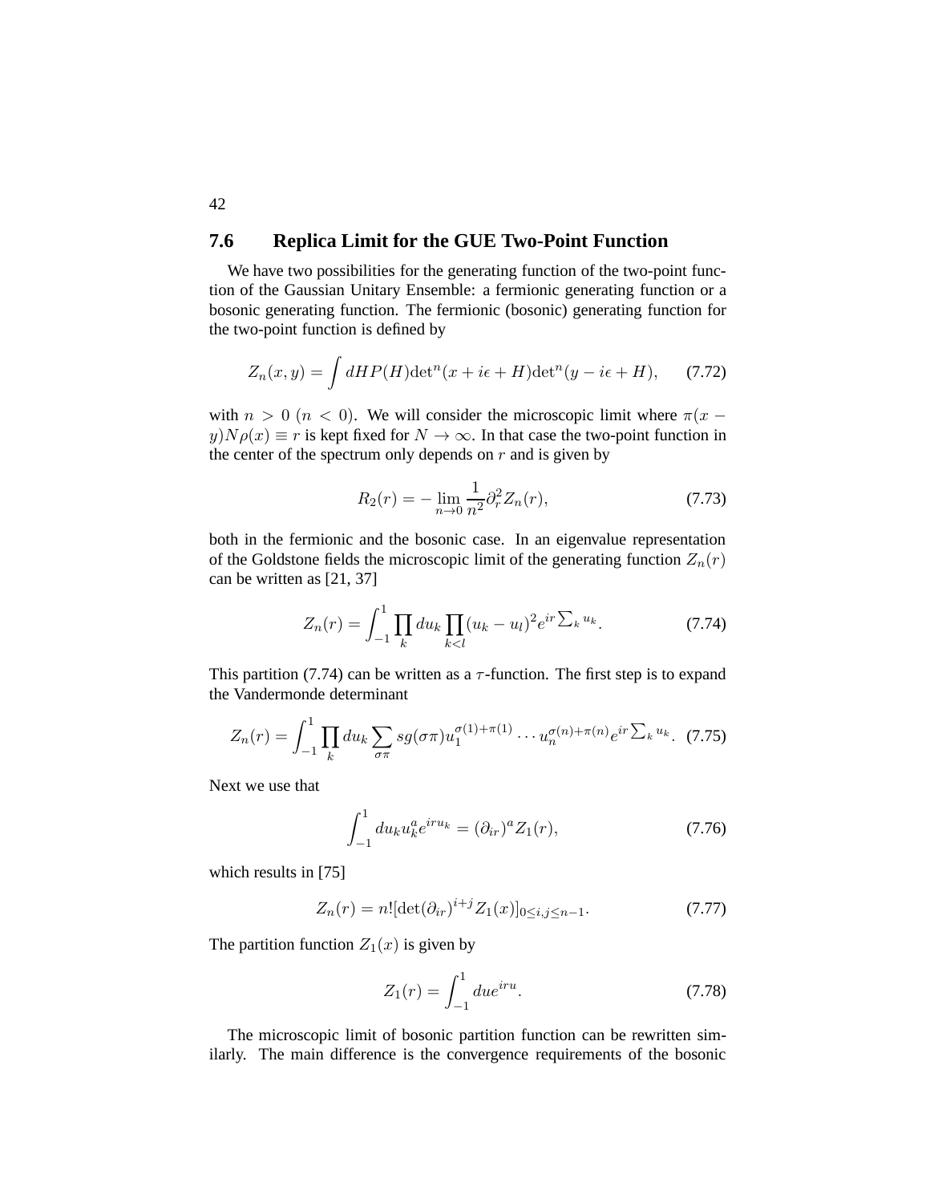## 7.6 Replica Limit for the GUE Two-Point Function

We have two possibilities for the generating function of the two-point function of the Gaussian Unitary Ensemble: a fermionic generating function or a bosonic generating function. The fermionic (bosonic) generating function for the two-point function is defined by

$$Z_n(x,y) = \int dHP(H)\det{}^n(x + i\epsilon + H)\det{}^n(y - i\epsilon + H), \qquad (7.72)$$

with $n > 0$ ($n < 0$). We will consider the microscopic limit where $\pi(x - y)N\rho(x) \equiv r$ is kept fixed for $N \to \infty$. In that case the two-point function in the center of the spectrum only depends on $r$ and is given by

$$R_2(r) = -\lim_{n\to 0}\frac{1}{n^2}\partial_r^2 Z_n(r), \qquad (7.73)$$

both in the fermionic and the bosonic case. In an eigenvalue representation of the Goldstone fields the microscopic limit of the generating function $Z_n(r)$ can be written as [21, 37]

$$Z_n(r) = \int_{-1}^{1}\prod_k du_k \prod_{k<l}(u_k - u_l)^2 e^{ir\sum_k u_k}. \qquad (7.74)$$

This partition (7.74) can be written as a $\tau$-function. The first step is to expand the Vandermonde determinant

$$Z_n(r) = \int_{-1}^{1}\prod_k du_k \sum_{\sigma\pi} sg(\sigma\pi) u_1^{\sigma(1)+\pi(1)}\cdots u_n^{\sigma(n)+\pi(n)} e^{ir\sum_k u_k}. \quad (7.75)$$

Next we use that

$$\int_{-1}^{1} du_k u_k^a e^{iru_k} = (\partial_{ir})^a Z_1(r), \qquad (7.76)$$

which results in [75]

$$Z_n(r) = n![\det(\partial_{ir})^{i+j} Z_1(x)]_{0\le i,j\le n-1}. \qquad (7.77)$$

The partition function $Z_1(x)$ is given by

$$Z_1(r) = \int_{-1}^{1} du e^{iru}. \qquad (7.78)$$

The microscopic limit of bosonic partition function can be rewritten similarly. The main difference is the convergence requirements of the bosonic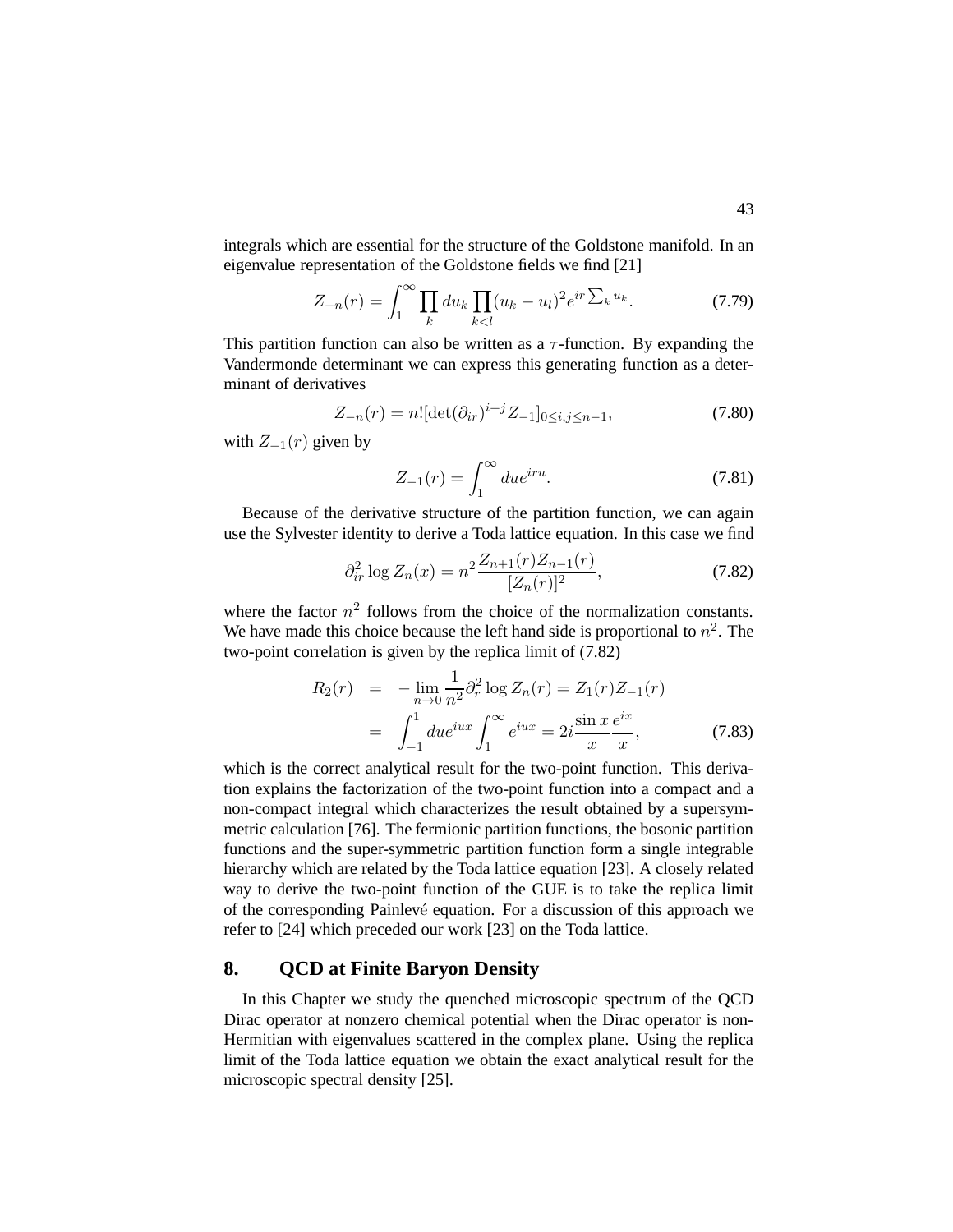integrals which are essential for the structure of the Goldstone manifold. In an eigenvalue representation of the Goldstone fields we find [21]

$$Z_{-n}(r) = \int_1^\infty \prod_k du_k \prod_{k<l} (u_k - u_l)^2 e^{ir\sum_k u_k}. \tag{7.79}$$

This partition function can also be written as a $\tau$-function. By expanding the Vandermonde determinant we can express this generating function as a determinant of derivatives

$$Z_{-n}(r) = n! [\det(\partial_{ir})^{i+j} Z_{-1}]_{0 \le i,j \le n-1}, \tag{7.80}$$

with $Z_{-1}(r)$ given by

$$Z_{-1}(r) = \int_1^\infty du e^{iru}. \tag{7.81}$$

Because of the derivative structure of the partition function, we can again use the Sylvester identity to derive a Toda lattice equation. In this case we find

$$\partial_{ir}^2 \log Z_n(x) = n^2 \frac{Z_{n+1}(r) Z_{n-1}(r)}{[Z_n(r)]^2}, \tag{7.82}$$

where the factor $n^2$ follows from the choice of the normalization constants. We have made this choice because the left hand side is proportional to $n^2$. The two-point correlation is given by the replica limit of (7.82)

$$\begin{aligned} R_2(r) &= -\lim_{n \to 0} \frac{1}{n^2} \partial_r^2 \log Z_n(r) = Z_1(r) Z_{-1}(r) \\ &= \int_{-1}^1 du e^{iux} \int_1^\infty e^{iux} = 2i \frac{\sin x}{x} \frac{e^{ix}}{x}, \end{aligned} \tag{7.83}$$

which is the correct analytical result for the two-point function. This derivation explains the factorization of the two-point function into a compact and a non-compact integral which characterizes the result obtained by a supersymmetric calculation [76]. The fermionic partition functions, the bosonic partition functions and the super-symmetric partition function form a single integrable hierarchy which are related by the Toda lattice equation [23]. A closely related way to derive the two-point function of the GUE is to take the replica limit of the corresponding Painlevé equation. For a discussion of this approach we refer to [24] which preceded our work [23] on the Toda lattice.

## 8. QCD at Finite Baryon Density

In this Chapter we study the quenched microscopic spectrum of the QCD Dirac operator at nonzero chemical potential when the Dirac operator is non-Hermitian with eigenvalues scattered in the complex plane. Using the replica limit of the Toda lattice equation we obtain the exact analytical result for the microscopic spectral density [25].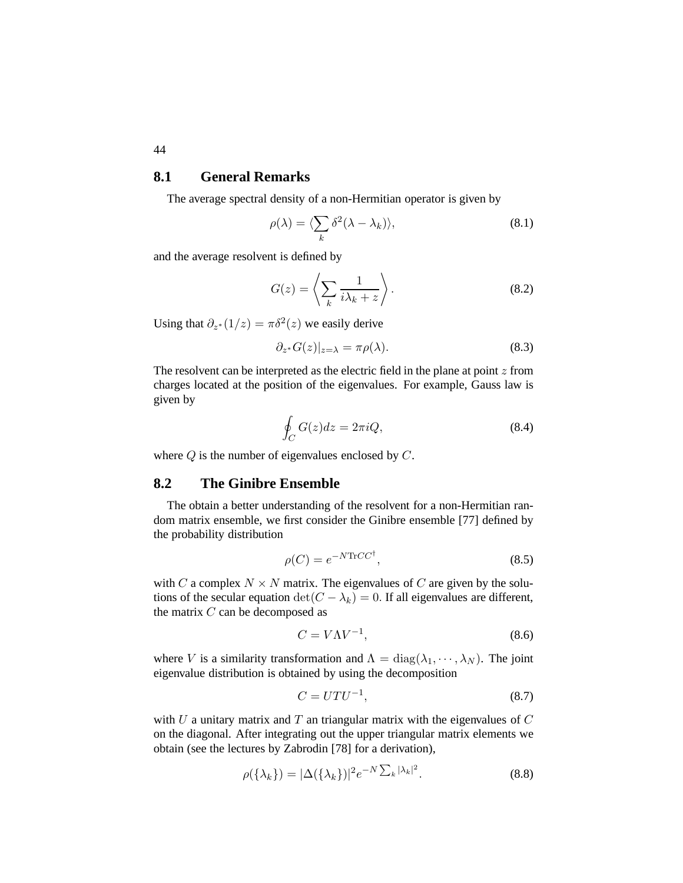## 8.1 General Remarks

The average spectral density of a non-Hermitian operator is given by

$$\rho(\lambda) = \langle \sum_k \delta^2(\lambda - \lambda_k) \rangle, \tag{8.1}$$

and the average resolvent is defined by

$$G(z) = \left\langle \sum_k \frac{1}{i\lambda_k + z} \right\rangle. \tag{8.2}$$

Using that $\partial_{z^*}(1/z) = \pi\delta^2(z)$ we easily derive

$$\partial_{z^*} G(z)|_{z=\lambda} = \pi\rho(\lambda). \tag{8.3}$$

The resolvent can be interpreted as the electric field in the plane at point $z$ from charges located at the position of the eigenvalues. For example, Gauss law is given by

$$\oint_C G(z) dz = 2\pi i Q, \tag{8.4}$$

where $Q$ is the number of eigenvalues enclosed by $C$.

## 8.2 The Ginibre Ensemble

The obtain a better understanding of the resolvent for a non-Hermitian random matrix ensemble, we first consider the Ginibre ensemble [77] defined by the probability distribution

$$\rho(C) = e^{-N \mathrm{Tr} CC^\dagger}, \tag{8.5}$$

with $C$ a complex $N \times N$ matrix. The eigenvalues of $C$ are given by the solutions of the secular equation $\det(C - \lambda_k) = 0$. If all eigenvalues are different, the matrix $C$ can be decomposed as

$$C = V\Lambda V^{-1}, \tag{8.6}$$

where $V$ is a similarity transformation and $\Lambda = \mathrm{diag}(\lambda_1, \cdots, \lambda_N)$. The joint eigenvalue distribution is obtained by using the decomposition

$$C = UTU^{-1}, \tag{8.7}$$

with $U$ a unitary matrix and $T$ an triangular matrix with the eigenvalues of $C$ on the diagonal. After integrating out the upper triangular matrix elements we obtain (see the lectures by Zabrodin [78] for a derivation),

$$\rho(\{\lambda_k\}) = |\Delta(\{\lambda_k\})|^2 e^{-N\sum_k |\lambda_k|^2}. \tag{8.8}$$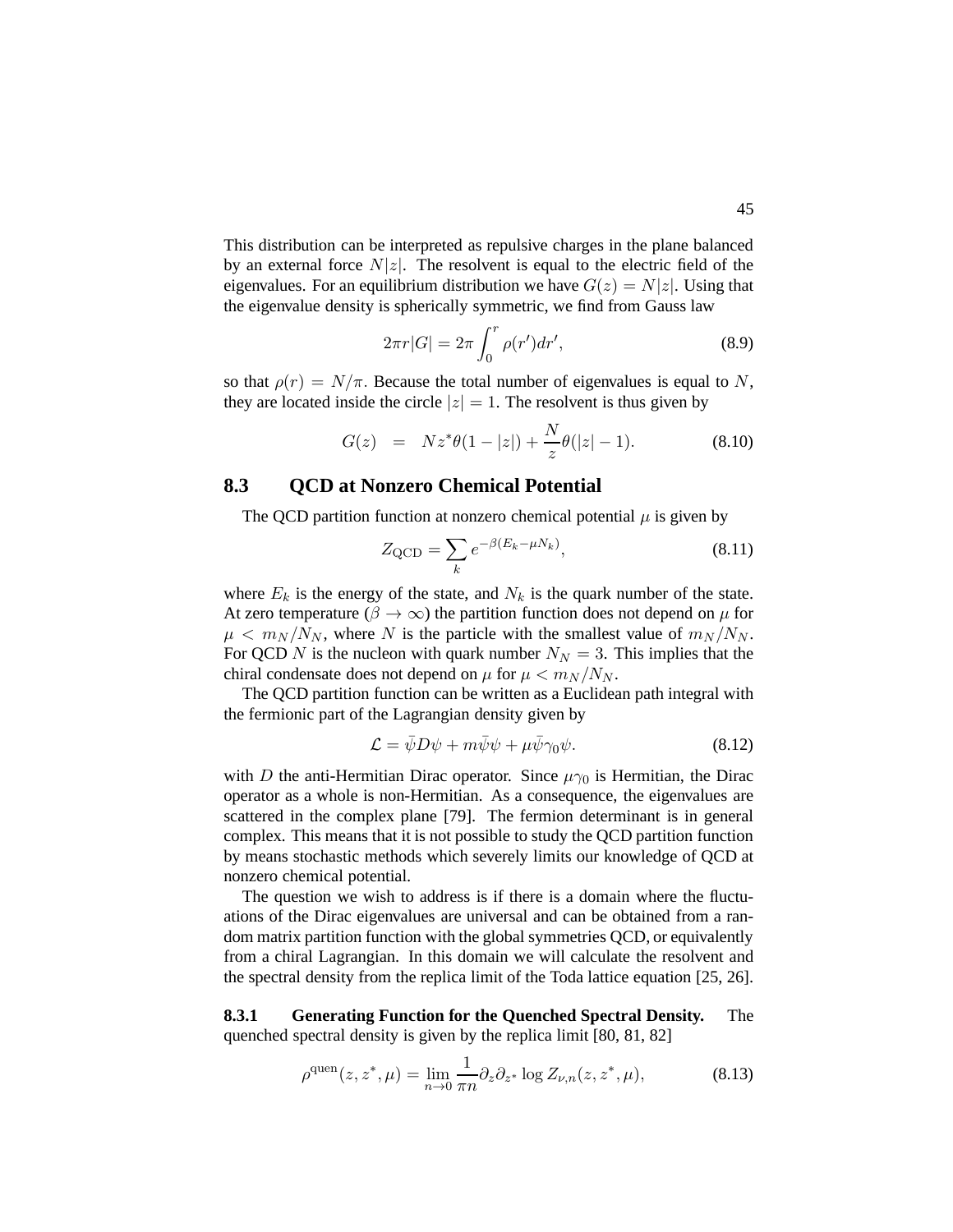This distribution can be interpreted as repulsive charges in the plane balanced by an external force $N|z|$. The resolvent is equal to the electric field of the eigenvalues. For an equilibrium distribution we have $G(z) = N|z|$. Using that the eigenvalue density is spherically symmetric, we find from Gauss law

$$2\pi r|G| = 2\pi \int_0^r \rho(r')dr', \tag{8.9}$$

so that $\rho(r) = N/\pi$. Because the total number of eigenvalues is equal to $N$, they are located inside the circle $|z| = 1$. The resolvent is thus given by

$$G(z) \;\; = \;\; Nz^*\theta(1 - |z|) + \frac{N}{z}\theta(|z| - 1). \tag{8.10}$$

## 8.3 QCD at Nonzero Chemical Potential

The QCD partition function at nonzero chemical potential $\mu$ is given by

$$Z_{\rm QCD} = \sum_k e^{-\beta(E_k - \mu N_k)}, \tag{8.11}$$

where $E_k$ is the energy of the state, and $N_k$ is the quark number of the state. At zero temperature ($\beta \to \infty$) the partition function does not depend on $\mu$ for $\mu < m_N/N_N$, where $N$ is the particle with the smallest value of $m_N/N_N$. For QCD $N$ is the nucleon with quark number $N_N = 3$. This implies that the chiral condensate does not depend on $\mu$ for $\mu < m_N/N_N$.

The QCD partition function can be written as a Euclidean path integral with the fermionic part of the Lagrangian density given by

$$\mathcal{L} = \bar{\psi} D \psi + m\bar{\psi}\psi + \mu\bar{\psi}\gamma_0\psi. \tag{8.12}$$

with $D$ the anti-Hermitian Dirac operator. Since $\mu\gamma_0$ is Hermitian, the Dirac operator as a whole is non-Hermitian. As a consequence, the eigenvalues are scattered in the complex plane [79]. The fermion determinant is in general complex. This means that it is not possible to study the QCD partition function by means stochastic methods which severely limits our knowledge of QCD at nonzero chemical potential.

The question we wish to address is if there is a domain where the fluctuations of the Dirac eigenvalues are universal and can be obtained from a random matrix partition function with the global symmetries QCD, or equivalently from a chiral Lagrangian. In this domain we will calculate the resolvent and the spectral density from the replica limit of the Toda lattice equation [25, 26].

**8.3.1 Generating Function for the Quenched Spectral Density.** The quenched spectral density is given by the replica limit [80, 81, 82]

$$\rho^{\rm quen}(z, z^*, \mu) = \lim_{n \to 0} \frac{1}{\pi n} \partial_z \partial_{z^*} \log Z_{\nu,n}(z, z^*, \mu), \tag{8.13}$$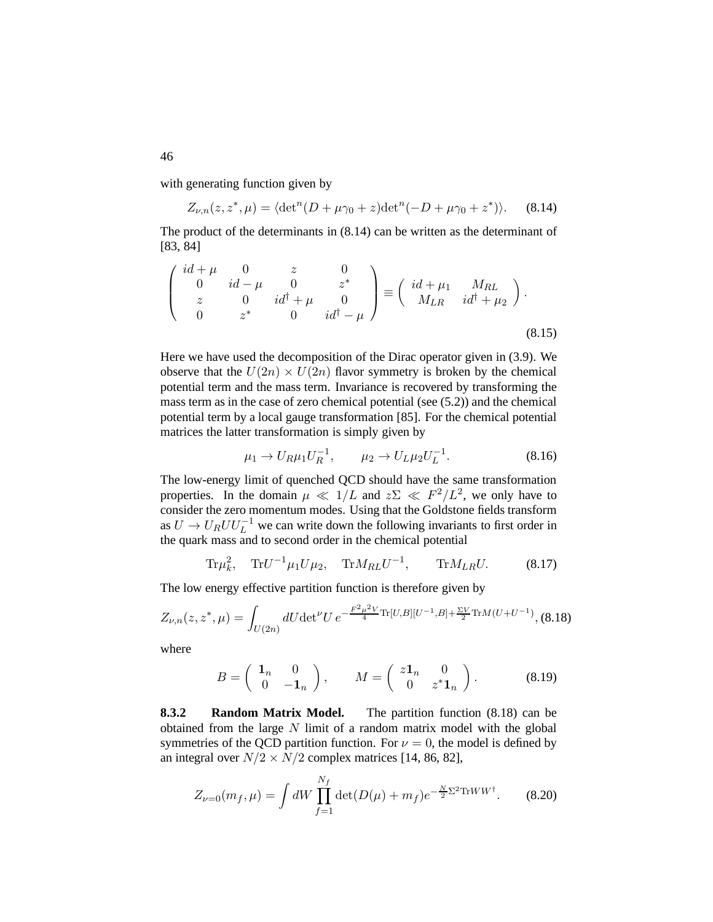with generating function given by

$$Z_{\nu,n}(z, z^*, \mu) = \langle \det{}^n(D + \mu\gamma_0 + z)\det{}^n(-D + \mu\gamma_0 + z^*)\rangle. \tag{8.14}$$

The product of the determinants in (8.14) can be written as the determinant of [83, 84]

$$\begin{pmatrix} id + \mu & 0 & z & 0 \\ 0 & id - \mu & 0 & z^* \\ z & 0 & id^\dagger + \mu & 0 \\ 0 & z^* & 0 & id^\dagger - \mu \end{pmatrix} \equiv \begin{pmatrix} id + \mu_1 & M_{RL} \\ M_{LR} & id^\dagger + \mu_2 \end{pmatrix}. \tag{8.15}$$

Here we have used the decomposition of the Dirac operator given in (3.9). We observe that the $U(2n) \times U(2n)$ flavor symmetry is broken by the chemical potential term and the mass term. Invariance is recovered by transforming the mass term as in the case of zero chemical potential (see (5.2)) and the chemical potential term by a local gauge transformation [85]. For the chemical potential matrices the latter transformation is simply given by

$$\mu_1 \to U_R \mu_1 U_R^{-1}, \qquad \mu_2 \to U_L \mu_2 U_L^{-1}. \tag{8.16}$$

The low-energy limit of quenched QCD should have the same transformation properties. In the domain $\mu \ll 1/L$ and $z\Sigma \ll F^2/L^2$, we only have to consider the zero momentum modes. Using that the Goldstone fields transform as $U \to U_R U U_L^{-1}$ we can write down the following invariants to first order in the quark mass and to second order in the chemical potential

$$\mathrm{Tr}\mu_k^2, \quad \mathrm{Tr}U^{-1}\mu_1 U \mu_2, \quad \mathrm{Tr}M_{RL}U^{-1}, \qquad \mathrm{Tr}M_{LR}U. \tag{8.17}$$

The low energy effective partition function is therefore given by

$$Z_{\nu,n}(z, z^*, \mu) = \int_{U(2n)} dU \det{}^\nu U \, e^{-\frac{F^2\mu^2 V}{4}\mathrm{Tr}[U,B][U^{-1},B] + \frac{\Sigma V}{2}\mathrm{Tr}M(U+U^{-1})}, \tag{8.18}$$

where

$$B = \begin{pmatrix} \mathbf{1}_n & 0 \\ 0 & -\mathbf{1}_n \end{pmatrix}, \qquad M = \begin{pmatrix} z\mathbf{1}_n & 0 \\ 0 & z^*\mathbf{1}_n \end{pmatrix}. \tag{8.19}$$

### 8.3.2 Random Matrix Model.

The partition function (8.18) can be obtained from the large $N$ limit of a random matrix model with the global symmetries of the QCD partition function. For $\nu = 0$, the model is defined by an integral over $N/2 \times N/2$ complex matrices [14, 86, 82],

$$Z_{\nu=0}(m_f, \mu) = \int dW \prod_{f=1}^{N_f} \det(D(\mu) + m_f) e^{-\frac{N}{2}\Sigma^2 \mathrm{Tr}WW^\dagger}. \tag{8.20}$$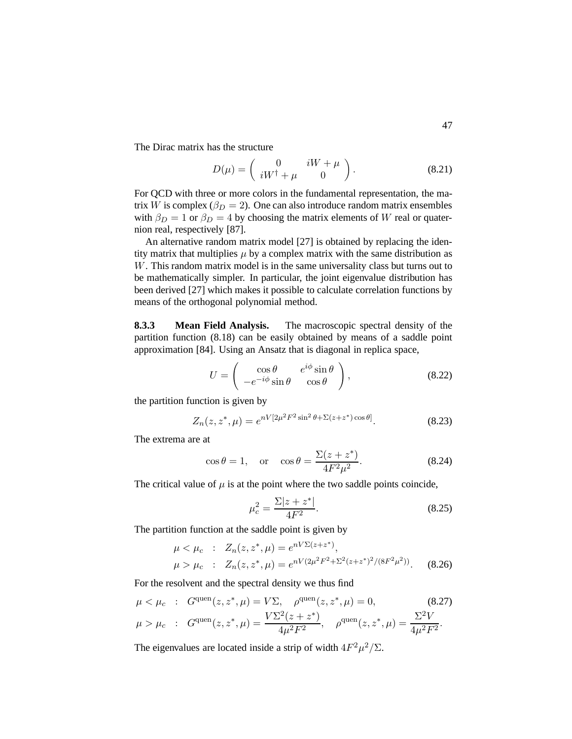The Dirac matrix has the structure

$$D(\mu) = \begin{pmatrix} 0 & iW + \mu \\ iW^\dagger + \mu & 0 \end{pmatrix}. \tag{8.21}$$

For QCD with three or more colors in the fundamental representation, the matrix $W$ is complex ($\beta_D = 2$). One can also introduce random matrix ensembles with $\beta_D = 1$ or $\beta_D = 4$ by choosing the matrix elements of $W$ real or quaternion real, respectively [87].

An alternative random matrix model [27] is obtained by replacing the identity matrix that multiplies $\mu$ by a complex matrix with the same distribution as $W$. This random matrix model is in the same universality class but turns out to be mathematically simpler. In particular, the joint eigenvalue distribution has been derived [27] which makes it possible to calculate correlation functions by means of the orthogonal polynomial method.

**8.3.3 Mean Field Analysis.** The macroscopic spectral density of the partition function (8.18) can be easily obtained by means of a saddle point approximation [84]. Using an Ansatz that is diagonal in replica space,

$$U = \begin{pmatrix} \cos\theta & e^{i\phi}\sin\theta \\ -e^{-i\phi}\sin\theta & \cos\theta \end{pmatrix}, \tag{8.22}$$

the partition function is given by

$$Z_n(z, z^*, \mu) = e^{nV[2\mu^2 F^2 \sin^2\theta + \Sigma(z+z^*)\cos\theta]}. \tag{8.23}$$

The extrema are at

$$\cos\theta = 1, \quad \text{or} \quad \cos\theta = \frac{\Sigma(z+z^*)}{4F^2\mu^2}. \tag{8.24}$$

The critical value of $\mu$ is at the point where the two saddle points coincide,

$$\mu_c^2 = \frac{\Sigma|z+z^*|}{4F^2}. \tag{8.25}$$

The partition function at the saddle point is given by

$$\begin{aligned} \mu < \mu_c \quad &: \quad Z_n(z, z^*, \mu) = e^{nV\Sigma(z+z^*)}, \\ \mu > \mu_c \quad &: \quad Z_n(z, z^*, \mu) = e^{nV(2\mu^2F^2 + \Sigma^2(z+z^*)^2/(8F^2\mu^2))}. \end{aligned} \tag{8.26}$$

For the resolvent and the spectral density we thus find

$$\begin{aligned} \mu < \mu_c \quad &: \quad G^{\rm quen}(z, z^*, \mu) = V\Sigma, \quad \rho^{\rm quen}(z, z^*, \mu) = 0, \\ \mu > \mu_c \quad &: \quad G^{\rm quen}(z, z^*, \mu) = \frac{V\Sigma^2(z+z^*)}{4\mu^2F^2}, \quad \rho^{\rm quen}(z, z^*, \mu) = \frac{\Sigma^2 V}{4\mu^2 F^2}. \end{aligned} \tag{8.27}$$

The eigenvalues are located inside a strip of width $4F^2\mu^2/\Sigma$.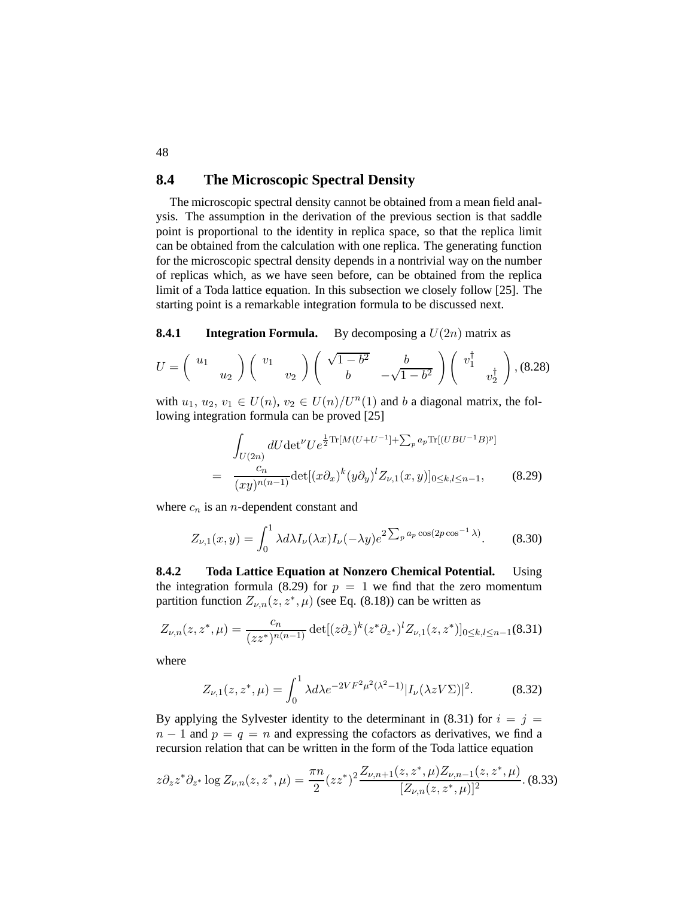## 8.4 The Microscopic Spectral Density

The microscopic spectral density cannot be obtained from a mean field analysis. The assumption in the derivation of the previous section is that saddle point is proportional to the identity in replica space, so that the replica limit can be obtained from the calculation with one replica. The generating function for the microscopic spectral density depends in a nontrivial way on the number of replicas which, as we have seen before, can be obtained from the replica limit of a Toda lattice equation. In this subsection we closely follow [25]. The starting point is a remarkable integration formula to be discussed next.

### 8.4.1 Integration Formula.

By decomposing a $U(2n)$ matrix as

$$U = \begin{pmatrix} u_1 & \\ & u_2 \end{pmatrix} \begin{pmatrix} v_1 & \\ & v_2 \end{pmatrix} \begin{pmatrix} \sqrt{1-b^2} & b \\ b & -\sqrt{1-b^2} \end{pmatrix} \begin{pmatrix} v_1^\dagger & \\ & v_2^\dagger \end{pmatrix}, \tag{8.28}$$

with $u_1$, $u_2$, $v_1 \in U(n)$, $v_2 \in U(n)/U^n(1)$ and $b$ a diagonal matrix, the following integration formula can be proved [25]

$$\begin{aligned} &\int_{U(2n)} dU {\det}^\nu U e^{\frac{1}{2}{\rm Tr}[M(U+U^{-1}] + \sum_p a_p {\rm Tr}[(UBU^{-1}B)^p]} \\ &= \frac{c_n}{(xy)^{n(n-1)}} \det[(x\partial_x)^k (y\partial_y)^l Z_{\nu,1}(x,y)]_{0\le k,l \le n-1}, \end{aligned} \tag{8.29}$$

where $c_n$ is an $n$-dependent constant and

$$Z_{\nu,1}(x,y) = \int_0^1 \lambda d\lambda I_\nu(\lambda x) I_\nu(-\lambda y) e^{2\sum_p a_p \cos(2p\cos^{-1}\lambda)}. \tag{8.30}$$

### 8.4.2 Toda Lattice Equation at Nonzero Chemical Potential.

Using the integration formula (8.29) for $p = 1$ we find that the zero momentum partition function $Z_{\nu,n}(z, z^*, \mu)$ (see Eq. (8.18)) can be written as

$$Z_{\nu,n}(z,z^*,\mu) = \frac{c_n}{(zz^*)^{n(n-1)}} \det[(z\partial_z)^k (z^*\partial_{z^*})^l Z_{\nu,1}(z,z^*)]_{0\le k,l\le n-1} \tag{8.31}$$

where

$$Z_{\nu,1}(z,z^*,\mu) = \int_0^1 \lambda d\lambda e^{-2VF^2\mu^2(\lambda^2-1)} |I_\nu(\lambda z V\Sigma)|^2. \tag{8.32}$$

By applying the Sylvester identity to the determinant in (8.31) for $i = j = n-1$ and $p = q = n$ and expressing the cofactors as derivatives, we find a recursion relation that can be written in the form of the Toda lattice equation

$$z\partial_z z^* \partial_{z^*} \log Z_{\nu,n}(z,z^*,\mu) = \frac{\pi n}{2}(zz^*)^2 \frac{Z_{\nu,n+1}(z,z^*,\mu) Z_{\nu,n-1}(z,z^*,\mu)}{[Z_{\nu,n}(z,z^*,\mu)]^2}. \tag{8.33}$$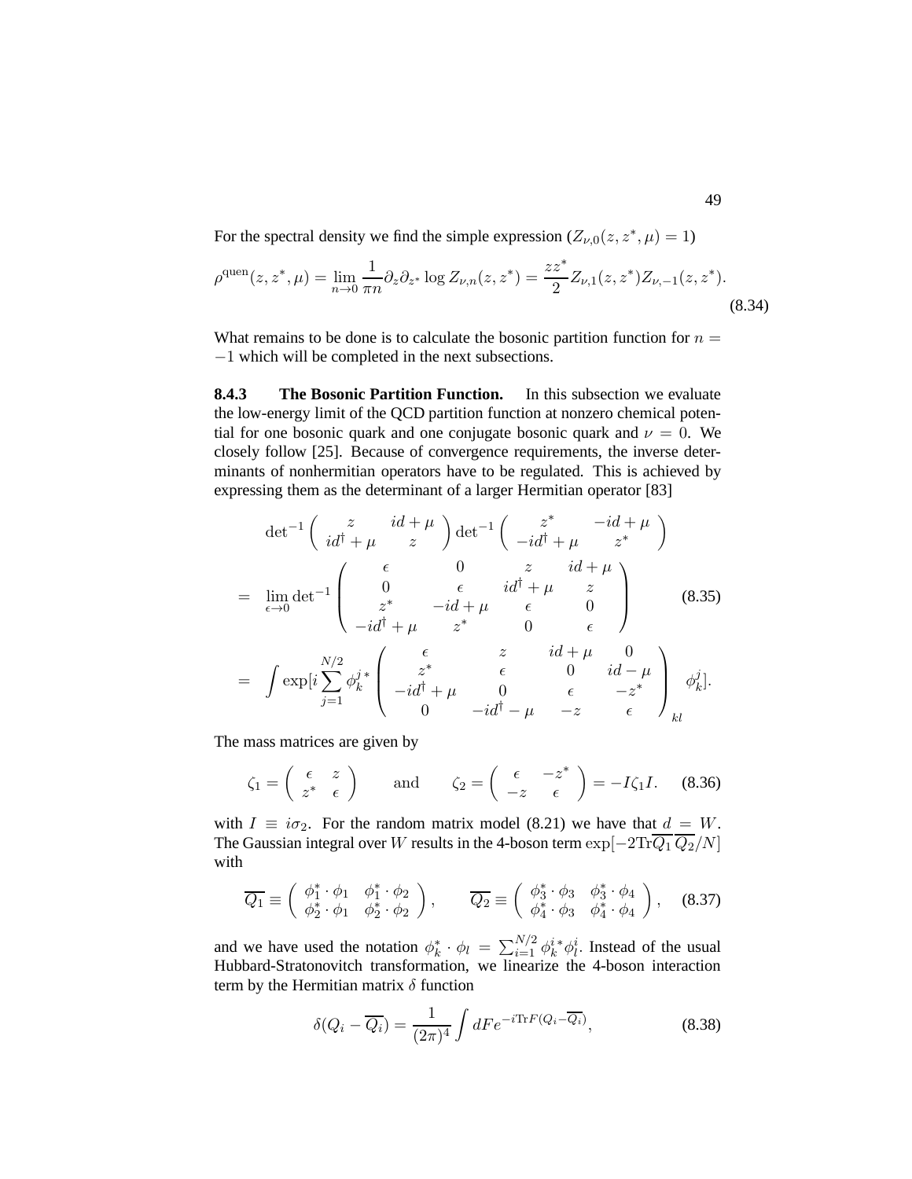For the spectral density we find the simple expression ($Z_{\nu,0}(z,z^*,\mu)=1$)

$$\rho^{\rm quen}(z,z^*,\mu) = \lim_{n\to 0}\frac{1}{\pi n}\partial_z\partial_{z^*}\log Z_{\nu,n}(z,z^*) = \frac{zz^*}{2}Z_{\nu,1}(z,z^*)Z_{\nu,-1}(z,z^*). \tag{8.34}$$

What remains to be done is to calculate the bosonic partition function for $n=-1$ which will be completed in the next subsections.

**8.4.3 The Bosonic Partition Function.** In this subsection we evaluate the low-energy limit of the QCD partition function at nonzero chemical potential for one bosonic quark and one conjugate bosonic quark and $\nu=0$. We closely follow [25]. Because of convergence requirements, the inverse determinants of nonhermitian operators have to be regulated. This is achieved by expressing them as the determinant of a larger Hermitian operator [83]

$$\begin{aligned}
&{\det}^{-1}\begin{pmatrix} z & id+\mu \\ id^\dagger+\mu & z\end{pmatrix}{\det}^{-1}\begin{pmatrix} z^* & -id+\mu \\ -id^\dagger+\mu & z^*\end{pmatrix} \\
=& \lim_{\epsilon\to 0}{\det}^{-1}\begin{pmatrix} \epsilon & 0 & z & id+\mu \\ 0 & \epsilon & id^\dagger+\mu & z \\ z^* & -id+\mu & \epsilon & 0 \\ -id^\dagger+\mu & z^* & 0 & \epsilon \end{pmatrix} \\
=& \int \exp[i\sum_{j=1}^{N/2}\phi_k^{j\,*}\begin{pmatrix} \epsilon & z & id+\mu & 0 \\ z^* & \epsilon & 0 & id-\mu \\ -id^\dagger+\mu & 0 & \epsilon & -z^* \\ 0 & -id^\dagger-\mu & -z & \epsilon \end{pmatrix}_{kl}\phi_k^j].
\end{aligned} \tag{8.35}$$

The mass matrices are given by

$$\zeta_1 = \begin{pmatrix} \epsilon & z \\ z^* & \epsilon\end{pmatrix} \qquad \text{and} \qquad \zeta_2 = \begin{pmatrix} \epsilon & -z^* \\ -z & \epsilon\end{pmatrix} = -I\zeta_1 I. \tag{8.36}$$

with $I\equiv i\sigma_2$. For the random matrix model (8.21) we have that $d=W$. The Gaussian integral over $W$ results in the 4-boson term $\exp[-2{\rm Tr}\overline{Q_1}\,\overline{Q_2}/N]$ with

$$\overline{Q_1}\equiv\begin{pmatrix} \phi_1^*\cdot\phi_1 & \phi_1^*\cdot\phi_2 \\ \phi_2^*\cdot\phi_1 & \phi_2^*\cdot\phi_2\end{pmatrix}, \qquad \overline{Q_2}\equiv\begin{pmatrix} \phi_3^*\cdot\phi_3 & \phi_3^*\cdot\phi_4 \\ \phi_4^*\cdot\phi_3 & \phi_4^*\cdot\phi_4\end{pmatrix}, \tag{8.37}$$

and we have used the notation $\phi_k^*\cdot\phi_l=\sum_{i=1}^{N/2}\phi_k^{i\,*}\phi_l^i$. Instead of the usual Hubbard-Stratonovitch transformation, we linearize the 4-boson interaction term by the Hermitian matrix $\delta$ function

$$\delta(Q_i-\overline{Q_i}) = \frac{1}{(2\pi)^4}\int dF e^{-i{\rm Tr}F(Q_i-\overline{Q_i})}, \tag{8.38}$$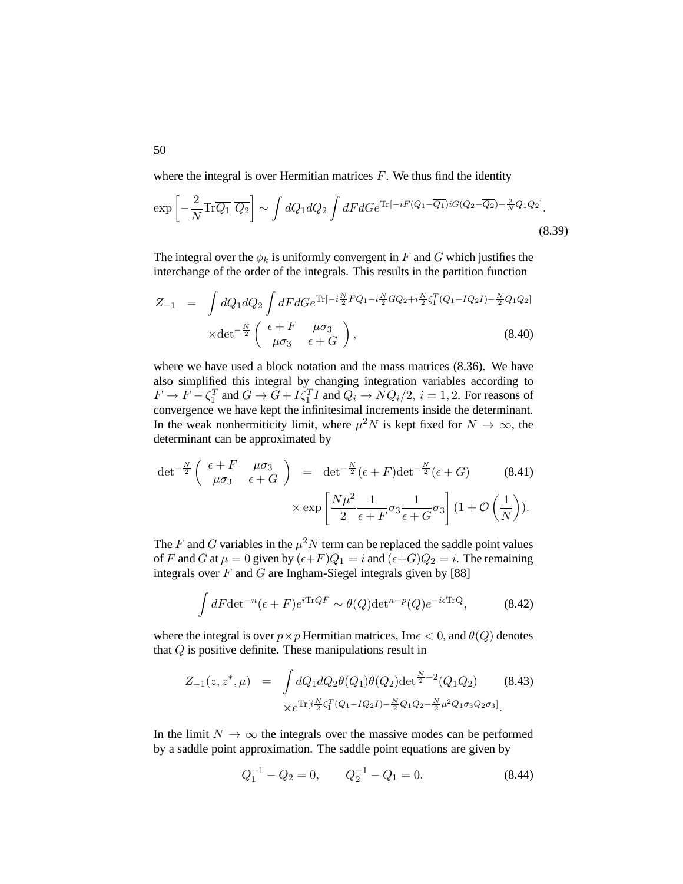where the integral is over Hermitian matrices $F$. We thus find the identity

$$\exp\left[-\frac{2}{N}\mathrm{Tr}\overline{Q_1}\,\overline{Q_2}\right] \sim \int dQ_1 dQ_2 \int dF dG e^{\mathrm{Tr}[-iF(Q_1-\overline{Q_1})iG(Q_2-\overline{Q_2})-\frac{2}{N}Q_1Q_2]}. \tag{8.39}$$

The integral over the $\phi_k$ is uniformly convergent in $F$ and $G$ which justifies the interchange of the order of the integrals. This results in the partition function

$$\begin{aligned} Z_{-1} &= \int dQ_1 dQ_2 \int dF dG e^{\mathrm{Tr}[-i\frac{N}{2}FQ_1-i\frac{N}{2}GQ_2+i\frac{N}{2}\zeta_1^T(Q_1-IQ_2I)-\frac{N}{2}Q_1Q_2]} \\ &\quad \times \det{}^{-\frac{N}{2}}\begin{pmatrix} \epsilon+F & \mu\sigma_3 \\ \mu\sigma_3 & \epsilon+G \end{pmatrix}, \end{aligned} \tag{8.40}$$

where we have used a block notation and the mass matrices (8.36). We have also simplified this integral by changing integration variables according to $F \to F - \zeta_1^T$ and $G \to G + I\zeta_1^T I$ and $Q_i \to NQ_i/2,\ i = 1, 2$. For reasons of convergence we have kept the infinitesimal increments inside the determinant. In the weak nonhermiticity limit, where $\mu^2 N$ is kept fixed for $N \to \infty$, the determinant can be approximated by

$$\begin{aligned} \det{}^{-\frac{N}{2}}\begin{pmatrix} \epsilon+F & \mu\sigma_3 \\ \mu\sigma_3 & \epsilon+G \end{pmatrix} &= \det{}^{-\frac{N}{2}}(\epsilon+F)\det{}^{-\frac{N}{2}}(\epsilon+G) \\ &\quad \times \exp\left[\frac{N\mu^2}{2}\frac{1}{\epsilon+F}\sigma_3\frac{1}{\epsilon+G}\sigma_3\right](1+\mathcal{O}\left(\frac{1}{N}\right)). \end{aligned} \tag{8.41}$$

The $F$ and $G$ variables in the $\mu^2 N$ term can be replaced the saddle point values of $F$ and $G$ at $\mu = 0$ given by $(\epsilon+F)Q_1 = i$ and $(\epsilon+G)Q_2 = i$. The remaining integrals over $F$ and $G$ are Ingham-Siegel integrals given by [88]

$$\int dF \det{}^{-n}(\epsilon+F)e^{i\mathrm{Tr}QF} \sim \theta(Q)\det{}^{n-p}(Q)e^{-i\epsilon\mathrm{TrQ}}, \tag{8.42}$$

where the integral is over $p\times p$ Hermitian matrices, $\mathrm{Im}\epsilon < 0$, and $\theta(Q)$ denotes that $Q$ is positive definite. These manipulations result in

$$\begin{aligned} Z_{-1}(z,z^*,\mu) &= \int dQ_1 dQ_2 \theta(Q_1)\theta(Q_2)\det{}^{\frac{N}{2}-2}(Q_1Q_2) \\ &\quad \times e^{\mathrm{Tr}[i\frac{N}{2}\zeta_1^T(Q_1-IQ_2I)-\frac{N}{2}Q_1Q_2-\frac{N}{2}\mu^2 Q_1\sigma_3Q_2\sigma_3]}. \end{aligned} \tag{8.43}$$

In the limit $N \to \infty$ the integrals over the massive modes can be performed by a saddle point approximation. The saddle point equations are given by

$$Q_1^{-1} - Q_2 = 0, \qquad Q_2^{-1} - Q_1 = 0. \tag{8.44}$$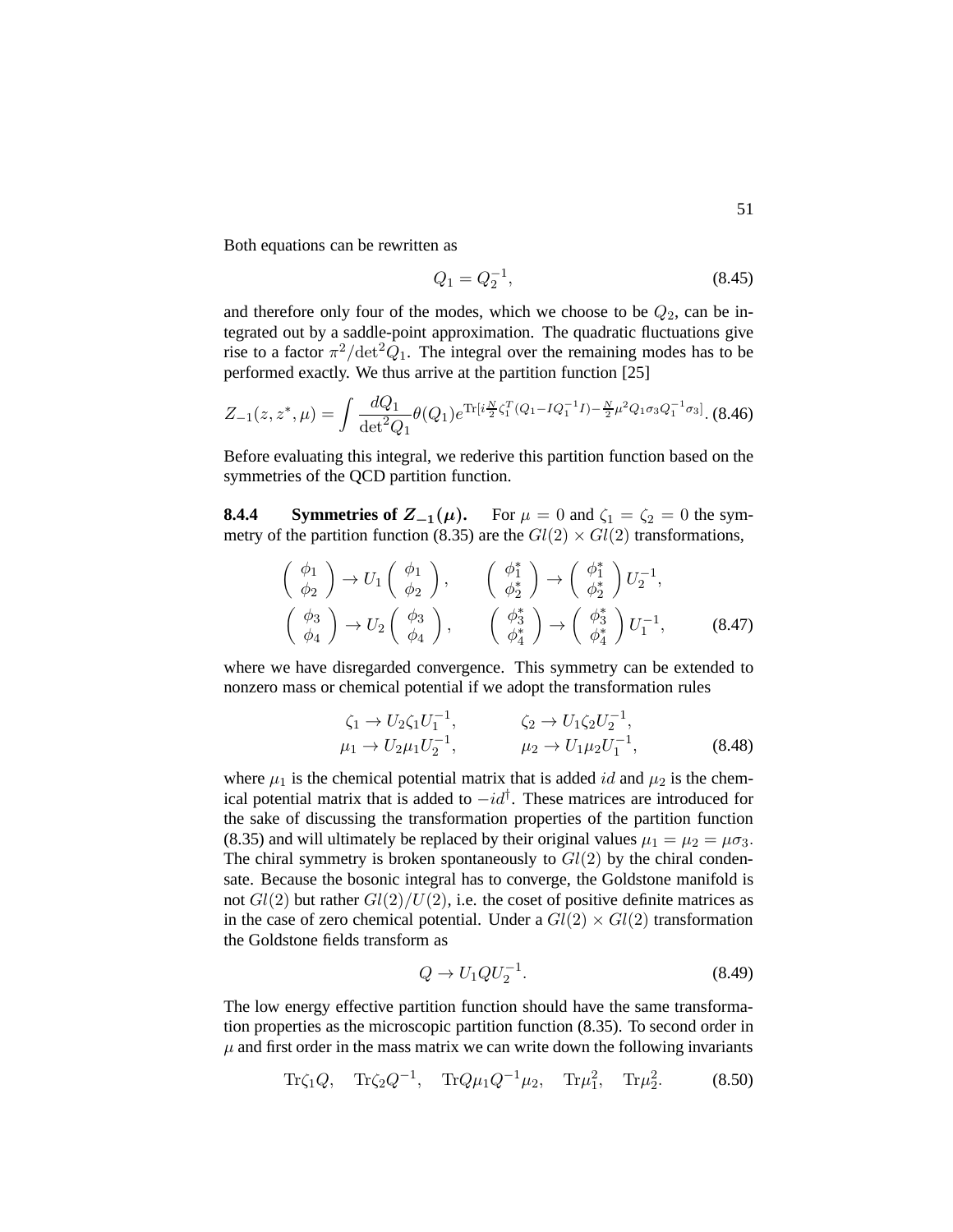Both equations can be rewritten as

$$Q_1 = Q_2^{-1}, \tag{8.45}$$

and therefore only four of the modes, which we choose to be $Q_2$, can be integrated out by a saddle-point approximation. The quadratic fluctuations give rise to a factor $\pi^2/\det^2 Q_1$. The integral over the remaining modes has to be performed exactly. We thus arrive at the partition function [25]

$$Z_{-1}(z, z^*, \mu) = \int \frac{dQ_1}{\det^2 Q_1} \theta(Q_1) e^{\text{Tr}[i\frac{N}{2}\zeta_1^T(Q_1 - IQ_1^{-1}I) - \frac{N}{2}\mu^2 Q_1 \sigma_3 Q_1^{-1}\sigma_3]}. \tag{8.46}$$

Before evaluating this integral, we rederive this partition function based on the symmetries of the QCD partition function.

**8.4.4 Symmetries of $Z_{-1}(\mu)$.** For $\mu = 0$ and $\zeta_1 = \zeta_2 = 0$ the symmetry of the partition function (8.35) are the $Gl(2) \times Gl(2)$ transformations,

$$\begin{aligned}
\begin{pmatrix} \phi_1 \\ \phi_2 \end{pmatrix} &\to U_1 \begin{pmatrix} \phi_1 \\ \phi_2 \end{pmatrix}, \qquad \begin{pmatrix} \phi_1^* \\ \phi_2^* \end{pmatrix} \to \begin{pmatrix} \phi_1^* \\ \phi_2^* \end{pmatrix} U_2^{-1}, \\
\begin{pmatrix} \phi_3 \\ \phi_4 \end{pmatrix} &\to U_2 \begin{pmatrix} \phi_3 \\ \phi_4 \end{pmatrix}, \qquad \begin{pmatrix} \phi_3^* \\ \phi_4^* \end{pmatrix} \to \begin{pmatrix} \phi_3^* \\ \phi_4^* \end{pmatrix} U_1^{-1},
\end{aligned} \tag{8.47}$$

where we have disregarded convergence. This symmetry can be extended to nonzero mass or chemical potential if we adopt the transformation rules

$$\begin{aligned}
\zeta_1 &\to U_2 \zeta_1 U_1^{-1}, \qquad & \zeta_2 &\to U_1 \zeta_2 U_2^{-1}, \\
\mu_1 &\to U_2 \mu_1 U_2^{-1}, \qquad & \mu_2 &\to U_1 \mu_2 U_1^{-1},
\end{aligned} \tag{8.48}$$

where $\mu_1$ is the chemical potential matrix that is added $id$ and $\mu_2$ is the chemical potential matrix that is added to $-id^\dagger$. These matrices are introduced for the sake of discussing the transformation properties of the partition function (8.35) and will ultimately be replaced by their original values $\mu_1 = \mu_2 = \mu\sigma_3$. The chiral symmetry is broken spontaneously to $Gl(2)$ by the chiral condensate. Because the bosonic integral has to converge, the Goldstone manifold is not $Gl(2)$ but rather $Gl(2)/U(2)$, i.e. the coset of positive definite matrices as in the case of zero chemical potential. Under a $Gl(2) \times Gl(2)$ transformation the Goldstone fields transform as

$$Q \to U_1 Q U_2^{-1}. \tag{8.49}$$

The low energy effective partition function should have the same transformation properties as the microscopic partition function (8.35). To second order in $\mu$ and first order in the mass matrix we can write down the following invariants

$$\text{Tr}\zeta_1 Q, \quad \text{Tr}\zeta_2 Q^{-1}, \quad \text{Tr}Q\mu_1 Q^{-1}\mu_2, \quad \text{Tr}\mu_1^2, \quad \text{Tr}\mu_2^2. \tag{8.50}$$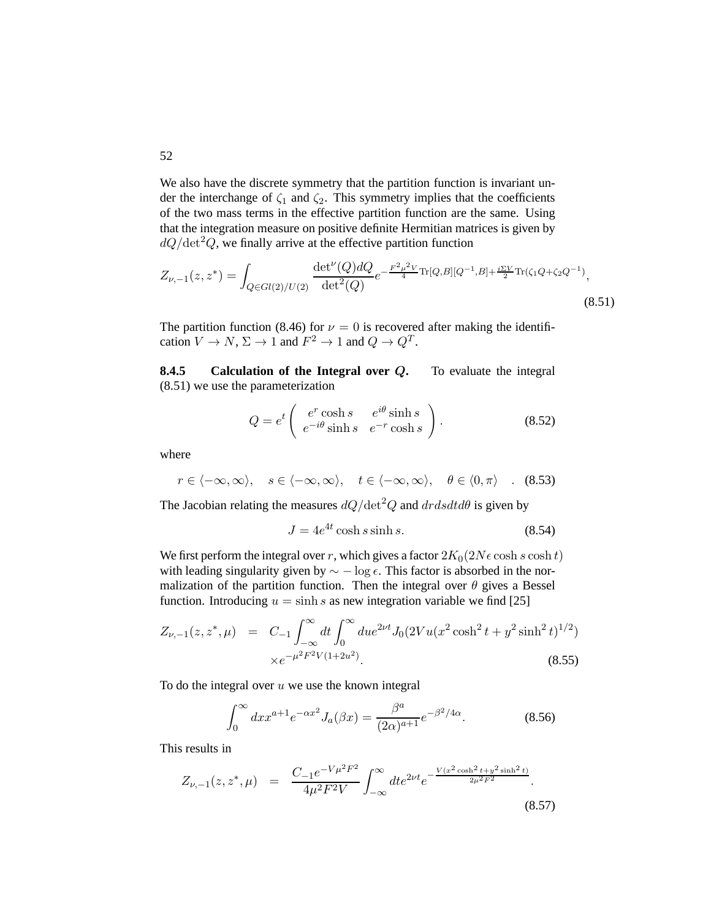We also have the discrete symmetry that the partition function is invariant under the interchange of $\zeta_1$ and $\zeta_2$. This symmetry implies that the coefficients of the two mass terms in the effective partition function are the same. Using that the integration measure on positive definite Hermitian matrices is given by $dQ/\det^2 Q$, we finally arrive at the effective partition function

$$Z_{\nu,-1}(z,z^*) = \int_{Q\in Gl(2)/U(2)} \frac{\det^\nu(Q)dQ}{\det^2(Q)} e^{-\frac{F^2\mu^2 V}{4}\mathrm{Tr}[Q,B][Q^{-1},B] + \frac{i\Sigma V}{2}\mathrm{Tr}(\zeta_1 Q + \zeta_2 Q^{-1})}, \tag{8.51}$$

The partition function (8.46) for $\nu = 0$ is recovered after making the identification $V \to N$, $\Sigma \to 1$ and $F^2 \to 1$ and $Q \to Q^T$.

### 8.4.5 Calculation of the Integral over $Q$.

To evaluate the integral (8.51) we use the parameterization

$$Q = e^t \begin{pmatrix} e^r \cosh s & e^{i\theta}\sinh s \\ e^{-i\theta}\sinh s & e^{-r}\cosh s \end{pmatrix}. \tag{8.52}$$

where

$$r \in \langle -\infty, \infty \rangle, \quad s \in \langle -\infty, \infty \rangle, \quad t \in \langle -\infty, \infty \rangle, \quad \theta \in \langle 0, \pi \rangle \quad . \tag{8.53}$$

The Jacobian relating the measures $dQ/\det^2 Q$ and $drdsdtd\theta$ is given by

$$J = 4e^{4t}\cosh s \sinh s. \tag{8.54}$$

We first perform the integral over $r$, which gives a factor $2K_0(2N\epsilon \cosh s \cosh t)$ with leading singularity given by $\sim -\log \epsilon$. This factor is absorbed in the normalization of the partition function. Then the integral over $\theta$ gives a Bessel function. Introducing $u = \sinh s$ as new integration variable we find [25]

$$\begin{aligned} Z_{\nu,-1}(z,z^*,\mu) &= C_{-1}\int_{-\infty}^{\infty} dt \int_0^\infty du e^{2\nu t} J_0(2Vu(x^2\cosh^2 t + y^2 \sinh^2 t)^{1/2}) \\ &\quad \times e^{-\mu^2 F^2 V(1+2u^2)}. \end{aligned} \tag{8.55}$$

To do the integral over $u$ we use the known integral

$$\int_0^\infty dx x^{a+1} e^{-\alpha x^2} J_a(\beta x) = \frac{\beta^a}{(2\alpha)^{a+1}} e^{-\beta^2/4\alpha}. \tag{8.56}$$

This results in

$$Z_{\nu,-1}(z,z^*,\mu) = \frac{C_{-1}e^{-V\mu^2F^2}}{4\mu^2 F^2 V}\int_{-\infty}^{\infty} dt e^{2\nu t} e^{-\frac{V(x^2\cosh^2 t + y^2 \sinh^2 t)}{2\mu^2 F^2}}. \tag{8.57}$$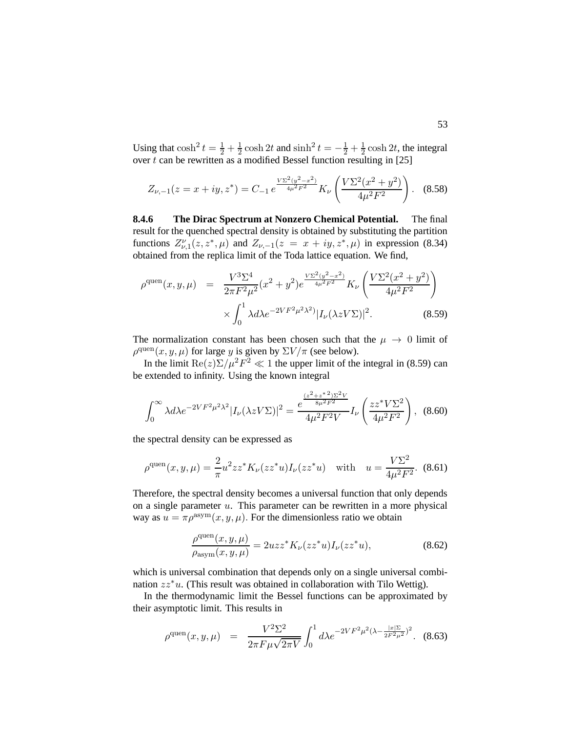Using that $\cosh^2 t = \frac{1}{2} + \frac{1}{2}\cosh 2t$ and $\sinh^2 t = -\frac{1}{2} + \frac{1}{2}\cosh 2t$, the integral over $t$ can be rewritten as a modified Bessel function resulting in [25]

$$Z_{\nu,-1}(z = x + iy, z^*) = C_{-1}\, e^{\frac{V\Sigma^2(y^2-x^2)}{4\mu^2 F^2}} K_\nu\left(\frac{V\Sigma^2(x^2+y^2)}{4\mu^2 F^2}\right). \quad (8.58)$$

#### 8.4.6 The Dirac Spectrum at Nonzero Chemical Potential.

The final result for the quenched spectral density is obtained by substituting the partition functions $Z^\nu_{\nu,1}(z, z^*, \mu)$ and $Z_{\nu,-1}(z = x + iy, z^*, \mu)$ in expression (8.34) obtained from the replica limit of the Toda lattice equation. We find,

$$\begin{aligned}
\rho^{\rm quen}(x, y, \mu) \;&=\; \frac{V^3\Sigma^4}{2\pi F^2\mu^2}(x^2+y^2)e^{\frac{V\Sigma^2(y^2-x^2)}{4\mu^2 F^2}} K_\nu\left(\frac{V\Sigma^2(x^2+y^2)}{4\mu^2 F^2}\right) \\
&\quad\times \int_0^1 \lambda d\lambda e^{-2VF^2\mu^2\lambda^2)}|I_\nu(\lambda z V\Sigma)|^2. \qquad (8.59)
\end{aligned}$$

The normalization constant has been chosen such that the $\mu \to 0$ limit of $\rho^{\rm quen}(x, y, \mu)$ for large $y$ is given by $\Sigma V/\pi$ (see below).

In the limit $\mathrm{Re}(z)\Sigma/\mu^2 F^2 \ll 1$ the upper limit of the integral in (8.59) can be extended to infinity. Using the known integral

$$\int_0^\infty \lambda d\lambda e^{-2VF^2\mu^2\lambda^2}|I_\nu(\lambda z V\Sigma)|^2 = \frac{e^{\frac{(z^2+z^{*2})\Sigma^2 V}{8\mu^2 F^2}}}{4\mu^2 F^2 V} I_\nu\left(\frac{zz^* V\Sigma^2}{4\mu^2 F^2}\right), \quad (8.60)$$

the spectral density can be expressed as

$$\rho^{\rm quen}(x, y, \mu) = \frac{2}{\pi}u^2 zz^* K_\nu(zz^* u) I_\nu(zz^* u) \quad \text{with} \quad u = \frac{V\Sigma^2}{4\mu^2 F^2}. \quad (8.61)$$

Therefore, the spectral density becomes a universal function that only depends on a single parameter $u$. This parameter can be rewritten in a more physical way as $u = \pi\rho^{\rm asym}(x, y, \mu)$. For the dimensionless ratio we obtain

$$\frac{\rho^{\rm quen}(x, y, \mu)}{\rho_{\rm asym}(x, y, \mu)} = 2uzz^* K_\nu(zz^* u) I_\nu(zz^* u), \quad (8.62)$$

which is universal combination that depends only on a single universal combination $zz^* u$. (This result was obtained in collaboration with Tilo Wettig).

In the thermodynamic limit the Bessel functions can be approximated by their asymptotic limit. This results in

$$\rho^{\rm quen}(x, y, \mu) \;=\; \frac{V^2\Sigma^2}{2\pi F\mu\sqrt{2\pi V}} \int_0^1 d\lambda e^{-2VF^2\mu^2(\lambda - \frac{|x|\Sigma}{2F^2\mu^2})^2}. \quad (8.63)$$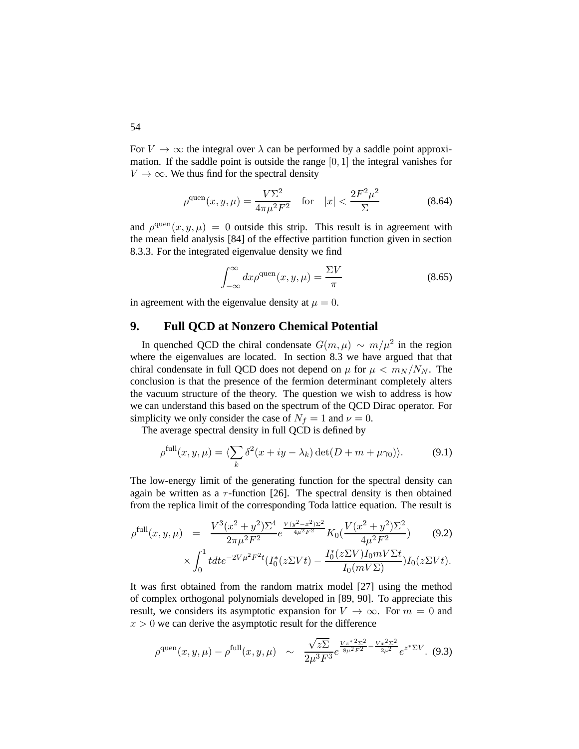For $V \to \infty$ the integral over $\lambda$ can be performed by a saddle point approximation. If the saddle point is outside the range $[0, 1]$ the integral vanishes for $V \to \infty$. We thus find for the spectral density

$$\rho^{\rm quen}(x, y, \mu) = \frac{V\Sigma^2}{4\pi\mu^2 F^2} \quad \text{for} \quad |x| < \frac{2F^2\mu^2}{\Sigma} \tag{8.64}$$

and $\rho^{\rm quen}(x, y, \mu) = 0$ outside this strip. This result is in agreement with the mean field analysis [84] of the effective partition function given in section 8.3.3. For the integrated eigenvalue density we find

$$\int_{-\infty}^{\infty} dx \rho^{\rm quen}(x, y, \mu) = \frac{\Sigma V}{\pi} \tag{8.65}$$

in agreement with the eigenvalue density at $\mu = 0$.

## 9. Full QCD at Nonzero Chemical Potential

In quenched QCD the chiral condensate $G(m, \mu) \sim m/\mu^2$ in the region where the eigenvalues are located. In section 8.3 we have argued that that chiral condensate in full QCD does not depend on $\mu$ for $\mu < m_N/N_N$. The conclusion is that the presence of the fermion determinant completely alters the vacuum structure of the theory. The question we wish to address is how we can understand this based on the spectrum of the QCD Dirac operator. For simplicity we only consider the case of $N_f = 1$ and $\nu = 0$.

The average spectral density in full QCD is defined by

$$\rho^{\rm full}(x, y, \mu) = \langle \sum_k \delta^2(x + iy - \lambda_k) \det(D + m + \mu\gamma_0) \rangle. \tag{9.1}$$

The low-energy limit of the generating function for the spectral density can again be written as a $\tau$-function [26]. The spectral density is then obtained from the replica limit of the corresponding Toda lattice equation. The result is

$$\begin{aligned} \rho^{\rm full}(x, y, \mu) &= \frac{V^3(x^2 + y^2)\Sigma^4}{2\pi\mu^2 F^2} e^{\frac{V(y^2 - x^2)\Sigma^2}{4\mu^2 F^2}} K_0\left(\frac{V(x^2 + y^2)\Sigma^2}{4\mu^2 F^2}\right) \\ &\quad \times \int_0^1 t dt e^{-2V\mu^2 F^2 t} \left(I_0^*(z\Sigma V t) - \frac{I_0^*(z\Sigma V) I_0 m V \Sigma t}{I_0(mV\Sigma)}\right) I_0(z\Sigma V t). \end{aligned} \tag{9.2}$$

It was first obtained from the random matrix model [27] using the method of complex orthogonal polynomials developed in [89, 90]. To appreciate this result, we considers its asymptotic expansion for $V \to \infty$. For $m = 0$ and $x > 0$ we can derive the asymptotic result for the difference

$$\rho^{\rm quen}(x, y, \mu) - \rho^{\rm full}(x, y, \mu) \sim \frac{\sqrt{z\Sigma}}{2\mu^3 F^3} e^{\frac{V z^{*2}\Sigma^2}{8\mu^2 F^2} - \frac{V x^2 \Sigma^2}{2\mu^2}} e^{z^* \Sigma V}. \tag{9.3}$$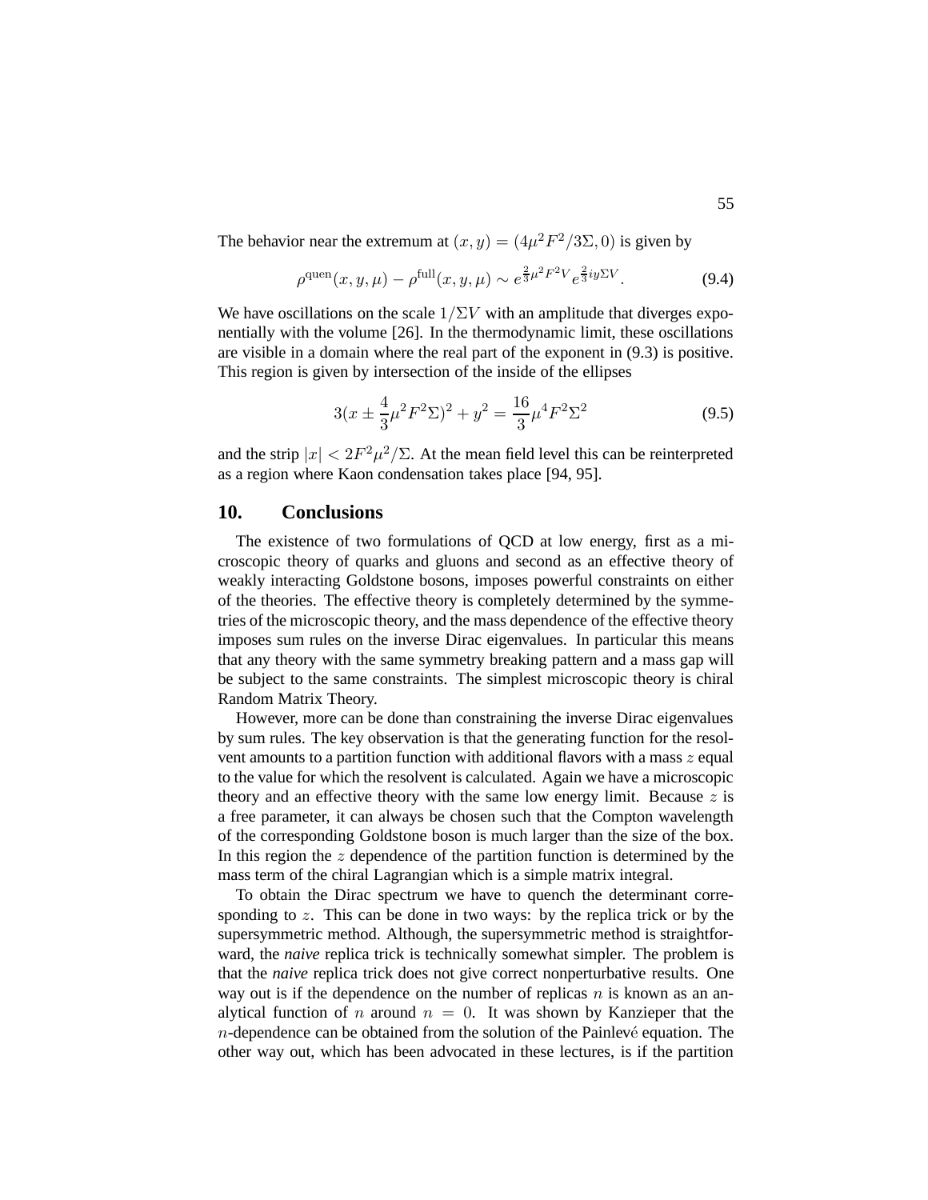The behavior near the extremum at $(x, y) = (4\mu^2 F^2/3\Sigma, 0)$ is given by

$$\rho^{\rm quen}(x, y, \mu) - \rho^{\rm full}(x, y, \mu) \sim e^{\frac{2}{3}\mu^2 F^2 V} e^{\frac{2}{3}iy\Sigma V}. \tag{9.4}$$

We have oscillations on the scale $1/\Sigma V$ with an amplitude that diverges exponentially with the volume [26]. In the thermodynamic limit, these oscillations are visible in a domain where the real part of the exponent in (9.3) is positive. This region is given by intersection of the inside of the ellipses

$$3(x \pm \frac{4}{3}\mu^2 F^2 \Sigma)^2 + y^2 = \frac{16}{3}\mu^4 F^2 \Sigma^2 \tag{9.5}$$

and the strip $|x| < 2F^2\mu^2/\Sigma$. At the mean field level this can be reinterpreted as a region where Kaon condensation takes place [94, 95].

## 10. Conclusions

The existence of two formulations of QCD at low energy, first as a microscopic theory of quarks and gluons and second as an effective theory of weakly interacting Goldstone bosons, imposes powerful constraints on either of the theories. The effective theory is completely determined by the symmetries of the microscopic theory, and the mass dependence of the effective theory imposes sum rules on the inverse Dirac eigenvalues. In particular this means that any theory with the same symmetry breaking pattern and a mass gap will be subject to the same constraints. The simplest microscopic theory is chiral Random Matrix Theory.

However, more can be done than constraining the inverse Dirac eigenvalues by sum rules. The key observation is that the generating function for the resolvent amounts to a partition function with additional flavors with a mass $z$ equal to the value for which the resolvent is calculated. Again we have a microscopic theory and an effective theory with the same low energy limit. Because $z$ is a free parameter, it can always be chosen such that the Compton wavelength of the corresponding Goldstone boson is much larger than the size of the box. In this region the $z$ dependence of the partition function is determined by the mass term of the chiral Lagrangian which is a simple matrix integral.

To obtain the Dirac spectrum we have to quench the determinant corresponding to $z$. This can be done in two ways: by the replica trick or by the supersymmetric method. Although, the supersymmetric method is straightforward, the ***naive*** replica trick is technically somewhat simpler. The problem is that the ***naive*** replica trick does not give correct nonperturbative results. One way out is if the dependence on the number of replicas $n$ is known as an analytical function of $n$ around $n = 0$. It was shown by Kanzieper that the $n$-dependence can be obtained from the solution of the Painlevé equation. The other way out, which has been advocated in these lectures, is if the partition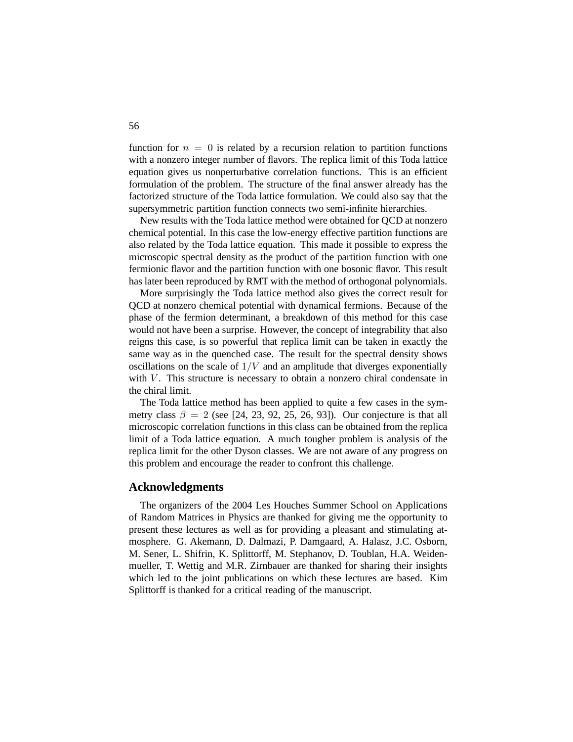function for $n = 0$ is related by a recursion relation to partition functions with a nonzero integer number of flavors. The replica limit of this Toda lattice equation gives us nonperturbative correlation functions. This is an efficient formulation of the problem. The structure of the final answer already has the factorized structure of the Toda lattice formulation. We could also say that the supersymmetric partition function connects two semi-infinite hierarchies.

New results with the Toda lattice method were obtained for QCD at nonzero chemical potential. In this case the low-energy effective partition functions are also related by the Toda lattice equation. This made it possible to express the microscopic spectral density as the product of the partition function with one fermionic flavor and the partition function with one bosonic flavor. This result has later been reproduced by RMT with the method of orthogonal polynomials.

More surprisingly the Toda lattice method also gives the correct result for QCD at nonzero chemical potential with dynamical fermions. Because of the phase of the fermion determinant, a breakdown of this method for this case would not have been a surprise. However, the concept of integrability that also reigns this case, is so powerful that replica limit can be taken in exactly the same way as in the quenched case. The result for the spectral density shows oscillations on the scale of $1/V$ and an amplitude that diverges exponentially with $V$. This structure is necessary to obtain a nonzero chiral condensate in the chiral limit.

The Toda lattice method has been applied to quite a few cases in the symmetry class $\beta = 2$ (see [24, 23, 92, 25, 26, 93]). Our conjecture is that all microscopic correlation functions in this class can be obtained from the replica limit of a Toda lattice equation. A much tougher problem is analysis of the replica limit for the other Dyson classes. We are not aware of any progress on this problem and encourage the reader to confront this challenge.

## Acknowledgments

The organizers of the 2004 Les Houches Summer School on Applications of Random Matrices in Physics are thanked for giving me the opportunity to present these lectures as well as for providing a pleasant and stimulating atmosphere. G. Akemann, D. Dalmazi, P. Damgaard, A. Halasz, J.C. Osborn, M. Sener, L. Shifrin, K. Splittorff, M. Stephanov, D. Toublan, H.A. Weidenmueller, T. Wettig and M.R. Zirnbauer are thanked for sharing their insights which led to the joint publications on which these lectures are based. Kim Splittorff is thanked for a critical reading of the manuscript.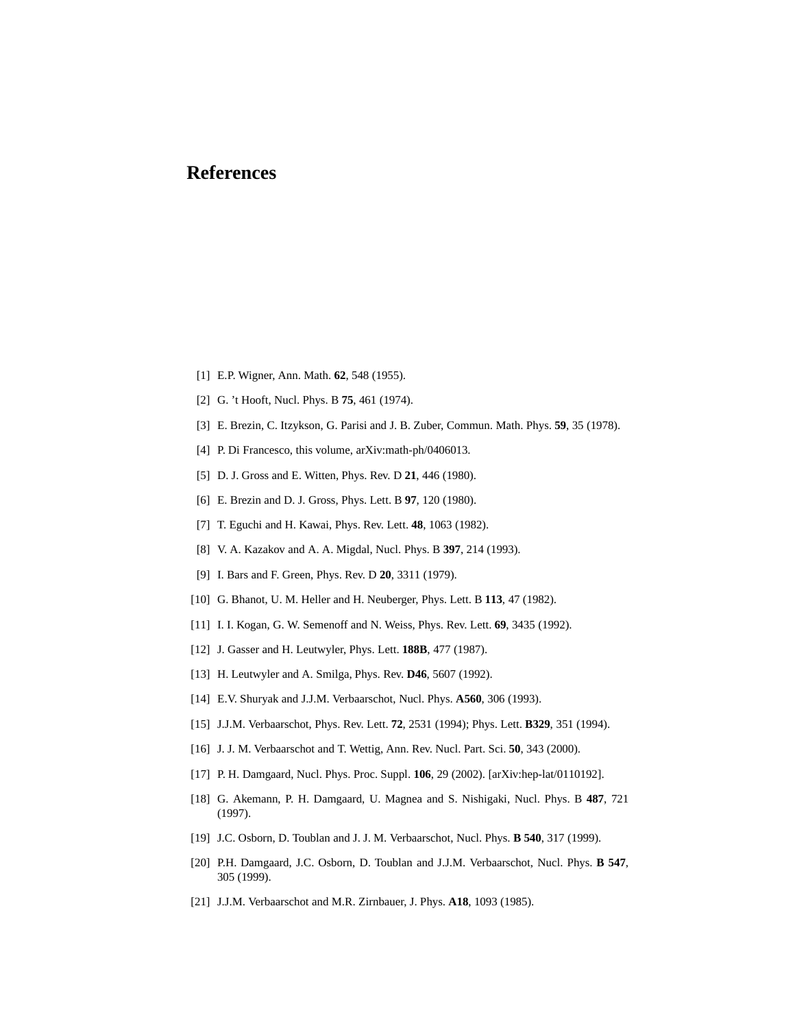# References

[1] E.P. Wigner, Ann. Math. **62**, 548 (1955).

[2] G. 't Hooft, Nucl. Phys. B **75**, 461 (1974).

[3] E. Brezin, C. Itzykson, G. Parisi and J. B. Zuber, Commun. Math. Phys. **59**, 35 (1978).

[4] P. Di Francesco, this volume, arXiv:math-ph/0406013.

[5] D. J. Gross and E. Witten, Phys. Rev. D **21**, 446 (1980).

[6] E. Brezin and D. J. Gross, Phys. Lett. B **97**, 120 (1980).

[7] T. Eguchi and H. Kawai, Phys. Rev. Lett. **48**, 1063 (1982).

[8] V. A. Kazakov and A. A. Migdal, Nucl. Phys. B **397**, 214 (1993).

[9] I. Bars and F. Green, Phys. Rev. D **20**, 3311 (1979).

[10] G. Bhanot, U. M. Heller and H. Neuberger, Phys. Lett. B **113**, 47 (1982).

[11] I. I. Kogan, G. W. Semenoff and N. Weiss, Phys. Rev. Lett. **69**, 3435 (1992).

[12] J. Gasser and H. Leutwyler, Phys. Lett. **188B**, 477 (1987).

[13] H. Leutwyler and A. Smilga, Phys. Rev. **D46**, 5607 (1992).

[14] E.V. Shuryak and J.J.M. Verbaarschot, Nucl. Phys. **A560**, 306 (1993).

[15] J.J.M. Verbaarschot, Phys. Rev. Lett. **72**, 2531 (1994); Phys. Lett. **B329**, 351 (1994).

[16] J. J. M. Verbaarschot and T. Wettig, Ann. Rev. Nucl. Part. Sci. **50**, 343 (2000).

[17] P. H. Damgaard, Nucl. Phys. Proc. Suppl. **106**, 29 (2002). [arXiv:hep-lat/0110192].

[18] G. Akemann, P. H. Damgaard, U. Magnea and S. Nishigaki, Nucl. Phys. B **487**, 721 (1997).

[19] J.C. Osborn, D. Toublan and J. J. M. Verbaarschot, Nucl. Phys. **B 540**, 317 (1999).

[20] P.H. Damgaard, J.C. Osborn, D. Toublan and J.J.M. Verbaarschot, Nucl. Phys. **B 547**, 305 (1999).

[21] J.J.M. Verbaarschot and M.R. Zirnbauer, J. Phys. **A18**, 1093 (1985).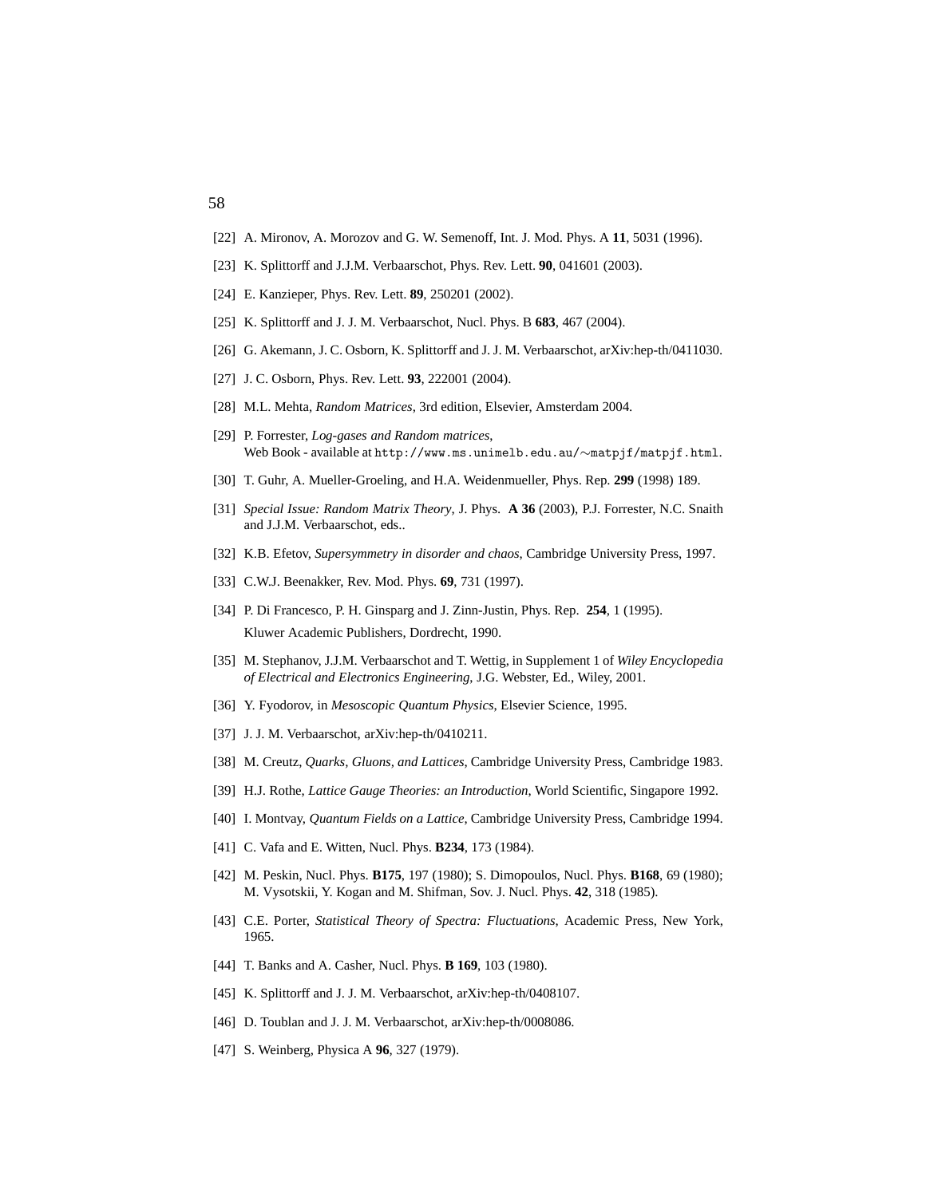[22] A. Mironov, A. Morozov and G. W. Semenoff, Int. J. Mod. Phys. A **11**, 5031 (1996).

[23] K. Splittorff and J.J.M. Verbaarschot, Phys. Rev. Lett. **90**, 041601 (2003).

[24] E. Kanzieper, Phys. Rev. Lett. **89**, 250201 (2002).

[25] K. Splittorff and J. J. M. Verbaarschot, Nucl. Phys. B **683**, 467 (2004).

[26] G. Akemann, J. C. Osborn, K. Splittorff and J. J. M. Verbaarschot, arXiv:hep-th/0411030.

[27] J. C. Osborn, Phys. Rev. Lett. **93**, 222001 (2004).

[28] M.L. Mehta, *Random Matrices*, 3rd edition, Elsevier, Amsterdam 2004.

[29] P. Forrester, *Log-gases and Random matrices*, Web Book - available at `http://www.ms.unimelb.edu.au/~matpjf/matpjf.html`.

[30] T. Guhr, A. Mueller-Groeling, and H.A. Weidenmueller, Phys. Rep. **299** (1998) 189.

[31] *Special Issue: Random Matrix Theory*, J. Phys. **A 36** (2003), P.J. Forrester, N.C. Snaith and J.J.M. Verbaarschot, eds..

[32] K.B. Efetov, *Supersymmetry in disorder and chaos*, Cambridge University Press, 1997.

[33] C.W.J. Beenakker, Rev. Mod. Phys. **69**, 731 (1997).

[34] P. Di Francesco, P. H. Ginsparg and J. Zinn-Justin, Phys. Rep. **254**, 1 (1995). Kluwer Academic Publishers, Dordrecht, 1990.

[35] M. Stephanov, J.J.M. Verbaarschot and T. Wettig, in Supplement 1 of *Wiley Encyclopedia of Electrical and Electronics Engineering*, J.G. Webster, Ed., Wiley, 2001.

[36] Y. Fyodorov, in *Mesoscopic Quantum Physics*, Elsevier Science, 1995.

[37] J. J. M. Verbaarschot, arXiv:hep-th/0410211.

[38] M. Creutz, *Quarks, Gluons, and Lattices*, Cambridge University Press, Cambridge 1983.

[39] H.J. Rothe, *Lattice Gauge Theories: an Introduction*, World Scientific, Singapore 1992.

[40] I. Montvay, *Quantum Fields on a Lattice*, Cambridge University Press, Cambridge 1994.

[41] C. Vafa and E. Witten, Nucl. Phys. **B234**, 173 (1984).

[42] M. Peskin, Nucl. Phys. **B175**, 197 (1980); S. Dimopoulos, Nucl. Phys. **B168**, 69 (1980); M. Vysotskii, Y. Kogan and M. Shifman, Sov. J. Nucl. Phys. **42**, 318 (1985).

[43] C.E. Porter, *Statistical Theory of Spectra: Fluctuations*, Academic Press, New York, 1965.

[44] T. Banks and A. Casher, Nucl. Phys. **B 169**, 103 (1980).

[45] K. Splittorff and J. J. M. Verbaarschot, arXiv:hep-th/0408107.

[46] D. Toublan and J. J. M. Verbaarschot, arXiv:hep-th/0008086.

[47] S. Weinberg, Physica A **96**, 327 (1979).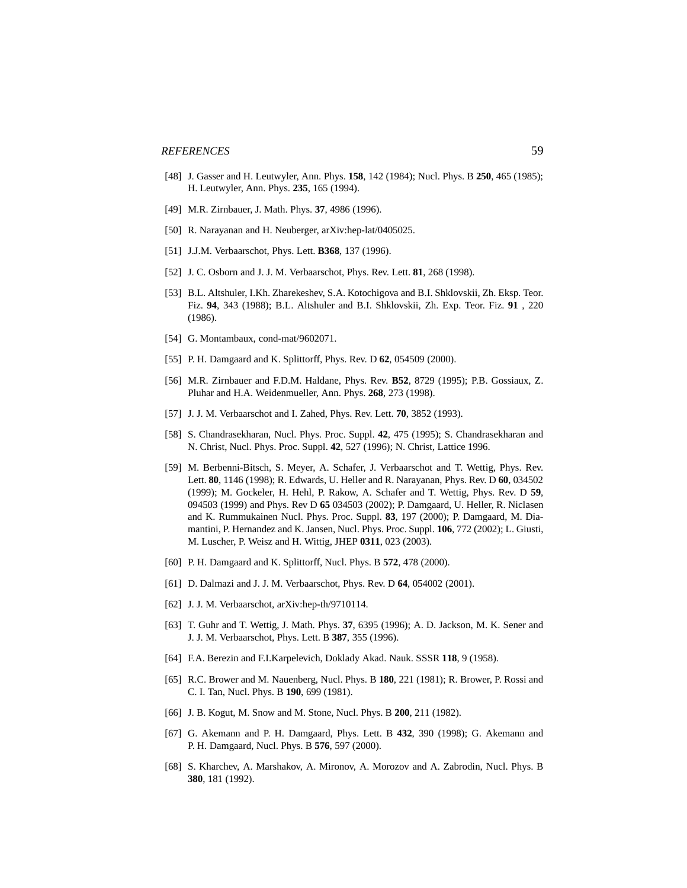[48] J. Gasser and H. Leutwyler, Ann. Phys. **158**, 142 (1984); Nucl. Phys. B **250**, 465 (1985); H. Leutwyler, Ann. Phys. **235**, 165 (1994).

[49] M.R. Zirnbauer, J. Math. Phys. **37**, 4986 (1996).

[50] R. Narayanan and H. Neuberger, arXiv:hep-lat/0405025.

[51] J.J.M. Verbaarschot, Phys. Lett. **B368**, 137 (1996).

[52] J. C. Osborn and J. J. M. Verbaarschot, Phys. Rev. Lett. **81**, 268 (1998).

[53] B.L. Altshuler, I.Kh. Zharekeshev, S.A. Kotochigova and B.I. Shklovskii, Zh. Eksp. Teor. Fiz. **94**, 343 (1988); B.L. Altshuler and B.I. Shklovskii, Zh. Exp. Teor. Fiz. **91** , 220 (1986).

[54] G. Montambaux, cond-mat/9602071.

[55] P. H. Damgaard and K. Splittorff, Phys. Rev. D **62**, 054509 (2000).

[56] M.R. Zirnbauer and F.D.M. Haldane, Phys. Rev. **B52**, 8729 (1995); P.B. Gossiaux, Z. Pluhar and H.A. Weidenmueller, Ann. Phys. **268**, 273 (1998).

[57] J. J. M. Verbaarschot and I. Zahed, Phys. Rev. Lett. **70**, 3852 (1993).

[58] S. Chandrasekharan, Nucl. Phys. Proc. Suppl. **42**, 475 (1995); S. Chandrasekharan and N. Christ, Nucl. Phys. Proc. Suppl. **42**, 527 (1996); N. Christ, Lattice 1996.

[59] M. Berbenni-Bitsch, S. Meyer, A. Schafer, J. Verbaarschot and T. Wettig, Phys. Rev. Lett. **80**, 1146 (1998); R. Edwards, U. Heller and R. Narayanan, Phys. Rev. D **60**, 034502 (1999); M. Gockeler, H. Hehl, P. Rakow, A. Schafer and T. Wettig, Phys. Rev. D **59**, 094503 (1999) and Phys. Rev D **65** 034503 (2002); P. Damgaard, U. Heller, R. Niclasen and K. Rummukainen Nucl. Phys. Proc. Suppl. **83**, 197 (2000); P. Damgaard, M. Diamantini, P. Hernandez and K. Jansen, Nucl. Phys. Proc. Suppl. **106**, 772 (2002); L. Giusti, M. Luscher, P. Weisz and H. Wittig, JHEP **0311**, 023 (2003).

[60] P. H. Damgaard and K. Splittorff, Nucl. Phys. B **572**, 478 (2000).

[61] D. Dalmazi and J. J. M. Verbaarschot, Phys. Rev. D **64**, 054002 (2001).

[62] J. J. M. Verbaarschot, arXiv:hep-th/9710114.

[63] T. Guhr and T. Wettig, J. Math. Phys. **37**, 6395 (1996); A. D. Jackson, M. K. Sener and J. J. M. Verbaarschot, Phys. Lett. B **387**, 355 (1996).

[64] F.A. Berezin and F.I.Karpelevich, Doklady Akad. Nauk. SSSR **118**, 9 (1958).

[65] R.C. Brower and M. Nauenberg, Nucl. Phys. B **180**, 221 (1981); R. Brower, P. Rossi and C. I. Tan, Nucl. Phys. B **190**, 699 (1981).

[66] J. B. Kogut, M. Snow and M. Stone, Nucl. Phys. B **200**, 211 (1982).

[67] G. Akemann and P. H. Damgaard, Phys. Lett. B **432**, 390 (1998); G. Akemann and P. H. Damgaard, Nucl. Phys. B **576**, 597 (2000).

[68] S. Kharchev, A. Marshakov, A. Mironov, A. Morozov and A. Zabrodin, Nucl. Phys. B **380**, 181 (1992).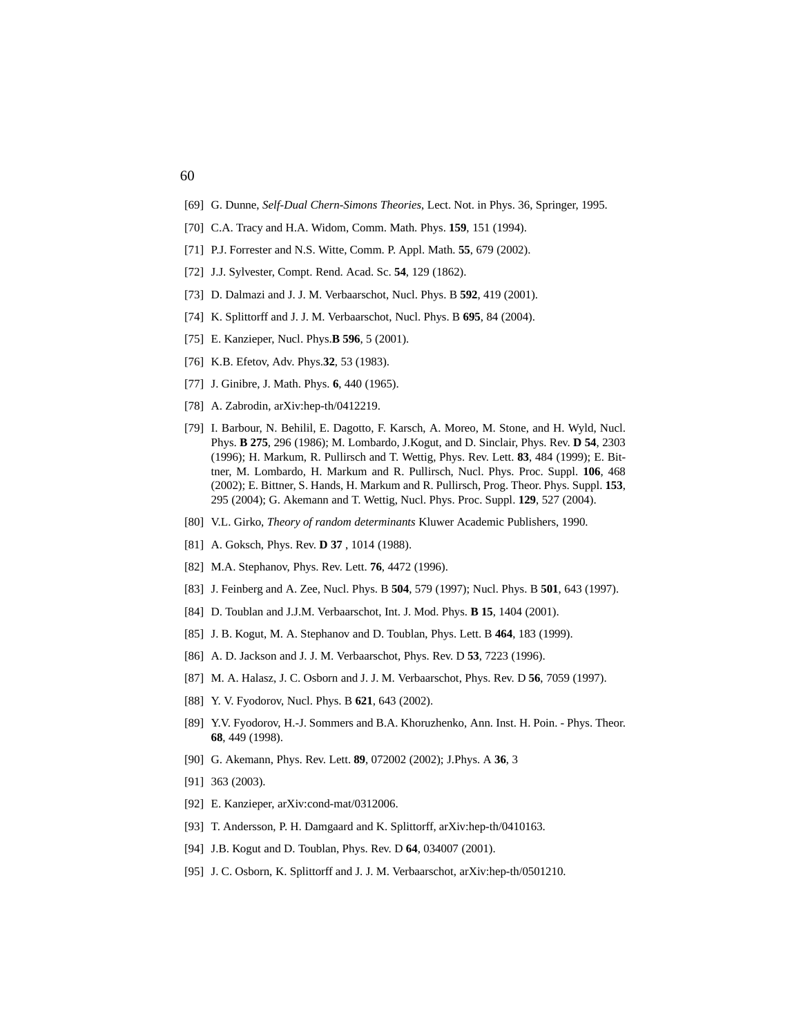[69] G. Dunne, *Self-Dual Chern-Simons Theories*, Lect. Not. in Phys. 36, Springer, 1995.

[70] C.A. Tracy and H.A. Widom, Comm. Math. Phys. **159**, 151 (1994).

[71] P.J. Forrester and N.S. Witte, Comm. P. Appl. Math. **55**, 679 (2002).

[72] J.J. Sylvester, Compt. Rend. Acad. Sc. **54**, 129 (1862).

[73] D. Dalmazi and J. J. M. Verbaarschot, Nucl. Phys. B **592**, 419 (2001).

[74] K. Splittorff and J. J. M. Verbaarschot, Nucl. Phys. B **695**, 84 (2004).

[75] E. Kanzieper, Nucl. Phys.**B 596**, 5 (2001).

[76] K.B. Efetov, Adv. Phys.**32**, 53 (1983).

[77] J. Ginibre, J. Math. Phys. **6**, 440 (1965).

[78] A. Zabrodin, arXiv:hep-th/0412219.

[79] I. Barbour, N. Behilil, E. Dagotto, F. Karsch, A. Moreo, M. Stone, and H. Wyld, Nucl. Phys. **B 275**, 296 (1986); M. Lombardo, J.Kogut, and D. Sinclair, Phys. Rev. **D 54**, 2303 (1996); H. Markum, R. Pullirsch and T. Wettig, Phys. Rev. Lett. **83**, 484 (1999); E. Bittner, M. Lombardo, H. Markum and R. Pullirsch, Nucl. Phys. Proc. Suppl. **106**, 468 (2002); E. Bittner, S. Hands, H. Markum and R. Pullirsch, Prog. Theor. Phys. Suppl. **153**, 295 (2004); G. Akemann and T. Wettig, Nucl. Phys. Proc. Suppl. **129**, 527 (2004).

[80] V.L. Girko, *Theory of random determinants* Kluwer Academic Publishers, 1990.

[81] A. Goksch, Phys. Rev. **D 37** , 1014 (1988).

[82] M.A. Stephanov, Phys. Rev. Lett. **76**, 4472 (1996).

[83] J. Feinberg and A. Zee, Nucl. Phys. B **504**, 579 (1997); Nucl. Phys. B **501**, 643 (1997).

[84] D. Toublan and J.J.M. Verbaarschot, Int. J. Mod. Phys. **B 15**, 1404 (2001).

[85] J. B. Kogut, M. A. Stephanov and D. Toublan, Phys. Lett. B **464**, 183 (1999).

[86] A. D. Jackson and J. J. M. Verbaarschot, Phys. Rev. D **53**, 7223 (1996).

[87] M. A. Halasz, J. C. Osborn and J. J. M. Verbaarschot, Phys. Rev. D **56**, 7059 (1997).

[88] Y. V. Fyodorov, Nucl. Phys. B **621**, 643 (2002).

[89] Y.V. Fyodorov, H.-J. Sommers and B.A. Khoruzhenko, Ann. Inst. H. Poin. - Phys. Theor. **68**, 449 (1998).

[90] G. Akemann, Phys. Rev. Lett. **89**, 072002 (2002); J.Phys. A **36**, 3

[91] 363 (2003).

[92] E. Kanzieper, arXiv:cond-mat/0312006.

[93] T. Andersson, P. H. Damgaard and K. Splittorff, arXiv:hep-th/0410163.

[94] J.B. Kogut and D. Toublan, Phys. Rev. D **64**, 034007 (2001).

[95] J. C. Osborn, K. Splittorff and J. J. M. Verbaarschot, arXiv:hep-th/0501210.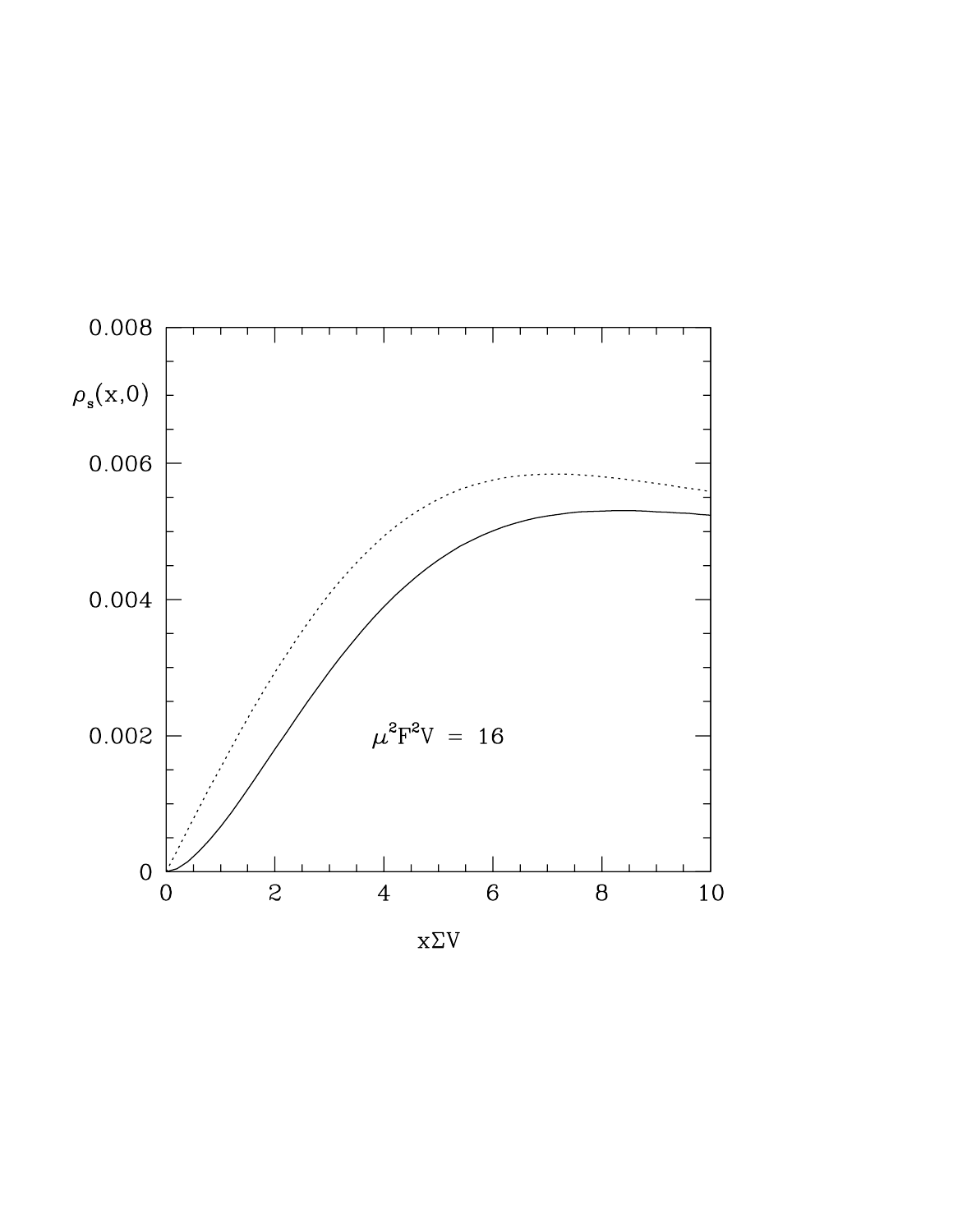$\rho_s(x,0)$

$\mu^2 F^2 V = 16$

$x\Sigma V$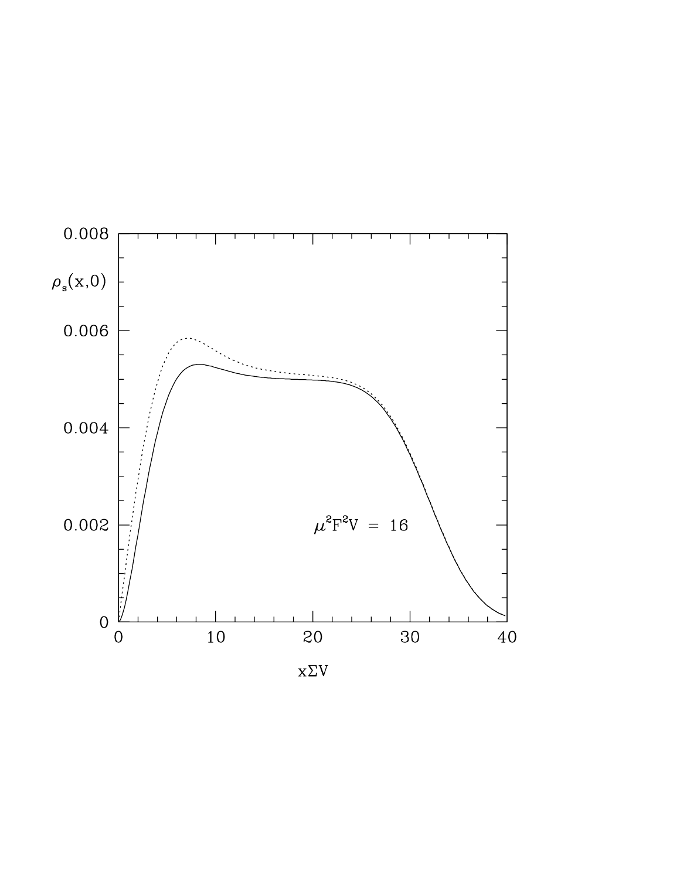$\rho_s(x,0)$

0.008

0.006

0.004

0.002

0

0

10

20

30

40

$x\Sigma V$

$\mu^2 F^2 V \;=\; 16$